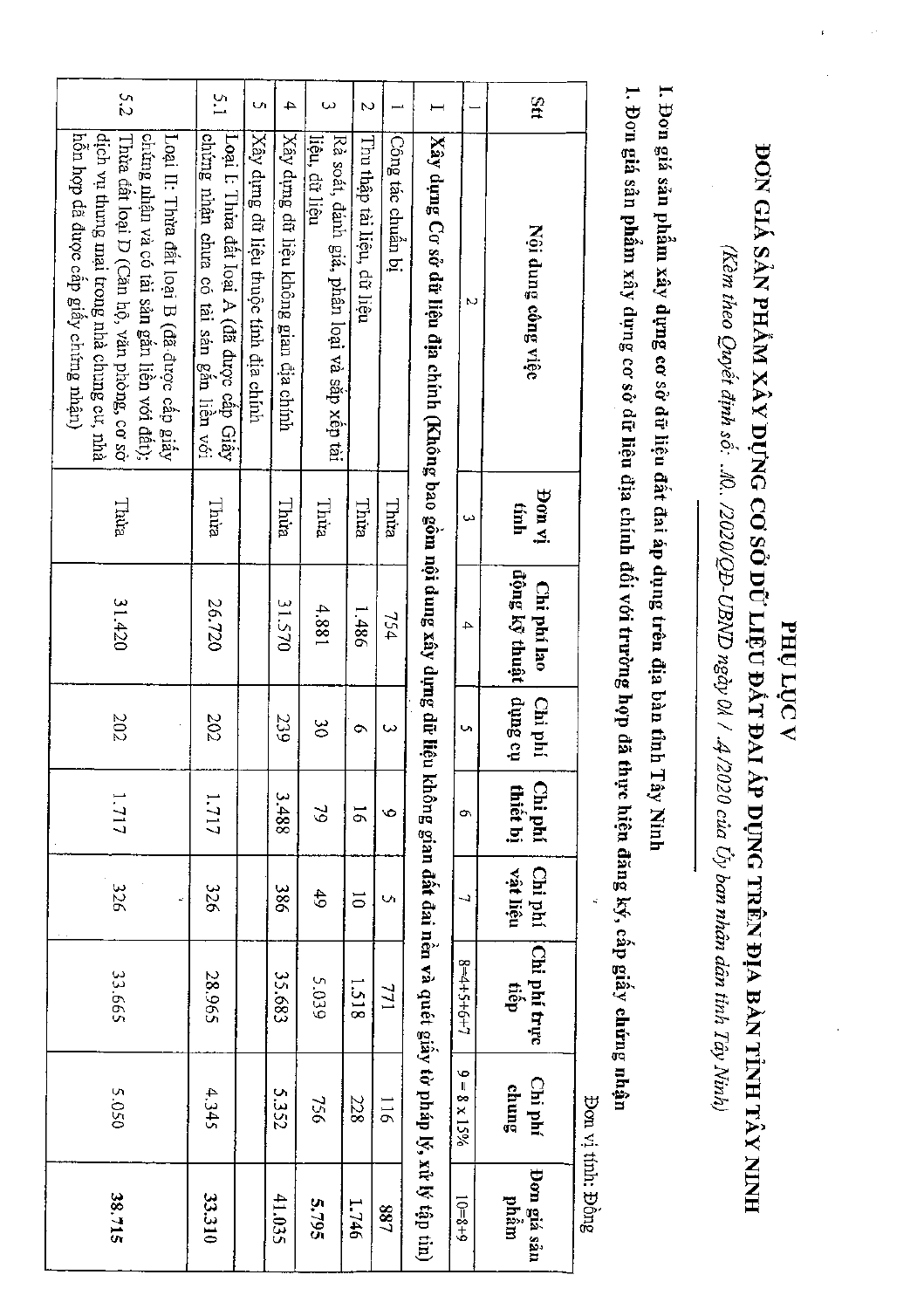# PHỤ LỤC V

## ĐƠN GIÁ SẢN PHẨM XÂY DỰNG CƠ SỞ DỮ LIỆU ĐẤT ĐAI ÁP DỤNG TRÊN ĐỊA BÀN TỈNH TÂY NINH

*(Kèm theo Quyết định số: .10. /2020/QĐ-UBND ngày 01 / .4/2020 của Ủy ban nhân dân tỉnh Tây Ninh)*

**I. Đơn giá sản phẩm xây dựng cơ sở dữ liệu đất đai áp dụng trên địa bàn tỉnh Tây Ninh**

**1. Đơn giá sản phẩm xây dựng cơ sở dữ liệu địa chính đối với trường hợp đã thực hiện đăng ký, cấp giấy chứng nhận**

Đơn vị tính: Đồng

| Stt | Nội dung công việc | Đơn vị tính | Chi phí lao động kỹ thuật | Chi phí dụng cụ | Chi phí thiết bị | Chi phí vật liệu | Chi phí trực tiếp | Chi phí chung | Đơn giá sản phẩm |
|---|---|---|---|---|---|---|---|---|---|
| 1 | 2 | 3 | 4 | 5 | 6 | 7 | 8=4+5+6+7 | 9 = 8 x 15% | 10=8+9 |
| **I** | **Xây dựng Cơ sở dữ liệu địa chính (Không bao gồm nội dung xây dựng dữ liệu không gian đất đai nền và quét giấy tờ pháp lý, xử lý tập tin)** | | | | | | | | |
| 1 | Công tác chuẩn bị | Thửa | 754 | 3 | 9 | 5 | 771 | 116 | 887 |
| 2 | Thu thập tài liệu, dữ liệu | Thửa | 1.486 | 6 | 16 | 10 | 1.518 | 228 | 1.746 |
| 3 | Rà soát, đánh giá, phân loại và sắp xếp tài liệu, dữ liệu | Thửa | 4.881 | 30 | 79 | 49 | 5.039 | 756 | **5.795** |
| 4 | Xây dựng dữ liệu không gian địa chính | Thửa | 31.570 | 239 | 3.488 | 386 | 35.683 | 5.352 | 41.035 |
| 5 | Xây dựng dữ liệu thuộc tính địa chính | | | | | | | | |
| 5.1 | Loại I: Thửa đất loại A (đã được cấp Giấy chứng nhận chưa có tài sản gắn liền với | Thửa | 26.720 | 202 | 1.717 | 326 | 28.965 | 4.345 | **33.310** |
| 5.2 | Loại II: Thửa đất loại B (đã được cấp giấy chứng nhận và có tài sản gắn liền với đất); Thửa đất loại D (Căn hộ, văn phòng, cơ sở dịch vụ thương mại trong nhà chung cư, nhà hỗn hợp đã được cấp giấy chứng nhận) | Thửa | 31.420 | 202 | 1.717 | 326 | 33.665 | 5.050 | **38.715** |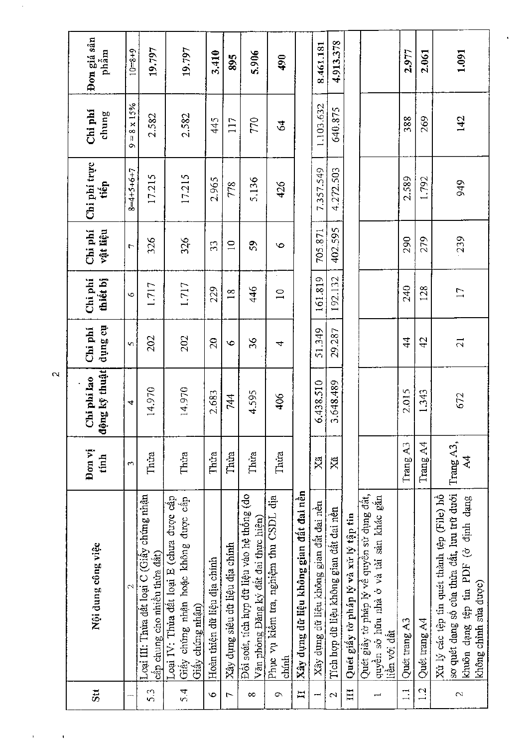| Stt | Nội dung công việc | Đơn vị tính | Chi phí lao động kỹ thuật | Chi phí dụng cụ | Chi phí thiết bị | Chi phí vật liệu | Chi phí trực tiếp | Chi phí chung | Đơn giá sản phẩm |
|---|---|---|---|---|---|---|---|---|---|
| 1 | 2 | 3 | 4 | 5 | 6 | 7 | 8=4+5+6+7 | 9 = 8 x 15% | 10=8+9 |
| 5.3 | Loại III: Thửa đất loại C (Giấy chứng nhận cấp chung cho nhiều thửa đất) | Thửa | 14.970 | 202 | 1.717 | 326 | 17.215 | 2.582 | 19.797 |
| 5.4 | Loại IV: Thửa đất loại E (chưa được cấp Giấy chứng nhận hoặc không được cấp Giấy chứng nhận) | Thửa | 14.970 | 202 | 1.717 | 326 | 17.215 | 2.582 | 19.797 |
| 6 | Hoàn thiện dữ liệu địa chính | Thửa | 2.683 | 20 | 229 | 33 | 2.965 | 445 | 3.410 |
| 7 | Xây dựng siêu dữ liệu địa chính | Thửa | 744 | 6 | 18 | 10 | 778 | 117 | 895 |
| 8 | Đối soát, tích hợp dữ liệu vào hệ thống (do Văn phòng Đăng ký đất đai thực hiện) | Thửa | 4.595 | 36 | 446 | 59 | 5.136 | 770 | 5.906 |
| 9 | Phục vụ kiểm tra, nghiệm thu CSDL địa chính | Thửa | 406 | 4 | 10 | 6 | 426 | 64 | 490 |
| **II** | **Xây dựng dữ liệu không gian đất đai nền** | | | | | | | | |
| 1 | Xây dựng dữ liệu không gian đất đai nền | Xã | 6.438.510 | 51.349 | 161.819 | 705.871 | 7.357.549 | 1.103.632 | 8.461.181 |
| 2 | Tích hợp dữ liệu không gian đất đai nền | Xã | 3.648.489 | 29.287 | 192.132 | 402.595 | 4.272.503 | 640.875 | 4.913.378 |
| **III** | **Quét giấy tờ pháp lý và xử lý tập tin** | | | | | | | | |
| 1 | Quét giấy tờ pháp lý về quyền sử dụng đất, quyền sở hữu nhà ở và tài sản khác gắn liền với đất | | | | | | | | |
| 1.1 | Quét trang A3 | Trang A3 | 2.015 | 44 | 240 | 290 | 2.589 | 388 | 2.977 |
| 1.2 | Quét trang A4 | Trang A4 | 1.343 | 42 | 128 | 279 | 1.792 | 269 | 2.061 |
| 2 | Xử lý các tệp tin quét thành tệp (File) hồ sơ quét dạng số của thửa đất, lưu trữ dưới khuôn dạng tệp tin PDF (ở định dạng không chỉnh sửa được) | Trang A3, A4 | 672 | 21 | 17 | 239 | 949 | 142 | 1.091 |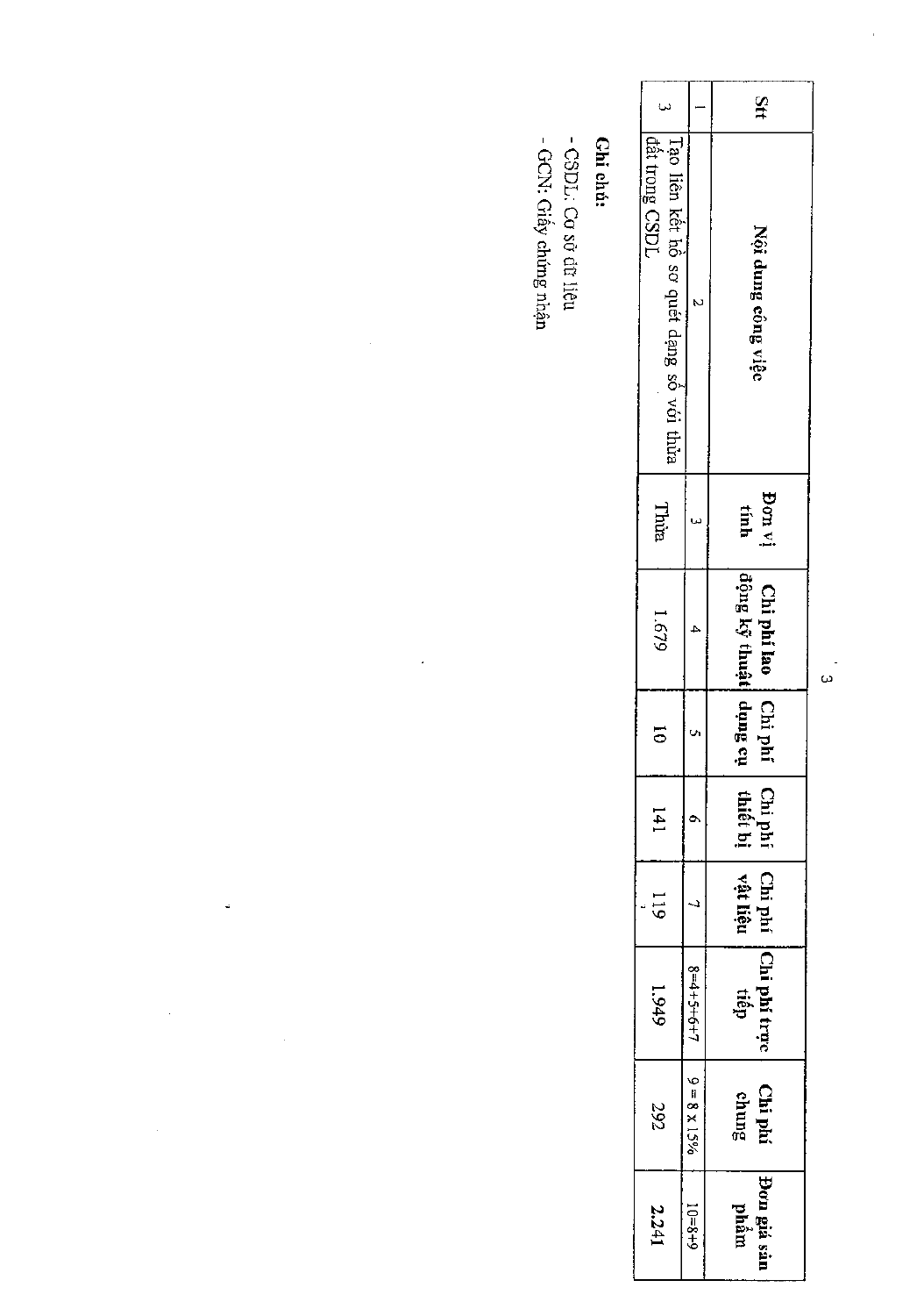| Stt | Nội dung công việc | Đơn vị tính | Chi phí lao động kỹ thuật | Chi phí dụng cụ | Chi phí thiết bị | Chi phí vật liệu | Chi phí trực tiếp | Chi phí chung | Đơn giá sản phẩm |
|---|---|---|---|---|---|---|---|---|---|
| 1 | 2 | 3 | 4 | 5 | 6 | 7 | 8=4+5+6+7 | 9 = 8 x 15% | 10=8+9 |
| 3 | Tạo liên kết hồ sơ quét dạng số với thửa đất trong CSDL | Thửa | 1.679 | 10 | 141 | 119 | 1.949 | 292 | **2.241** |

**Ghi chú:**

- CSDL: Cơ sở dữ liệu
- GCN: Giấy chứng nhận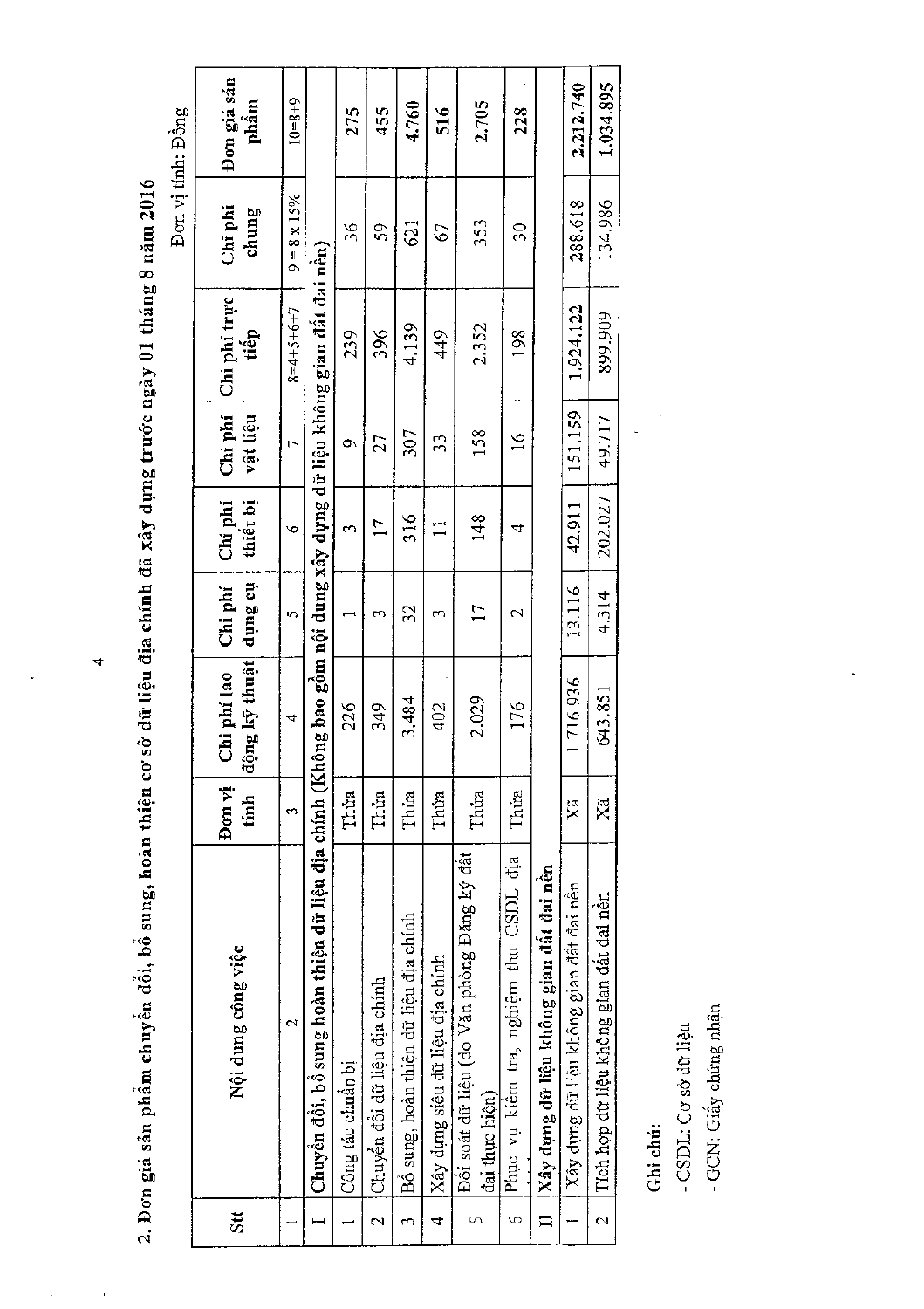2. Đơn giá sản phẩm chuyển đổi, bổ sung, hoàn thiện cơ sở dữ liệu địa chính đã xây dựng trước ngày 01 tháng 8 năm 2016

Đơn vị tính: Đồng

| Stt | Nội dung công việc | Đơn vị tính | Chi phí lao động kỹ thuật | Chi phí dụng cụ | Chi phí thiết bị | Chi phí vật liệu | Chi phí trực tiếp | Chi phí chung | Đơn giá sản phẩm |
|---|---|---|---|---|---|---|---|---|---|
| 1 | 2 | 3 | 4 | 5 | 6 | 7 | 8=4+5+6+7 | 9 = 8 x 15% | 10=8+9 |
| I | **Chuyển đổi, bổ sung hoàn thiện dữ liệu địa chính (Không bao gồm nội dung xây dựng dữ liệu không gian đất đai nền)** | | | | | | | | |
| 1 | Công tác chuẩn bị | Thửa | 226 | 1 | 3 | 9 | 239 | 36 | 275 |
| 2 | Chuyển đổi dữ liệu địa chính | Thửa | 349 | 3 | 17 | 27 | 396 | 59 | 455 |
| 3 | Bổ sung, hoàn thiện dữ liệu địa chính | Thửa | 3.484 | 32 | 316 | 307 | 4.139 | 621 | 4.760 |
| 4 | Xây dựng siêu dữ liệu địa chính | Thửa | 402 | 3 | 11 | 33 | 449 | 67 | 516 |
| 5 | Đối soát dữ liệu (do Văn phòng Đăng ký đất đai thực hiện) | Thửa | 2.029 | 17 | 148 | 158 | 2.352 | 353 | 2.705 |
| 6 | Phục vụ kiểm tra, nghiệm thu CSDL địa chính | Thửa | 176 | 2 | 4 | 16 | 198 | 30 | 228 |
| II | **Xây dựng dữ liệu không gian đất đai nền** | | | | | | | | |
| 1 | Xây dựng dữ liệu không gian đất đai nền | Xã | 1.716.936 | 13.116 | 42.911 | 151.159 | 1.924.122 | 288.618 | 2.212.740 |
| 2 | Tích hợp dữ liệu không gian đất đai nền | Xã | 643.851 | 4.314 | 202.027 | 49.717 | 899.909 | 134.986 | 1.034.895 |

**Ghi chú:**

- CSDL: Cơ sở dữ liệu
- GCN: Giấy chứng nhận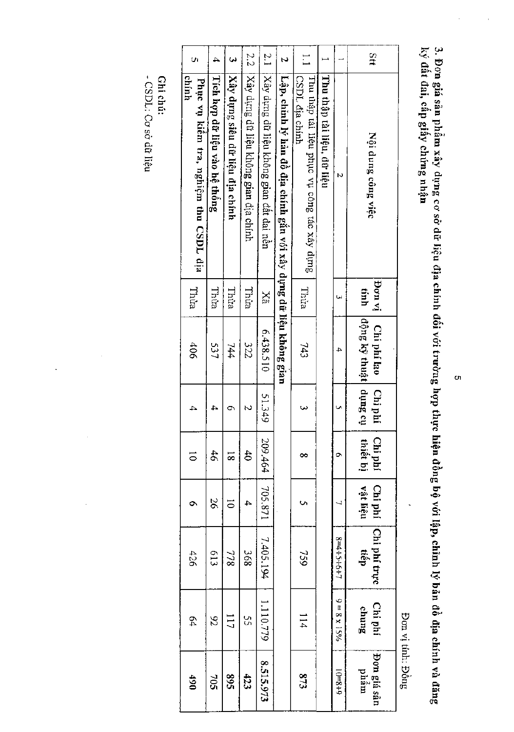**3. Đơn giá sản phẩm xây dựng cơ sở dữ liệu địa chính đối với trường hợp thực hiện đồng bộ với lập, chỉnh lý bản đồ địa chính và đăng ký đất đai, cấp giấy chứng nhận**

Đơn vị tính: Đồng

| Stt | Nội dung công việc | Đơn vị tính | Chi phí lao động kỹ thuật | Chi phí dụng cụ | Chi phí thiết bị | Chi phí vật liệu | Chi phí trực tiếp | Chi phí chung | Đơn giá sản phẩm |
|---|---|---|---|---|---|---|---|---|---|
| 1 | 2 | 3 | 4 | 5 | 6 | 7 | 8=4+5+6+7 | 9 = 8 x 15% | 10=8+9 |
| **1** | **Thu thập tài liệu, dữ liệu** | | | | | | | | |
| 1.1 | Thu thập tài liệu phục vụ công tác xây dựng CSDL địa chính | Thửa | 743 | 3 | 8 | 5 | 759 | 114 | **873** |
| **2** | **Lập, chỉnh lý bản đồ địa chính gắn với xây dựng dữ liệu không gian** | | | | | | | | |
| 2.1 | Xây dựng dữ liệu không gian đất đai nền | Xã | 6.438.510 | 51.349 | 209.464 | 705.871 | 7.405.194 | 1.110.779 | **8.515.973** |
| 2.2 | Xây dựng dữ liệu không gian địa chính | Thửa | 322 | 2 | 40 | 4 | 368 | 55 | **423** |
| **3** | **Xây dựng siêu dữ liệu địa chính** | Thửa | 744 | 6 | 18 | 10 | 778 | 117 | **895** |
| **4** | **Tích hợp dữ liệu vào hệ thống** | Thửa | 537 | 4 | 46 | 26 | 613 | 92 | **705** |
| **5** | **Phục vụ kiểm tra, nghiệm thu CSDL địa chính** | Thửa | 406 | 4 | 10 | 6 | 426 | 64 | **490** |

Ghi chú:
- CSDL: Cơ sở dữ liệu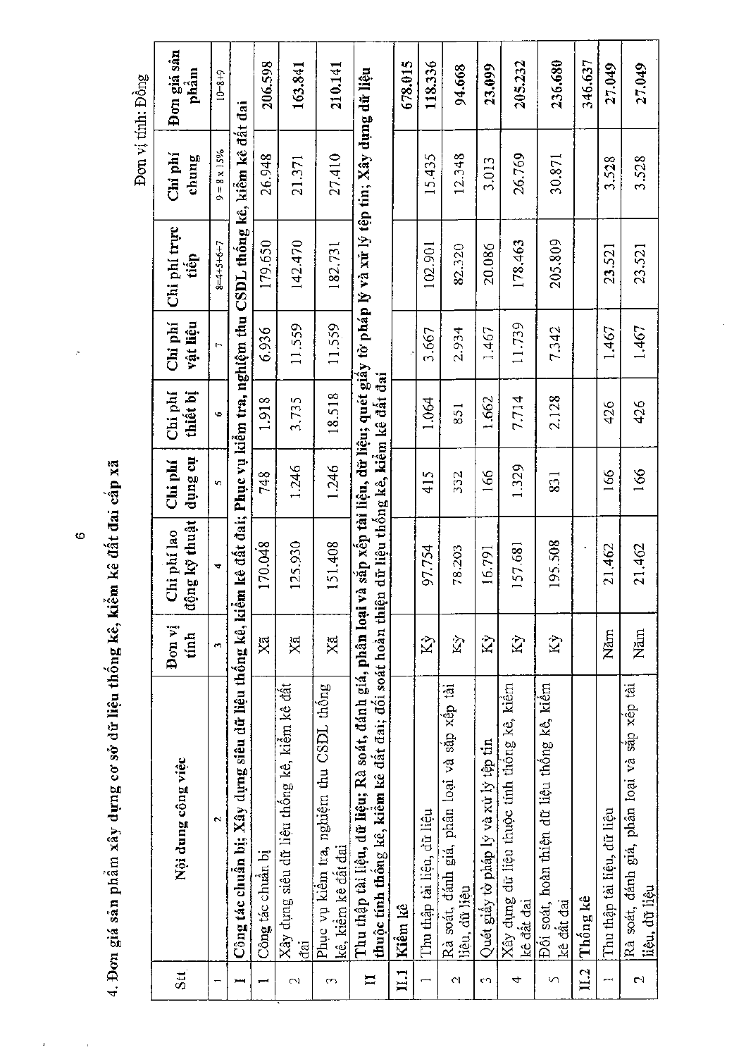4. Đơn giá sản phẩm xây dựng cơ sở dữ liệu thống kê, kiểm kê đất đai cấp xã

Đơn vị tính: Đồng

| Stt | Nội dung công việc | Đơn vị tính | Chi phí lao động kỹ thuật | Chi phí dụng cụ | Chi phí thiết bị | Chi phí vật liệu | Chi phí trực tiếp | Chi phí chung | Đơn giá sản phẩm |
|---|---|---|---|---|---|---|---|---|---|
| 1 | 2 | 3 | 4 | 5 | 6 | 7 | 8=4+5+6+7 | 9 = 8 x 15% | 10=8+9 |
| **I** | **Công tác chuẩn bị; Xây dựng siêu dữ liệu thống kê, kiểm kê đất đai; Phục vụ kiểm tra, nghiệm thu CSDL thống kê, kiểm kê đất đai** | | | | | | | | |
| 1 | Công tác chuẩn bị | Xã | 170.048 | 748 | 1.918 | 6.936 | 179.650 | 26.948 | 206.598 |
| 2 | Xây dựng siêu dữ liệu thống kê, kiểm kê đất đai | Xã | 125.930 | 1.246 | 3.735 | 11.559 | 142.470 | 21.371 | 163.841 |
| 3 | Phục vụ kiểm tra, nghiệm thu CSDL thống kê, kiểm kê đất đai | Xã | 151.408 | 1.246 | 18.518 | 11.559 | 182.731 | 27.410 | 210.141 |
| **II** | **Thu thập tài liệu, dữ liệu; Rà soát, đánh giá, phân loại và sắp xếp tài liệu, dữ liệu; quét giấy tờ pháp lý và xử lý tệp tin; Xây dựng dữ liệu thuộc tính thống kê, kiểm kê đất đai; đối soát hoàn thiện dữ liệu thống kê, kiểm kê đất đai** | | | | | | | | |
| **II.1** | **Kiểm kê** | | | | | | | | 678.015 |
| 1 | Thu thập tài liệu, dữ liệu | Kỳ | 97.754 | 415 | 1.064 | 3.667 | 102.901 | 15.435 | 118.336 |
| 2 | Rà soát, đánh giá, phân loại và sắp xếp tài liệu, dữ liệu | Kỳ | 78.203 | 332 | 851 | 2.934 | 82.320 | 12.348 | 94.668 |
| 3 | Quét giấy tờ pháp lý và xử lý tệp tin | Kỳ | 16.791 | 166 | 1.662 | 1.467 | 20.086 | 3.013 | 23.099 |
| 4 | Xây dựng dữ liệu thuộc tính thống kê, kiểm kê đất đai | Kỳ | 157.681 | 1.329 | 7.714 | 11.739 | 178.463 | 26.769 | 205.232 |
| 5 | Đối soát, hoàn thiện dữ liệu thống kê, kiểm kê đất đai | Kỳ | 195.508 | 831 | 2.128 | 7.342 | 205.809 | 30.871 | 236.680 |
| **II.2** | **Thống kê** | | | | | | | | 346.637 |
| 1 | Thu thập tài liệu, dữ liệu | Năm | 21.462 | 166 | 426 | 1.467 | 23.521 | 3.528 | 27.049 |
| 2 | Rà soát, đánh giá, phân loại và sắp xếp tài liệu, dữ liệu | Năm | 21.462 | 166 | 426 | 1.467 | 23.521 | 3.528 | 27.049 |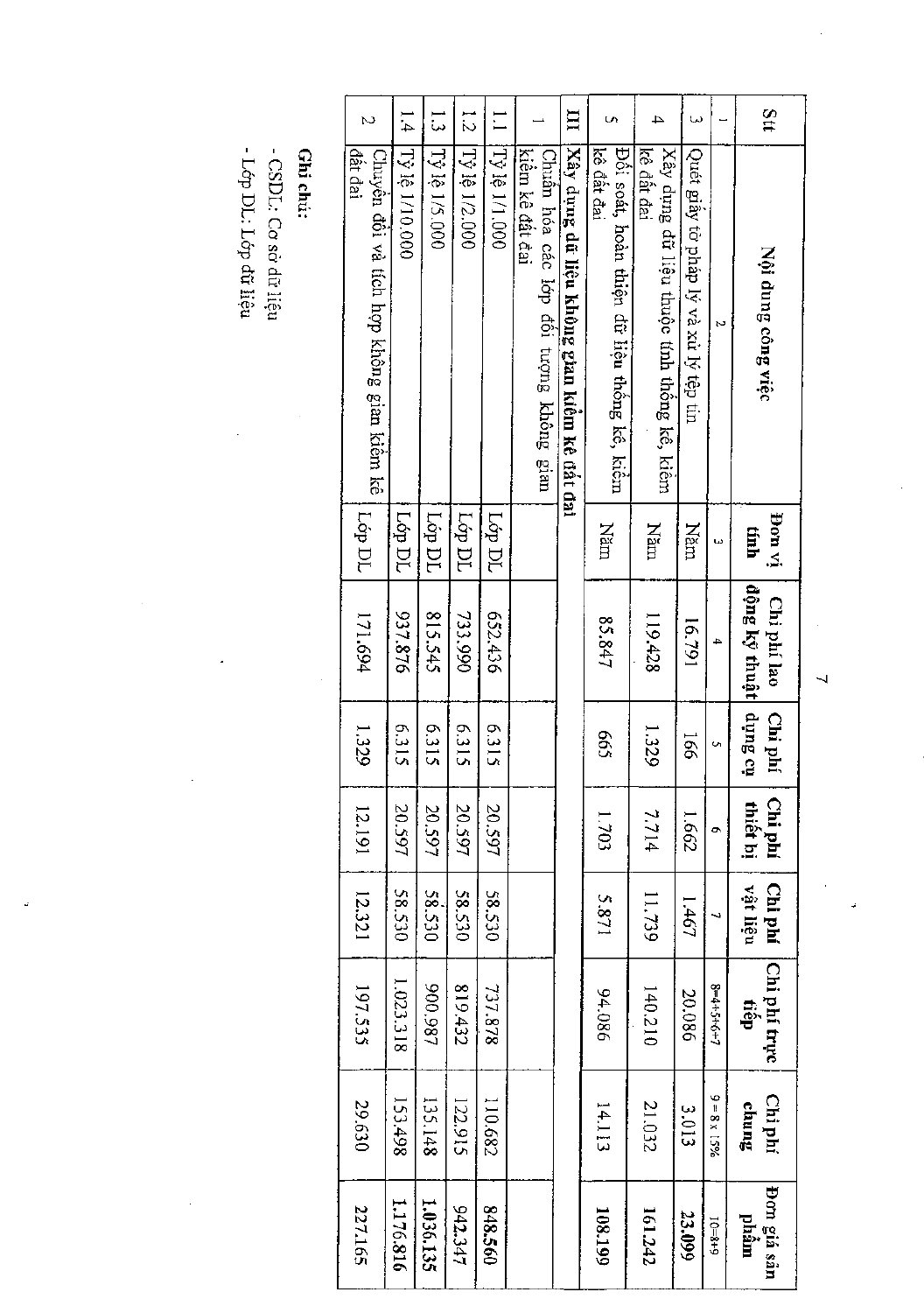| Stt | Nội dung công việc | Đơn vị tính | Chi phí lao động kỹ thuật | Chi phí dụng cụ | Chi phí thiết bị | Chi phí vật liệu | Chi phí trực tiếp | Chi phí chung | Đơn giá sản phẩm |
|---|---|---|---|---|---|---|---|---|---|
| 1 | 2 | 3 | 4 | 5 | 6 | 7 | 8=4+5+6+7 | 9 = 8 x 15% | 10=8+9 |
| 3 | Quét giấy tờ pháp lý và xử lý tệp tin | Năm | 16.791 | 166 | 1.662 | 1.467 | 20.086 | 3.013 | **23.099** |
| 4 | Xây dựng dữ liệu thuộc tính thống kê, kiểm kê đất đai | Năm | 119.428 | 1.329 | 7.714 | 11.739 | 140.210 | 21.032 | **161.242** |
| 5 | Đối soát, hoàn thiện dữ liệu thống kê, kiểm kê đất đai | Năm | 85.847 | 665 | 1.703 | 5.871 | 94.086 | 14.113 | **108.199** |
| **III** | **Xây dựng dữ liệu không gian kiểm kê đất đai** | | | | | | | | |
| 1 | Chuẩn hóa các lớp đối tượng không gian kiểm kê đất đai | | | | | | | | |
| 1.1 | Tỷ lệ 1/1.000 | Lớp DL | 652.436 | 6.315 | 20.597 | 58.530 | 737.878 | 110.682 | **848.560** |
| 1.2 | Tỷ lệ 1/2.000 | Lớp DL | 733.990 | 6.315 | 20.597 | 58.530 | 819.432 | 122.915 | **942.347** |
| 1.3 | Tỷ lệ 1/5.000 | Lớp DL | 815.545 | 6.315 | 20.597 | 58.530 | 900.987 | 135.148 | **1.036.135** |
| 1.4 | Tỷ lệ 1/10.000 | Lớp DL | 937.876 | 6.315 | 20.597 | 58.530 | 1.023.318 | 153.498 | **1.176.816** |
| 2 | Chuyển đổi và tích hợp không gian kiểm kê đất đai | Lớp DL | 171.694 | 1.329 | 12.191 | 12.321 | 197.535 | 29.630 | **227.165** |

**Ghi chú:**

- CSDL: Cơ sở dữ liệu
- Lớp DL: Lớp dữ liệu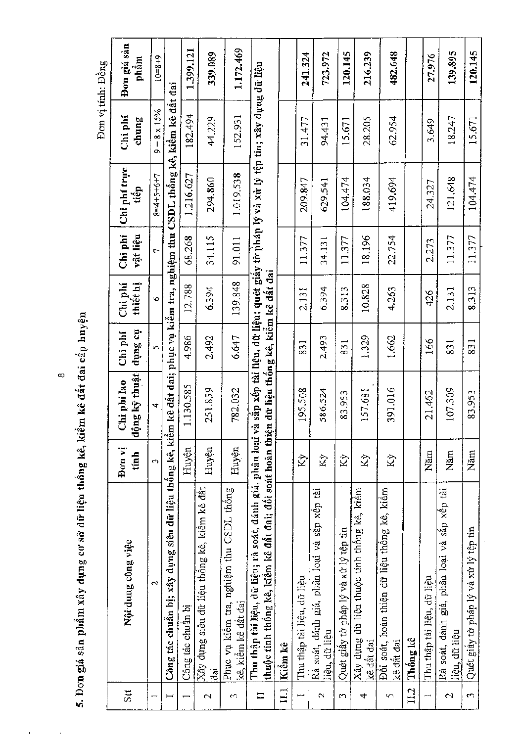**5. Đơn giá sản phẩm xây dựng cơ sở dữ liệu thống kê, kiểm kê đất đai cấp huyện**

Đơn vị tính: Đồng

| Stt | Nội dung công việc | Đơn vị tính | Chi phí lao động kỹ thuật | Chi phí dụng cụ | Chi phí thiết bị | Chi phí vật liệu | Chi phí trực tiếp | Chi phí chung | Đơn giá sản phẩm |
|---|---|---|---|---|---|---|---|---|---|
| 1 | 2 | 3 | 4 | 5 | 6 | 7 | 8=4+5+6+7 | 9 = 8 x 15% | 10=8+9 |
| I | Công tác chuẩn bị; xây dựng siêu dữ liệu thống kê, kiểm kê đất đai; phục vụ kiểm tra, nghiệm thu CSDL thống kê, kiểm kê đất đai | | | | | | | | |
| 1 | Công tác chuẩn bị | Huyện | 1.130.585 | 4.986 | 12.788 | 68.268 | 1.216.627 | 182.494 | 1.399.121 |
| 2 | Xây dựng siêu dữ liệu thống kê, kiểm kê đất đai | Huyện | 251.859 | 2.492 | 6.394 | 34.115 | 294.860 | 44.229 | 339.089 |
| 3 | Phục vụ kiểm tra, nghiệm thu CSDL thống kê, kiểm kê đất đai | Huyện | 782.032 | 6.647 | 139.848 | 91.011 | 1.019.538 | 152.931 | 1.172.469 |
| II | Thu thập tài liệu, dữ liệu; rà soát, đánh giá, phân loại và sắp xếp tài liệu, dữ liệu; quét giấy tờ pháp lý và xử lý tệp tin; xây dựng dữ liệu thuộc tính thống kê, kiểm kê đất đai; đối soát hoàn thiện dữ liệu thống kê, kiểm kê đất đai | | | | | | | | |
| II.1 | Kiểm kê | | | | | | | | |
| 1 | Thu thập tài liệu, dữ liệu | Kỳ | 195.508 | 831 | 2.131 | 11.377 | 209.847 | 31.477 | 241.324 |
| 2 | Rà soát, đánh giá, phân loại và sắp xếp tài liệu, dữ liệu | Kỳ | 586.524 | 2.493 | 6.394 | 34.131 | 629.541 | 94.431 | 723.972 |
| 3 | Quét giấy tờ pháp lý và xử lý tệp tin | Kỳ | 83.953 | 831 | 8.313 | 11.377 | 104.474 | 15.671 | 120.145 |
| 4 | Xây dựng dữ liệu thuộc tính thống kê, kiểm kê đất đai | Kỳ | 157.681 | 1.329 | 10.828 | 18.196 | 188.034 | 28.205 | 216.239 |
| 5 | Đối soát, hoàn thiện dữ liệu thống kê, kiểm kê đất đai | Kỳ | 391.016 | 1.662 | 4.263 | 22.754 | 419.694 | 62.954 | 482.648 |
| II.2 | Thống kê | | | | | | | | |
| 1 | Thu thập tài liệu, dữ liệu | Năm | 21.462 | 166 | 426 | 2.273 | 24.327 | 3.649 | 27.976 |
| 2 | Rà soát, đánh giá, phân loại và sắp xếp tài liệu, dữ liệu | Năm | 107.309 | 831 | 2.131 | 11.377 | 121.648 | 18.247 | 139.895 |
| 3 | Quét giấy tờ pháp lý và xử lý tệp tin | Năm | 83.953 | 831 | 8.313 | 11.377 | 104.474 | 15.671 | 120.145 |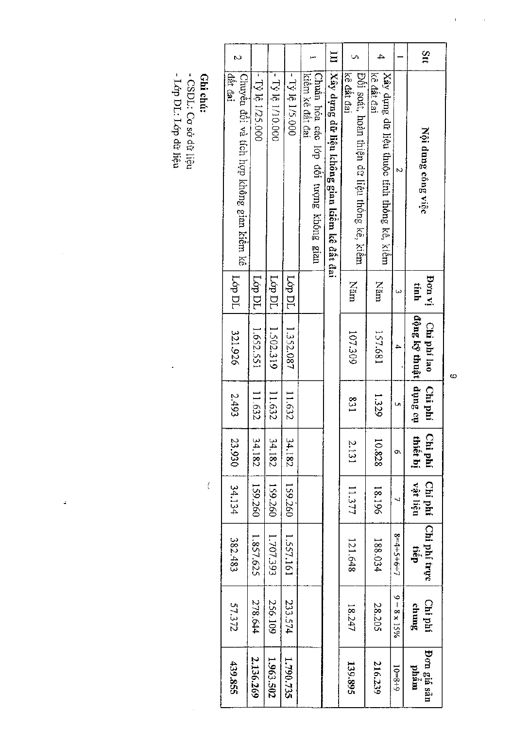| Stt | Nội dung công việc | Đơn vị tính | Chi phí lao động kỹ thuật | Chi phí dụng cụ | Chi phí thiết bị | Chi phí vật liệu | Chi phí trực tiếp | Chi phí chung | Đơn giá sản phẩm |
|---|---|---|---|---|---|---|---|---|---|
| 1 | 2 | 3 | 4 | 5 | 6 | 7 | 8=4+5+6+7 | 9 = 8 x 15% | 10=8+9 |
| 4 | Xây dựng dữ liệu thuộc tính thống kê, kiểm kê đất đai | Năm | 157.681 | 1.329 | 10.828 | 18.196 | 188.034 | 28.205 | **216.239** |
| 5 | Đối soát, hoàn thiện dữ liệu thống kê, kiểm kê đất đai | Năm | 107.309 | 831 | 2.131 | 11.377 | 121.648 | 18.247 | **139.895** |
| **III** | **Xây dựng dữ liệu không gian kiểm kê đất đai** | | | | | | | | |
| 1 | Chuẩn hóa các lớp đối tượng không gian kiểm kê đất đai | | | | | | | | |
| | - Tỷ lệ 1/5.000 | Lớp DL | 1.352.087 | 11.632 | 34.182 | 159.260 | 1.557.161 | 233.574 | **1.790.735** |
| | - Tỷ lệ 1/10.000 | Lớp DL | 1.502.319 | 11.632 | 34.182 | 159.260 | 1.707.393 | 256.109 | **1.963.502** |
| | - Tỷ lệ 1/25.000 | Lớp DL | 1.652.551 | 11.632 | 34.182 | 159.260 | 1.857.625 | 278.644 | **2.136.269** |
| 2 | Chuyển đổi và tích hợp không gian kiểm kê đất đai | Lớp DL | 321.926 | 2.493 | 23.930 | 34.134 | 382.483 | 57.372 | **439.855** |

**Ghi chú:**
- CSDL: Cơ sở dữ liệu
- Lớp DL: Lớp dữ liệu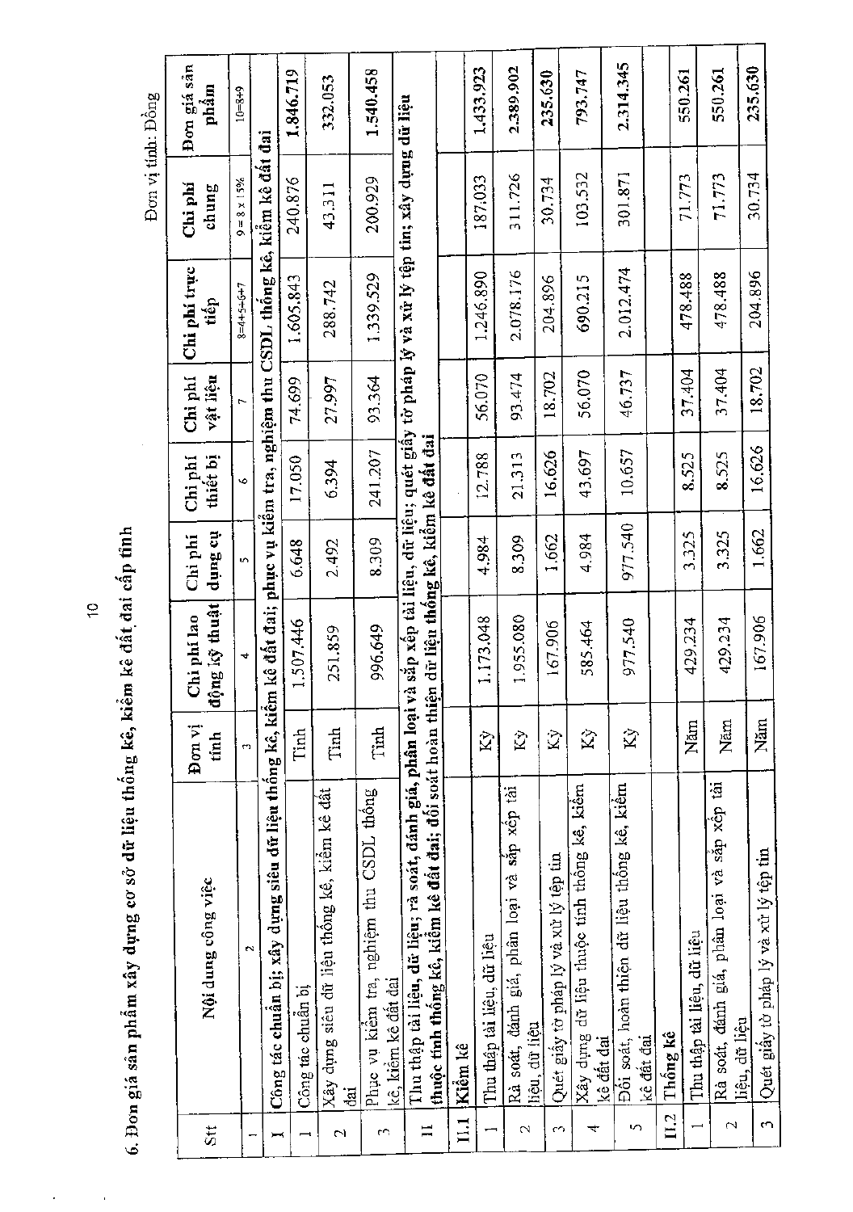## 6. Đơn giá sản phẩm xây dựng cơ sở dữ liệu thống kê, kiểm kê đất đai cấp tỉnh

Đơn vị tính: Đồng

| Stt | Nội dung công việc | Đơn vị tính | Chi phí lao động kỹ thuật | Chi phí dụng cụ | Chi phí thiết bị | Chi phí vật liệu | Chi phí trực tiếp | Chi phí chung | Đơn giá sản phẩm |
|---|---|---|---|---|---|---|---|---|---|
| 1 | 2 | 3 | 4 | 5 | 6 | 7 | 8=4+5+6+7 | 9 = 8 x 15% | 10=8+9 |
| I | **Công tác chuẩn bị, xây dựng siêu dữ liệu thống kê, kiểm kê đất đai; phục vụ kiểm tra, nghiệm thu CSDL thống kê, kiểm kê đất đai** | | | | | | | | |
| 1 | Công tác chuẩn bị | Tỉnh | 1.507.446 | 6.648 | 17.050 | 74.699 | 1.605.843 | 240.876 | 1.846.719 |
| 2 | Xây dựng siêu dữ liệu thống kê, kiểm kê đất đai | Tỉnh | 251.859 | 2.492 | 6.394 | 27.997 | 288.742 | 43.311 | 332.053 |
| 3 | Phục vụ kiểm tra, nghiệm thu CSDL thống kê, kiểm kê đất đai | Tỉnh | 996.649 | 8.309 | 241.207 | 93.364 | 1.339.529 | 200.929 | 1.540.458 |
| II | **Thu thập tài liệu, dữ liệu; rà soát, đánh giá, phân loại và sắp xếp tài liệu, dữ liệu; quét giấy tờ pháp lý và xử lý tệp tin; xây dựng dữ liệu thuộc tính thống kê, kiểm kê đất đai; đối soát hoàn thiện dữ liệu thống kê, kiểm kê đất đai** | | | | | | | | |
| II.1 | **Kiểm kê** | | | | | | | | |
| 1 | Thu thập tài liệu, dữ liệu | Kỳ | 1.173.048 | 4.984 | 12.788 | 56.070 | 1.246.890 | 187.033 | 1.433.923 |
| 2 | Rà soát, đánh giá, phân loại và sắp xếp tài liệu, dữ liệu | Kỳ | 1.955.080 | 8.309 | 21.313 | 93.474 | 2.078.176 | 311.726 | 2.389.902 |
| 3 | Quét giấy tờ pháp lý và xử lý tệp tin | Kỳ | 167.906 | 1.662 | 16.626 | 18.702 | 204.896 | 30.734 | 235.630 |
| 4 | Xây dựng dữ liệu thuộc tính thống kê, kiểm kê đất đai | Kỳ | 585.464 | 4.984 | 43.697 | 56.070 | 690.215 | 103.532 | 793.747 |
| 5 | Đối soát, hoàn thiện dữ liệu thống kê, kiểm kê đất đai | Kỳ | 977.540 | 977.540 | 10.657 | 46.737 | 2.012.474 | 301.871 | 2.314.345 |
| II.2 | **Thống kê** | | | | | | | | |
| 1 | Thu thập tài liệu, dữ liệu | Năm | 429.234 | 3.325 | 8.525 | 37.404 | 478.488 | 71.773 | 550.261 |
| 2 | Rà soát, đánh giá, phân loại và sắp xếp tài liệu, dữ liệu | Năm | 429.234 | 3.325 | 8.525 | 37.404 | 478.488 | 71.773 | 550.261 |
| 3 | Quét giấy tờ pháp lý và xử lý tệp tin | Năm | 167.906 | 1.662 | 16.626 | 18.702 | 204.896 | 30.734 | 235.630 |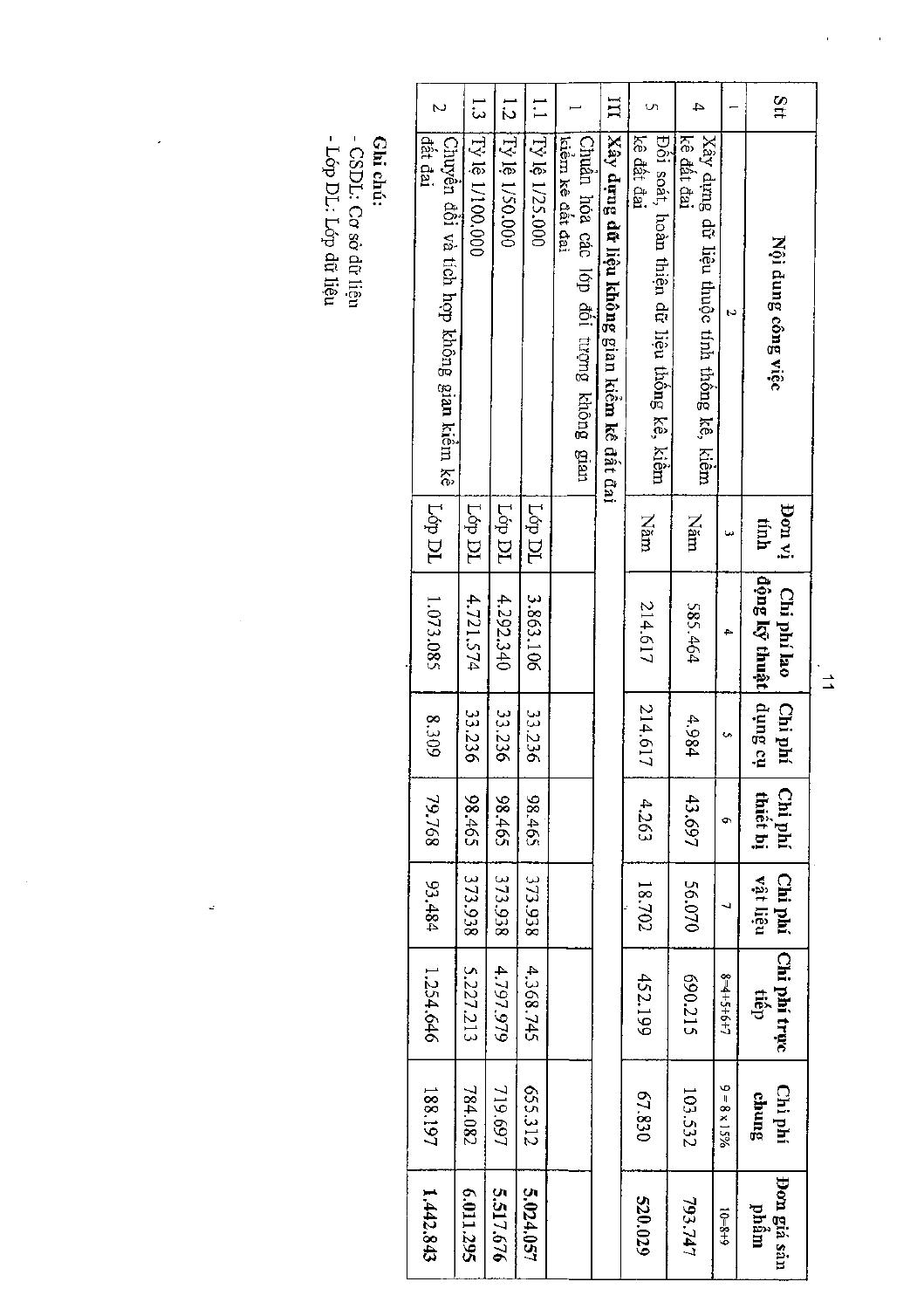| Stt | Nội dung công việc | Đơn vị tính | Chi phí lao động kỹ thuật | Chi phí dụng cụ | Chi phí thiết bị | Chi phí vật liệu | Chi phí trực tiếp | Chi phí chung | Đơn giá sản phẩm |
|---|---|---|---|---|---|---|---|---|---|
| 1 | 2 | 3 | 4 | 5 | 6 | 7 | 8=4+5+6+7 | 9 = 8 x 15% | 10=8+9 |
| 4 | Xây dựng dữ liệu thuộc tính thống kê, kiểm kê đất đai | Năm | 585.464 | 4.984 | 43.697 | 56.070 | 690.215 | 103.532 | **793.747** |
| 5 | Đối soát, hoàn thiện dữ liệu thống kê, kiểm kê đất đai | Năm | 214.617 | 214.617 | 4.263 | 18.702 | 452.199 | 67.830 | **520.029** |
| III | **Xây dựng dữ liệu không gian kiểm kê đất đai** | | | | | | | | |
| 1 | Chuẩn hóa các lớp đối tượng không gian kiểm kê đất đai | | | | | | | | |
| 1.1 | Tỷ lệ 1/25.000 | Lớp DL | 3.863.106 | 33.236 | 98.465 | 373.938 | 4.368.745 | 655.312 | **5.024.057** |
| 1.2 | Tỷ lệ 1/50.000 | Lớp DL | 4.292.340 | 33.236 | 98.465 | 373.938 | 4.797.979 | 719.697 | **5.517.676** |
| 1.3 | Tỷ lệ 1/100.000 | Lớp DL | 4.721.574 | 33.236 | 98.465 | 373.938 | 5.227.213 | 784.082 | **6.011.295** |
| 2 | Chuyển đổi và tích hợp không gian kiểm kê đất đai | Lớp DL | 1.073.085 | 8.309 | 79.768 | 93.484 | 1.254.646 | 188.197 | **1.442.843** |

**Ghi chú:**
- CSDL: Cơ sở dữ liệu
- Lớp DL: Lớp dữ liệu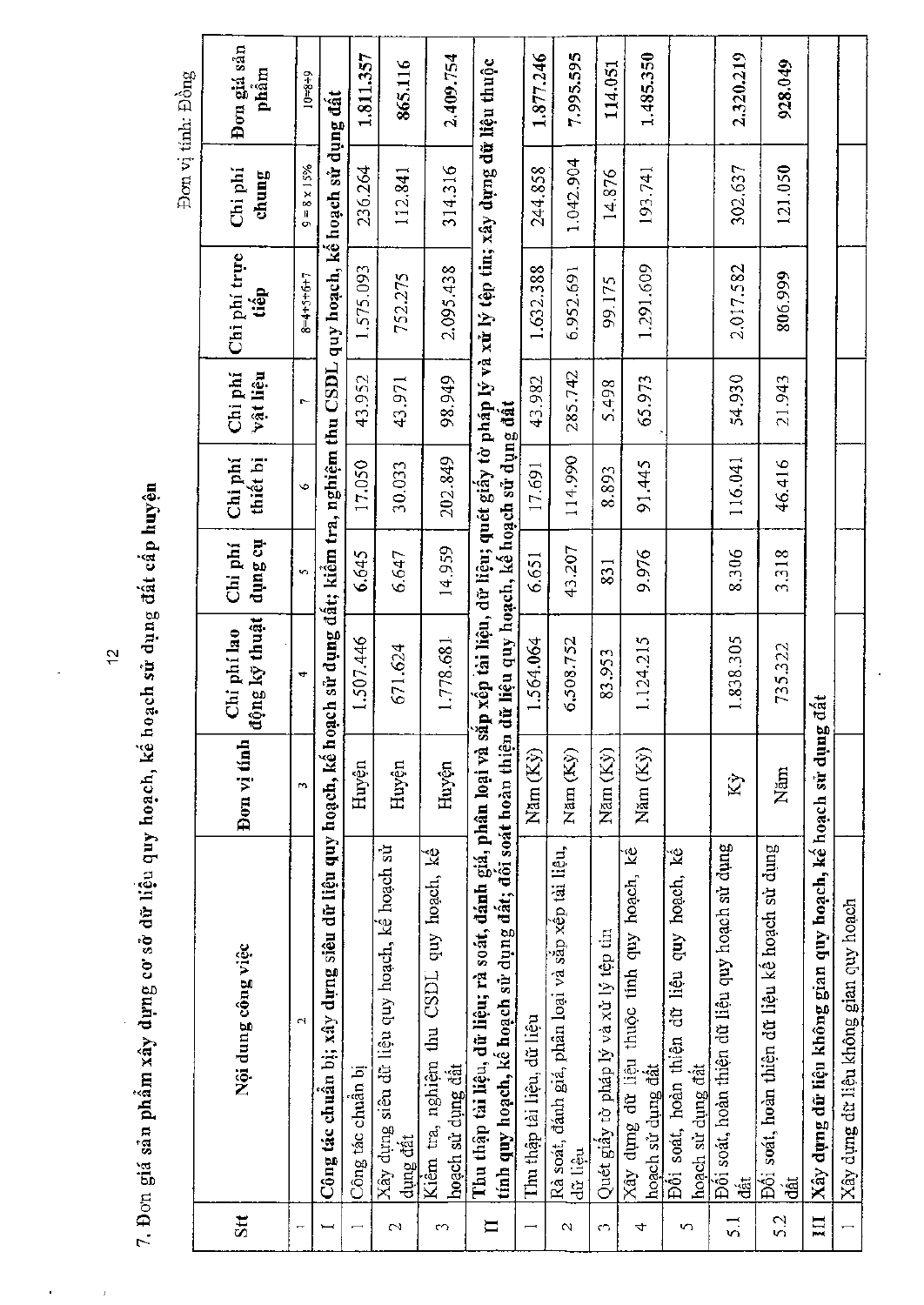7. Đơn giá sản phẩm xây dựng cơ sở dữ liệu quy hoạch, kế hoạch sử dụng đất cấp huyện

Đơn vị tính: Đồng

| Stt | Nội dung công việc | Đơn vị tính | Chi phí lao động kỹ thuật | Chi phí dụng cụ | Chi phí thiết bị | Chi phí vật liệu | Chi phí trực tiếp | Chi phí chung | Đơn giá sản phẩm |
|---|---|---|---|---|---|---|---|---|---|
| 1 | 2 | 3 | 4 | 5 | 6 | 7 | 8=4+5+6+7 | 9 = 8 x 15% | 10=8+9 |
| **I** | **Công tác chuẩn bị; xây dựng siêu dữ liệu quy hoạch, kế hoạch sử dụng đất; kiểm tra, nghiệm thu CSDL quy hoạch, kế hoạch sử dụng đất** | | | | | | | | |
| 1 | Công tác chuẩn bị | Huyện | 1.507.446 | 6.645 | 17.050 | 43.952 | 1.575.093 | 236.264 | 1.811.357 |
| 2 | Xây dựng siêu dữ liệu quy hoạch, kế hoạch sử dụng đất | Huyện | 671.624 | 6.647 | 30.033 | 43.971 | 752.275 | 112.841 | 865.116 |
| 3 | Kiểm tra, nghiệm thu CSDL quy hoạch, kế hoạch sử dụng đất | Huyện | 1.778.681 | 14.959 | 202.849 | 98.949 | 2.095.438 | 314.316 | 2.409.754 |
| **II** | **Thu thập tài liệu, dữ liệu; rà soát, đánh giá, phân loại và sắp xếp tài liệu, dữ liệu; quét giấy tờ pháp lý và xử lý tệp tin; xây dựng dữ liệu thuộc tính quy hoạch, kế hoạch sử dụng đất; đối soát hoàn thiện dữ liệu quy hoạch, kế hoạch sử dụng đất** | | | | | | | | |
| 1 | Thu thập tài liệu, dữ liệu | Năm (Kỳ) | 1.564.064 | 6.651 | 17.691 | 43.982 | 1.632.388 | 244.858 | 1.877.246 |
| 2 | Rà soát, đánh giá, phân loại và sắp xếp tài liệu, dữ liệu | Năm (Kỳ) | 6.508.752 | 43.207 | 114.990 | 285.742 | 6.952.691 | 1.042.904 | 7.995.595 |
| 3 | Quét giấy tờ pháp lý và xử lý tệp tin | Năm (Kỳ) | 83.953 | 831 | 8.893 | 5.498 | 99.175 | 14.876 | 114.051 |
| 4 | Xây dựng dữ liệu thuộc tính quy hoạch, kế hoạch sử dụng đất | Năm (Kỳ) | 1.124.215 | 9.976 | 91.445 | 65.973 | 1.291.609 | 193.741 | 1.485.350 |
| 5 | Đối soát, hoàn thiện dữ liệu quy hoạch, kế hoạch sử dụng đất | | | | | | | | |
| 5.1 | Đối soát, hoàn thiện dữ liệu quy hoạch sử dụng đất | Kỳ | 1.838.305 | 8.306 | 116.041 | 54.930 | 2.017.582 | 302.637 | 2.320.219 |
| 5.2 | Đối soát, hoàn thiện dữ liệu kế hoạch sử dụng đất | Năm | 735.322 | 3.318 | 46.416 | 21.943 | 806.999 | 121.050 | 928.049 |
| **III** | **Xây dựng dữ liệu không gian quy hoạch, kế hoạch sử dụng đất** | | | | | | | | |
| 1 | Xây dựng dữ liệu không gian quy hoạch | | | | | | | | |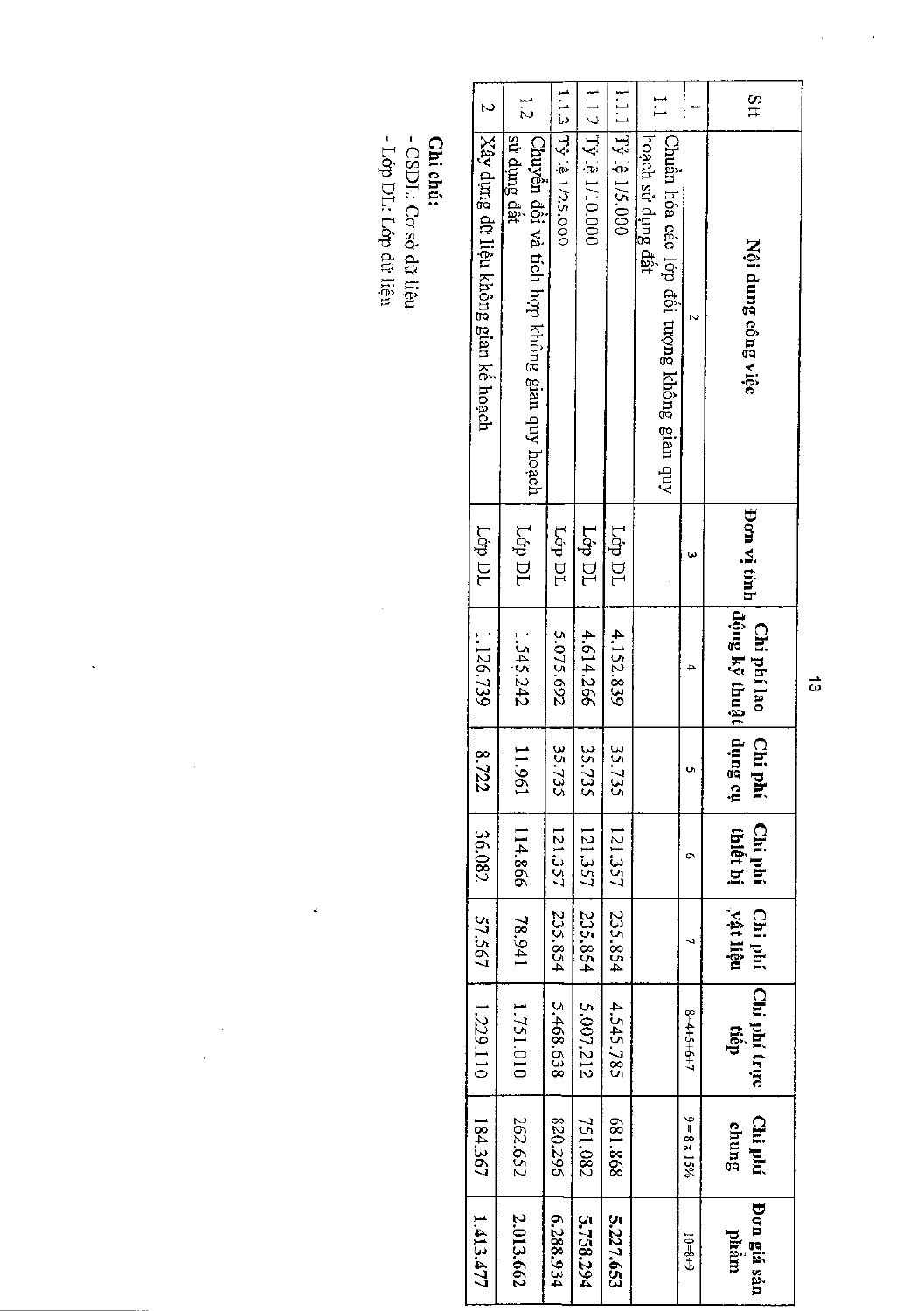| Stt | Nội dung công việc | Đơn vị tính | Chi phí lao động kỹ thuật | Chi phí dụng cụ | Chi phí thiết bị | Chi phí vật liệu | Chi phí trực tiếp | Chi phí chung | Đơn giá sản phẩm |
|---|---|---|---|---|---|---|---|---|---|
| 1 | 2 | 3 | 4 | 5 | 6 | 7 | 8=4+5+6+7 | 9=8 x 15% | 10=8+9 |
| 1.1 | Chuẩn hóa các lớp đối tượng không gian quy hoạch sử dụng đất | | | | | | | | |
| 1.1.1 | Tỷ lệ 1/5.000 | Lớp DL | 4.152.839 | 35.735 | 121.357 | 235.854 | 4.545.785 | 681.868 | **5.227.653** |
| 1.1.2 | Tỷ lệ 1/10.000 | Lớp DL | 4.614.266 | 35.735 | 121.357 | 235.854 | 5.007.212 | 751.082 | **5.758.294** |
| 1.1.3 | Tỷ lệ 1/25.000 | Lớp DL | 5.075.692 | 35.735 | 121.357 | 235.854 | 5.468.638 | 820.296 | **6.288.934** |
| 1.2 | Chuyển đổi và tích hợp không gian quy hoạch sử dụng đất | Lớp DL | 1.545.242 | 11.961 | 114.866 | 78.941 | 1.751.010 | 262.652 | **2.013.662** |
| 2 | Xây dựng dữ liệu không gian kế hoạch | Lớp DL | 1.126.739 | 8.722 | 36.082 | 57.567 | 1.229.110 | 184.367 | **1.413.477** |

**Ghi chú:**

- CSDL: Cơ sở dữ liệu
- Lớp DL: Lớp dữ liệu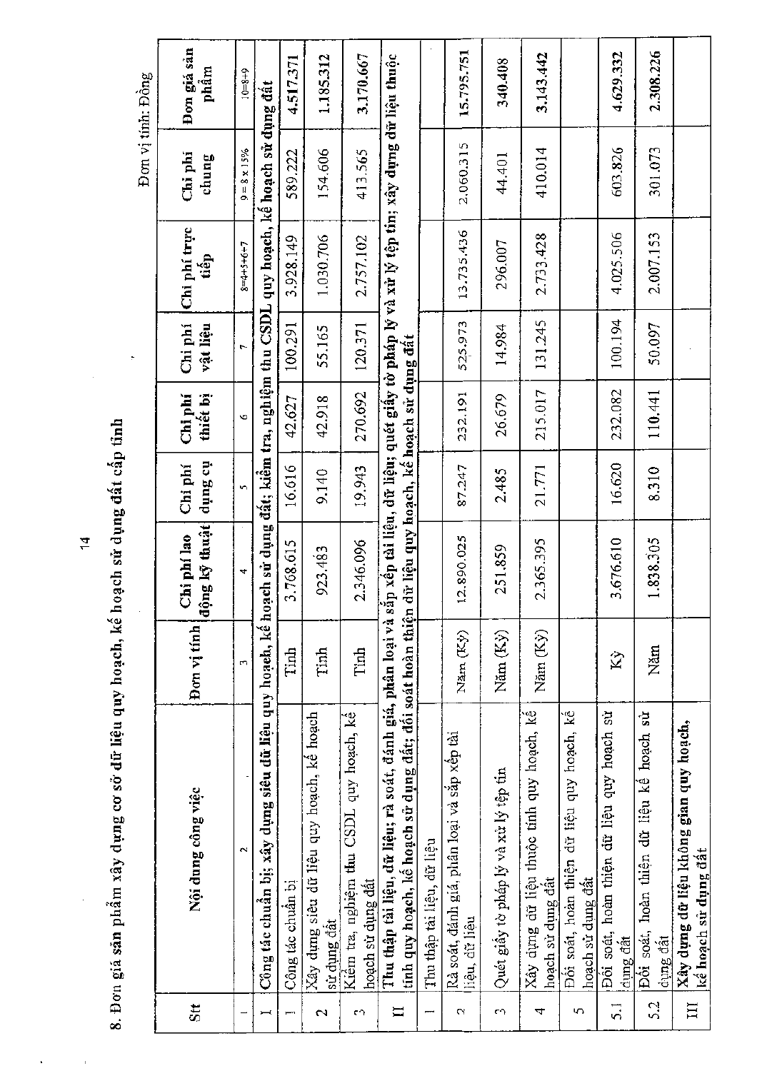8. Đơn giá sản phẩm xây dựng cơ sở dữ liệu quy hoạch, kế hoạch sử dụng đất cấp tỉnh

Đơn vị tính: Đồng

| Stt | Nội dung công việc | Đơn vị tính | Chi phí lao động kỹ thuật | Chi phí dụng cụ | Chi phí thiết bị | Chi phí vật liệu | Chi phí trực tiếp | Chi phí chung | Đơn giá sản phẩm |
|---|---|---|---|---|---|---|---|---|---|
| 1 | 2 | 3 | 4 | 5 | 6 | 7 | 8=4+5+6+7 | 9 = 8 x 15% | 10=8+9 |
| I | Công tác chuẩn bị; xây dựng siêu dữ liệu quy hoạch, kế hoạch sử dụng đất; kiểm tra, nghiệm thu CSDL quy hoạch, kế hoạch sử dụng đất | | | | | | | | |
| 1 | Công tác chuẩn bị | Tỉnh | 3.768.615 | 16.616 | 42.627 | 100.291 | 3.928.149 | 589.222 | 4.517.371 |
| 2 | Xây dựng siêu dữ liệu quy hoạch, kế hoạch sử dụng đất | Tỉnh | 923.483 | 9.140 | 42.918 | 55.165 | 1.030.706 | 154.606 | 1.185.312 |
| 3 | Kiểm tra, nghiệm thu CSDL quy hoạch, kế hoạch sử dụng đất | Tỉnh | 2.346.096 | 19.943 | 270.692 | 120.371 | 2.757.102 | 413.565 | 3.170.667 |
| II | Thu thập tài liệu, dữ liệu; rà soát, đánh giá, phân loại và sắp xếp tài liệu, dữ liệu; quét giấy tờ pháp lý và xử lý tệp tin; xây dựng dữ liệu thuộc tính quy hoạch, kế hoạch sử dụng đất; đối soát hoàn thiện dữ liệu quy hoạch, kế hoạch sử dụng đất | | | | | | | | |
| 1 | Thu thập tài liệu, dữ liệu | | | | | | | | |
| 2 | Rà soát, đánh giá, phân loại và sắp xếp tài liệu, dữ liệu | Năm (Kỳ) | 12.890.025 | 87.247 | 232.191 | 525.973 | 13.735.436 | 2.060.315 | 15.795.751 |
| 3 | Quét giấy tờ pháp lý và xử lý tệp tin | Năm (Kỳ) | 251.859 | 2.485 | 26.679 | 14.984 | 296.007 | 44.401 | 340.408 |
| 4 | Xây dựng dữ liệu thuộc tính quy hoạch, kế hoạch sử dụng đất | Năm (Kỳ) | 2.365.395 | 21.771 | 215.017 | 131.245 | 2.733.428 | 410.014 | 3.143.442 |
| 5 | Đối soát, hoàn thiện dữ liệu quy hoạch, kế hoạch sử dụng đất | | | | | | | | |
| 5.1 | Đối soát, hoàn thiện dữ liệu quy hoạch sử dụng đất | Kỳ | 3.676.610 | 16.620 | 232.082 | 100.194 | 4.025.506 | 603.826 | 4.629.332 |
| 5.2 | Đối soát, hoàn thiện dữ liệu kế hoạch sử dụng đất | Năm | 1.838.305 | 8.310 | 110.441 | 50.097 | 2.007.153 | 301.073 | 2.308.226 |
| III | Xây dựng dữ liệu không gian quy hoạch, kế hoạch sử dụng đất | | | | | | | | |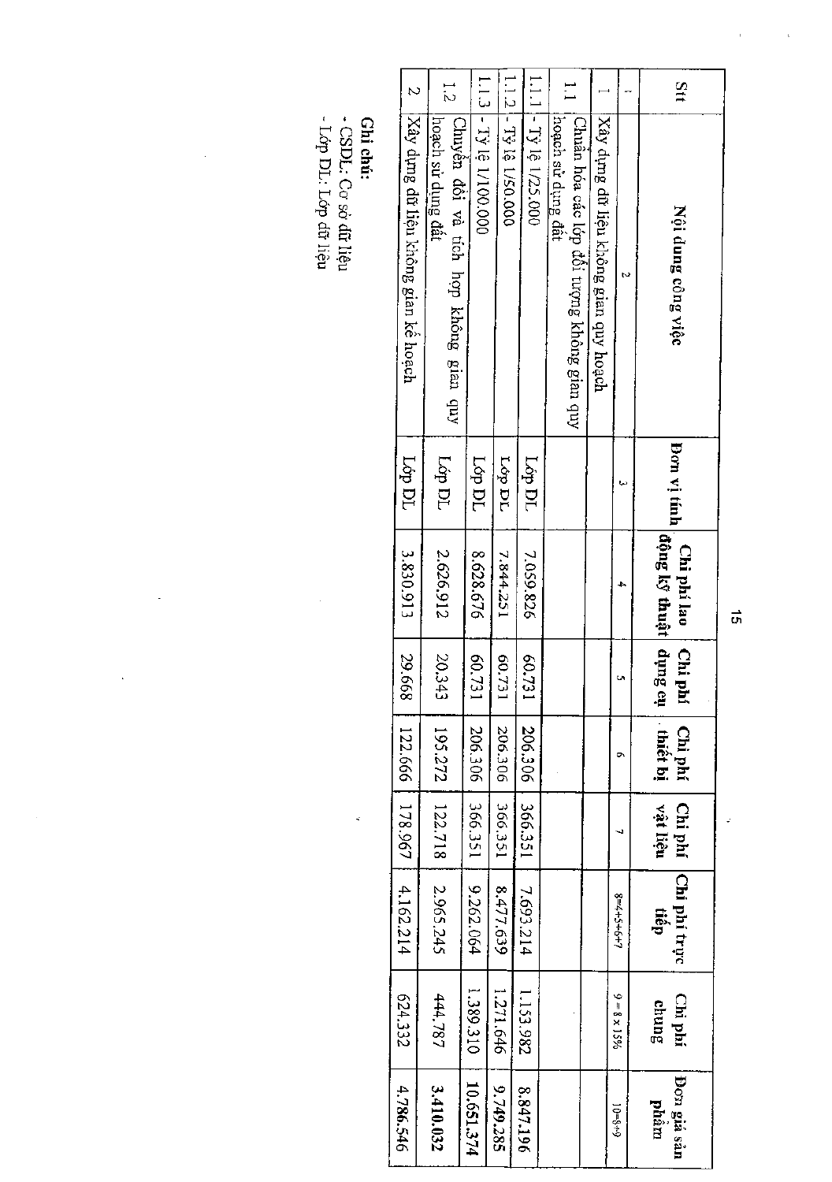| Stt | Nội dung công việc | Đơn vị tính | Chi phí lao động kỹ thuật | Chi phí dụng cụ | Chi phí thiết bị | Chi phí vật liệu | Chi phí trực tiếp | Chi phí chung | Đơn giá sản phẩm |
|---|---|---|---|---|---|---|---|---|---|
| 1 | 2 | 3 | 4 | 5 | 6 | 7 | 8=4+5+6+7 | 9 = 8 x 15% | 10=8+9 |
| 1 | Xây dựng dữ liệu không gian quy hoạch | | | | | | | | |
| 1.1 | Chuẩn hóa các lớp đối tượng không gian quy hoạch sử dụng đất | | | | | | | | |
| 1.1.1 | - Tỷ lệ 1/25.000 | Lớp DL | 7.059.826 | 60.731 | 206.306 | 366.351 | 7.693.214 | 1.153.982 | **8.847.196** |
| 1.1.2 | - Tỷ lệ 1/50.000 | Lớp DL | 7.844.251 | 60.731 | 206.306 | 366.351 | 8.477.639 | 1.271.646 | **9.749.285** |
| 1.1.3 | - Tỷ lệ 1/100.000 | Lớp DL | 8.628.676 | 60.731 | 206.306 | 366.351 | 9.262.064 | 1.389.310 | **10.651.374** |
| 1.2 | Chuyển đổi và tích hợp không gian quy hoạch sử dụng đất | Lớp DL | 2.626.912 | 20.343 | 195.272 | 122.718 | 2.965.245 | 444.787 | **3.410.032** |
| 2 | Xây dựng dữ liệu không gian kế hoạch | Lớp DL | 3.830.913 | 29.668 | 122.666 | 178.967 | 4.162.214 | 624.332 | 4.786.546 |

**Ghi chú:**

- CSDL: Cơ sở dữ liệu
- Lớp DL: Lớp dữ liệu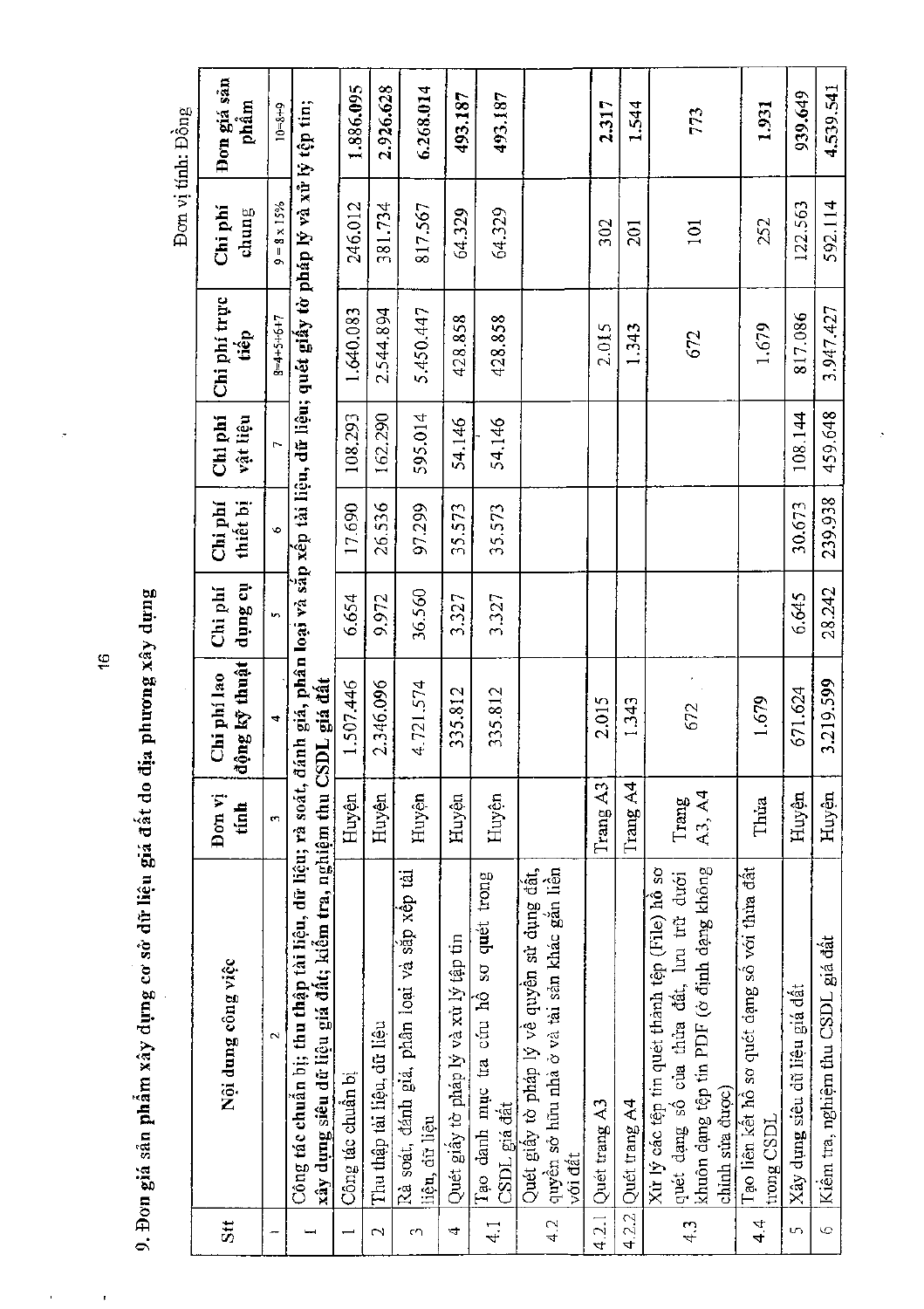## 9. Đơn giá sản phẩm xây dựng cơ sở dữ liệu giá đất do địa phương xây dựng

Đơn vị tính: Đồng

| Stt | Nội dung công việc | Đơn vị tính | Chi phí lao động kỹ thuật | Chi phí dụng cụ | Chi phí thiết bị | Chi phí vật liệu | Chi phí trực tiếp | Chi phí chung | Đơn giá sản phẩm |
|---|---|---|---|---|---|---|---|---|---|
| 1 | 2 | 3 | 4 | 5 | 6 | 7 | 8=4+5+6+7 | 9 = 8 x 15% | 10=8+9 |
| I | Công tác chuẩn bị; thu thập tài liệu, dữ liệu; rà soát, đánh giá, phân loại và sắp xếp tài liệu, dữ liệu; quét giấy tờ pháp lý và xử lý tệp tin; xây dựng siêu dữ liệu giá đất; kiểm tra, nghiệm thu CSDL giá đất | | | | | | | | |
| 1 | Công tác chuẩn bị | Huyện | 1.507.446 | 6.654 | 17.690 | 108.293 | 1.640.083 | 246.012 | 1.886.095 |
| 2 | Thu thập tài liệu, dữ liệu | Huyện | 2.346.096 | 9.972 | 26.536 | 162.290 | 2.544.894 | 381.734 | 2.926.628 |
| 3 | Rà soát, đánh giá, phân loại và sắp xếp tài liệu, dữ liệu | Huyện | 4.721.574 | 36.560 | 97.299 | 595.014 | 5.450.447 | 817.567 | 6.268.014 |
| 4 | Quét giấy tờ pháp lý và xử lý tập tin | Huyện | 335.812 | 3.327 | 35.573 | 54.146 | 428.858 | 64.329 | 493.187 |
| 4.1 | Tạo danh mục tra cứu hồ sơ quét trong CSDL giá đất | Huyện | 335.812 | 3.327 | 35.573 | 54.146 | 428.858 | 64.329 | 493.187 |
| 4.2 | Quét giấy tờ pháp lý về quyền sử dụng đất, quyền sở hữu nhà ở và tài sản khác gắn liền với đất | | | | | | | | |
| 4.2.1 | Quét trang A3 | Trang A3 | 2.015 | | | | 2.015 | 302 | 2.317 |
| 4.2.2 | Quét trang A4 | Trang A4 | 1.343 | | | | 1.343 | 201 | 1.544 |
| 4.3 | Xử lý các tệp tin quét thành tệp (File) hồ sơ quét dạng số của thửa đất, lưu trữ dưới khuôn dạng tệp tin PDF (ở định dạng không chỉnh sửa được) | Trang A3, A4 | 672 | | | | 672 | 101 | 773 |
| 4.4 | Tạo liên kết hồ sơ quét dạng số với thửa đất trong CSDL | Thửa | 1.679 | | | | 1.679 | 252 | 1.931 |
| 5 | Xây dựng siêu dữ liệu giá đất | Huyện | 671.624 | 6.645 | 30.673 | 108.144 | 817.086 | 122.563 | 939.649 |
| 6 | Kiểm tra, nghiệm thu CSDL giá đất | Huyện | 3.219.599 | 28.242 | 239.938 | 459.648 | 3.947.427 | 592.114 | 4.539.541 |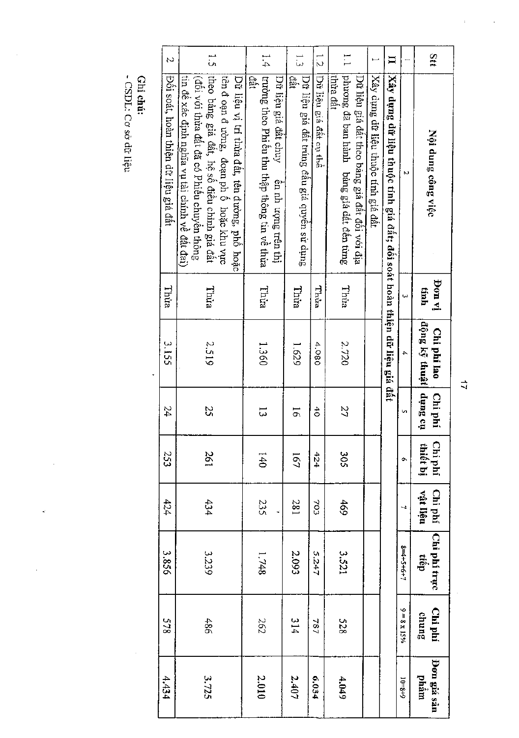| Stt | Nội dung công việc | Đơn vị tính | Chi phí lao động kỹ thuật | Chi phí dụng cụ | Chi phí thiết bị | Chi phí vật liệu | Chi phí trực tiếp | Chi phí chung | Đơn giá sản phẩm |
|---|---|---|---|---|---|---|---|---|---|
| 1 | 2 | 3 | 4 | 5 | 6 | 7 | 8=4+5+6+7 | 9 = 8 x 15% | 10=8+9 |
| II | **Xây dựng dữ liệu thuộc tính giá đất; đối soát hoàn thiện dữ liệu giá đất** | | | | | | | | |
| 1 | Xây dựng dữ liệu thuộc tính giá đất | | | | | | | | |
| 1.1 | Dữ liệu giá đất theo bảng giá đất đối với địa phương đã ban hành bảng giá đất đến từng thửa đất | Thửa | 2.720 | 27 | 305 | 469 | 3.521 | 528 | 4.049 |
| 1.2 | Dữ liệu giá đất cụ thể | Thửa | 4.080 | 40 | 424 | 703 | 5.247 | 787 | 6.034 |
| 1.3 | Dữ liệu giá đất trúng đấu giá quyền sử dụng đất | Thửa | 1.629 | 16 | 167 | 281 | 2.093 | 314 | 2.407 |
| 1.4 | Dữ liệu giá đất chuyển nhượng trên thị trường theo Phiếu thu thập thông tin về thửa đất | Thửa | 1.360 | 13 | 140 | 235 | 1.748 | 262 | 2.010 |
| 1.5 | Dữ liệu vị trí thửa đất, tên đường, phố hoặc tên đoạn đường, đoạn phố hoặc khu vực theo bảng giá đất, hệ số điều chỉnh giá đất (đối với thửa đất đã có Phiếu chuyển thông tin để xác định nghĩa vụ tài chính về đất đai) | Thửa | 2.519 | 25 | 261 | 434 | 3.239 | 486 | 3.725 |
| 2 | Đối soát, hoàn thiện dữ liệu giá đất | Thửa | 3.155 | 24 | 253 | 424 | 3.856 | 578 | 4.434 |

**Ghi chú:**

- CSDL: Cơ sở dữ liệu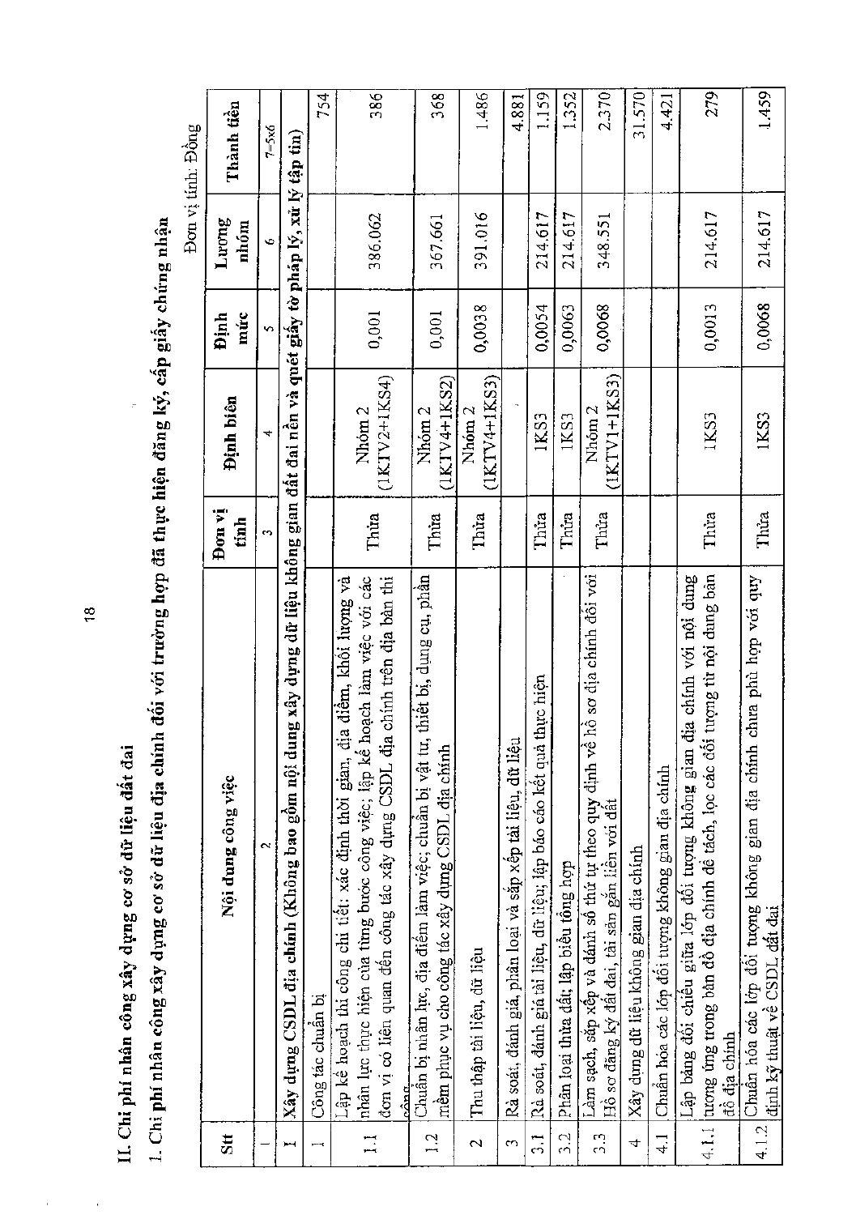## II. Chi phí nhân công xây dựng cơ sở dữ liệu đất đai

### 1. Chi phí nhân công xây dựng cơ sở dữ liệu địa chính đối với trường hợp đã thực hiện đăng ký, cấp giấy chứng nhận

Đơn vị tính: Đồng

| Stt | Nội dung công việc | Đơn vị tính | Định biên | Định mức | Lương nhóm | Thành tiền |
|---|---|---|---|---|---|---|
| 1 | 2 | 3 | 4 | 5 | 6 | 7=5x6 |
| I | Xây dựng CSDL địa chính (Không bao gồm nội dung xây dựng dữ liệu không gian đất đai nền và quét giấy tờ pháp lý, xử lý tập tin) | | | | | |
| 1 | Công tác chuẩn bị | | | | | 754 |
| 1.1 | Lập kế hoạch thi công chi tiết: xác định thời gian, địa điểm, khối lượng và nhân lực thực hiện của từng bước công việc; lập kế hoạch làm việc với các đơn vị có liên quan đến công tác xây dựng CSDL địa chính trên địa bàn thi công | Thửa | Nhóm 2 (1KTV2+1KS4) | 0,001 | 386.062 | 386 |
| 1.2 | Chuẩn bị nhân lực, địa điểm làm việc; chuẩn bị vật tư, thiết bị, dụng cụ, phần mềm phục vụ cho công tác xây dựng CSDL địa chính | Thửa | Nhóm 2 (1KTV4+1KS2) | 0,001 | 367.661 | 368 |
| 2 | Thu thập tài liệu, dữ liệu | Thửa | Nhóm 2 (1KTV4+1KS3) | 0,0038 | 391.016 | 1.486 |
| 3 | Rà soát, đánh giá, phân loại và sắp xếp tài liệu, dữ liệu | | | | | 4.881 |
| 3.1 | Rà soát, đánh giá tài liệu, dữ liệu; lập báo cáo kết quả thực hiện | Thửa | 1KS3 | 0,0054 | 214.617 | 1.159 |
| 3.2 | Phân loại thửa đất; lập biểu tổng hợp | Thửa | 1KS3 | 0,0063 | 214.617 | 1.352 |
| 3.3 | Làm sạch, sắp xếp và đánh số thứ tự theo quy định về hồ sơ địa chính đối với Hồ sơ đăng ký đất đai, tài sản gắn liền với đất | Thửa | Nhóm 2 (1KTV1+1KS3) | 0,0068 | 348.551 | 2.370 |
| 4 | Xây dựng dữ liệu không gian địa chính | | | | | 31.570 |
| 4.1 | Chuẩn hóa các lớp đối tượng không gian địa chính | | | | | 4.421 |
| 4.1.1 | Lập bảng đối chiếu giữa lớp đối tượng không gian địa chính với nội dung tương ứng trong bản đồ địa chính để tách, lọc các đối tượng từ nội dung bản đồ địa chính | Thửa | 1KS3 | 0,0013 | 214.617 | 279 |
| 4.1.2 | Chuẩn hóa các lớp đối tượng không gian địa chính chưa phù hợp với quy định kỹ thuật về CSDL đất đai | Thửa | 1KS3 | 0,0068 | 214.617 | 1.459 |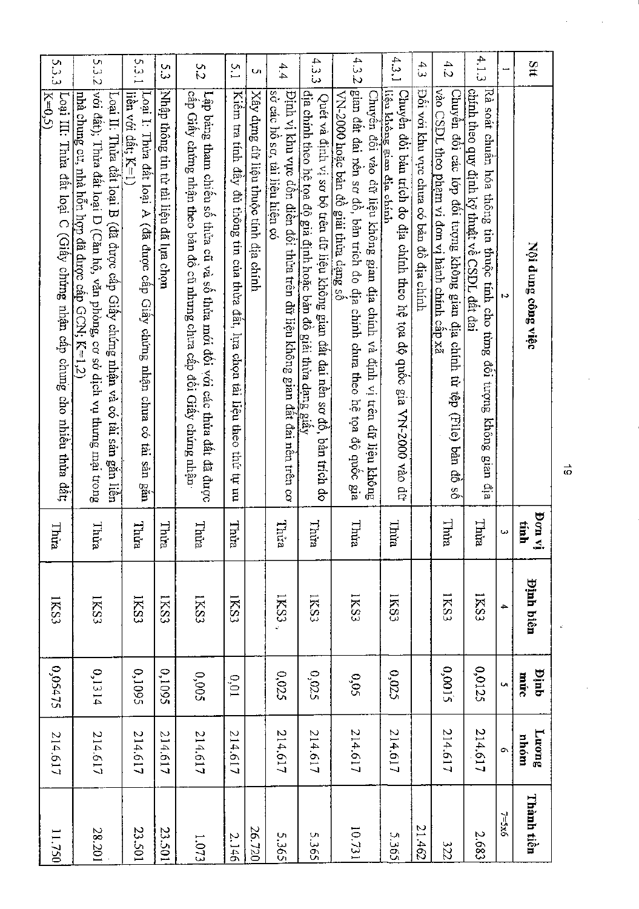| Stt | Nội dung công việc | Đơn vị tính | Định biên | Định mức | Lương nhóm | Thành tiền |
|---|---|---|---|---|---|---|
| 1 | 2 | 3 | 4 | 5 | 6 | 7=5x6 |
| 4.1.3 | Rà soát chuẩn hóa thông tin thuộc tính cho từng đối tượng không gian địa chính theo quy định kỹ thuật về CSDL đất đai | Thửa | 1KS3 | 0,0125 | 214.617 | 2.683 |
| 4.2 | Chuyển đổi các lớp đối tượng không gian địa chính từ tệp (File) bản đồ số vào CSDL theo phạm vi đơn vị hành chính cấp xã | Thửa | 1KS3 | 0,0015 | 214.617 | 322 |
| 4.3 | Đối với khu vực chưa có bản đồ địa chính | | | | | 21.462 |
| 4.3.1 | Chuyển đổi bản trích đo địa chính theo hệ tọa độ quốc gia VN-2000 vào dữ liệu không gian địa chính | Thửa | 1KS3 | 0,025 | 214.617 | 5.365 |
| 4.3.2 | Chuyển đổi vào dữ liệu không gian địa chính và định vị trên dữ liệu không gian đất đai nền sơ đồ, bản trích đo địa chính chưa theo hệ tọa độ quốc gia VN-2000 hoặc bản đồ giải thửa dạng số | Thửa | 1KS3 | 0,05 | 214.617 | 10.731 |
| 4.3.3 | Quét và định vị sơ bộ trên dữ liệu không gian đất đai nền sơ đồ, bản trích đo địa chính theo hệ tọa độ giả định hoặc bản đồ giải thửa dạng giấy | Thửa | 1KS3 | 0,025 | 214.617 | 5.365 |
| 4.4 | Định vị khu vực dồn điền đổi thửa trên dữ liệu không gian đất đai nền trên cơ sở các hồ sơ, tài liệu hiện có | Thửa | 1KS3 | 0,025 | 214.617 | 5.365 |
| 5 | Xây dựng dữ liệu thuộc tính địa chính | | | | | 26.720 |
| 5.1 | Kiểm tra tính đầy đủ thông tin của thửa đất, lựa chọn tài liệu theo thứ tự ưu tiên | Thửa | 1KS3 | 0,01 | 214.617 | 2.146 |
| 5.2 | Lập bảng tham chiếu số thửa cũ và số thửa mới đối với các thửa đất đã được cấp Giấy chứng nhận theo bản đồ cũ nhưng chưa cấp đổi Giấy chứng nhận | Thửa | 1KS3 | 0,005 | 214.617 | 1.073 |
| 5.3 | Nhập thông tin từ tài liệu đã lựa chọn | Thửa | 1KS3 | 0,1095 | 214.617 | 23.501 |
| 5.3.1 | Loại I: Thửa đất loại A (đã được cấp Giấy chứng nhận chưa có tài sản gắn liền với đất; K=1) | Thửa | 1KS3 | 0,1095 | 214.617 | 23.501 |
| 5.3.2 | Loại II: Thửa đất loại B (đã được cấp Giấy chứng nhận và có tài sản gắn liền với đất), Thửa đất loại D (Căn hộ, văn phòng, cơ sở dịch vụ thương mại trong nhà chung cư, nhà hỗn hợp đã được cấp GCN; K=1,2) | Thửa | 1KS3 | 0,1314 | 214.617 | 28.201 |
| 5.3.3 | Loại III: Thửa đất loại C (Giấy chứng nhận cấp chung cho nhiều thửa đất; K=0,5) | Thửa | 1KS3 | 0,05475 | 214.617 | 11.750 |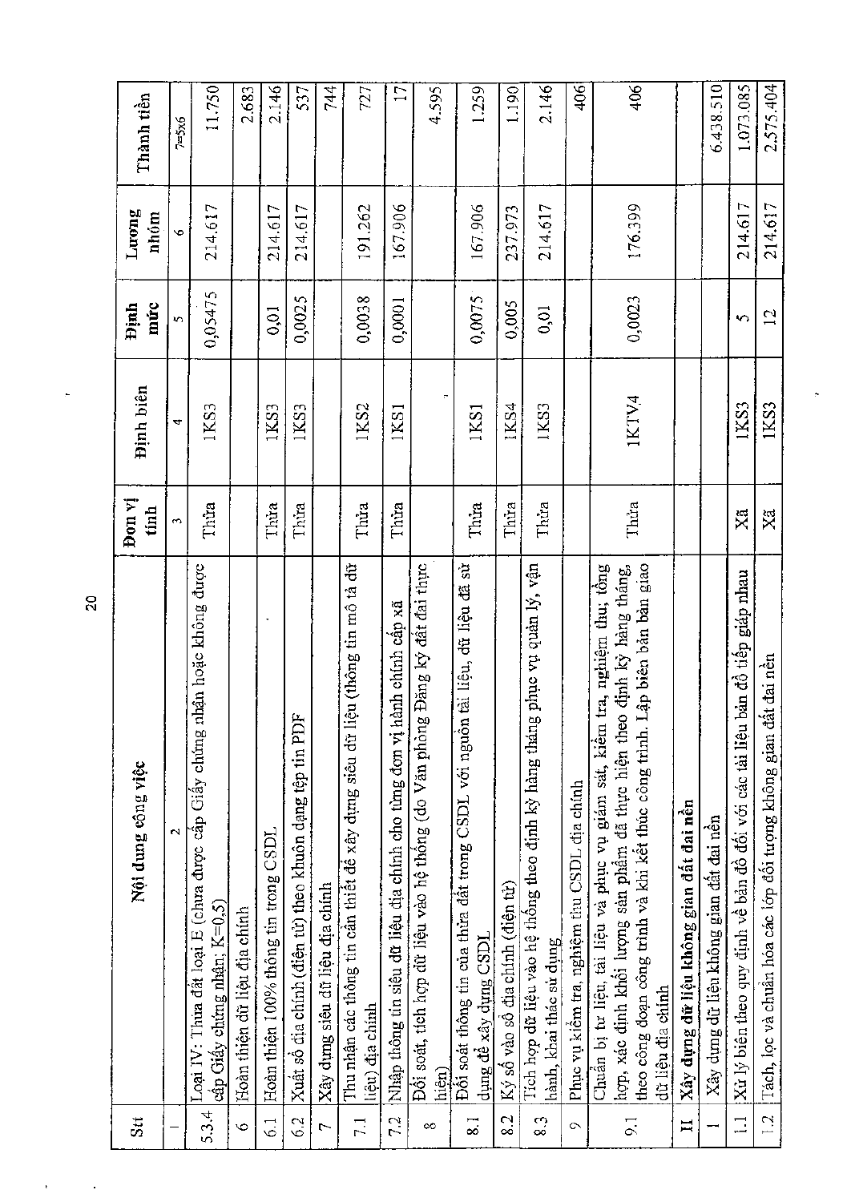| Stt | Nội dung công việc | Đơn vị tính | Định biên | Định mức | Lương nhóm | Thành tiền |
|---|---|---|---|---|---|---|
| 1 | 2 | 3 | 4 | 5 | 6 | 7=5x6 |
| 5.3.4 | Loại IV: Thửa đất loại E (chưa được cấp Giấy chứng nhận hoặc không được cấp Giấy chứng nhận; K=0,5) | Thửa | 1KS3 | 0,05475 | 214.617 | 11.750 |
| 6 | Hoàn thiện dữ liệu địa chính | | | | | 2.683 |
| 6.1 | Hoàn thiện 100% thông tin trong CSDL | Thửa | 1KS3 | 0,01 | 214.617 | 2.146 |
| 6.2 | Xuất sổ địa chính (điện tử) theo khuôn dạng tệp tin PDF | Thửa | 1KS3 | 0,0025 | 214.617 | 537 |
| 7 | Xây dựng siêu dữ liệu địa chính | | | | | 744 |
| 7.1 | Thu nhận các thông tin cần thiết để xây dựng siêu dữ liệu (thông tin mô tả dữ liệu) địa chính | Thửa | 1KS2 | 0,0038 | 191.262 | 727 |
| 7.2 | Nhập thông tin siêu dữ liệu địa chính cho từng đơn vị hành chính cấp xã | Thửa | 1KS1 | 0,0001 | 167.906 | 17 |
| 8 | Đối soát, tích hợp dữ liệu vào hệ thống (do Văn phòng Đăng ký đất đai thực hiện) | | | | | 4.595 |
| 8.1 | Đối soát thông tin của thửa đất trong CSDL với nguồn tài liệu, dữ liệu đã sử dụng để xây dựng CSDL | Thửa | 1KS1 | 0,0075 | 167.906 | 1.259 |
| 8.2 | Ký số vào sổ địa chính (điện tử) | Thửa | 1KS4 | 0,005 | 237.973 | 1.190 |
| 8.3 | Tích hợp dữ liệu vào hệ thống theo định kỳ hàng tháng phục vụ quản lý, vận hành, khai thác sử dụng | Thửa | 1KS3 | 0,01 | 214.617 | 2.146 |
| 9 | Phục vụ kiểm tra, nghiệm thu CSDL địa chính | | | | | 406 |
| 9.1 | Chuẩn bị tư liệu, tài liệu và phục vụ giám sát, kiểm tra, nghiệm thu; tổng hợp, xác định khối lượng sản phẩm đã thực hiện theo định kỳ hàng tháng, theo công đoạn công trình và khi kết thúc công trình. Lập biên bản bàn giao dữ liệu địa chính | Thửa | 1KTV4 | 0,0023 | 176.399 | 406 |
| II | **Xây dựng dữ liệu không gian đất đai nền** | | | | | |
| 1 | Xây dựng dữ liệu không gian đất đai nền | | | | | 6.438.510 |
| 1.1 | Xử lý biên theo quy định về bản đồ đối với các tài liệu bản đồ tiếp giáp nhau | Xã | 1KS3 | 5 | 214.617 | 1.073.085 |
| 1.2 | Tách, lọc và chuẩn hóa các lớp đối tượng không gian đất đai nền | Xã | 1KS3 | 12 | 214.617 | 2.575.404 |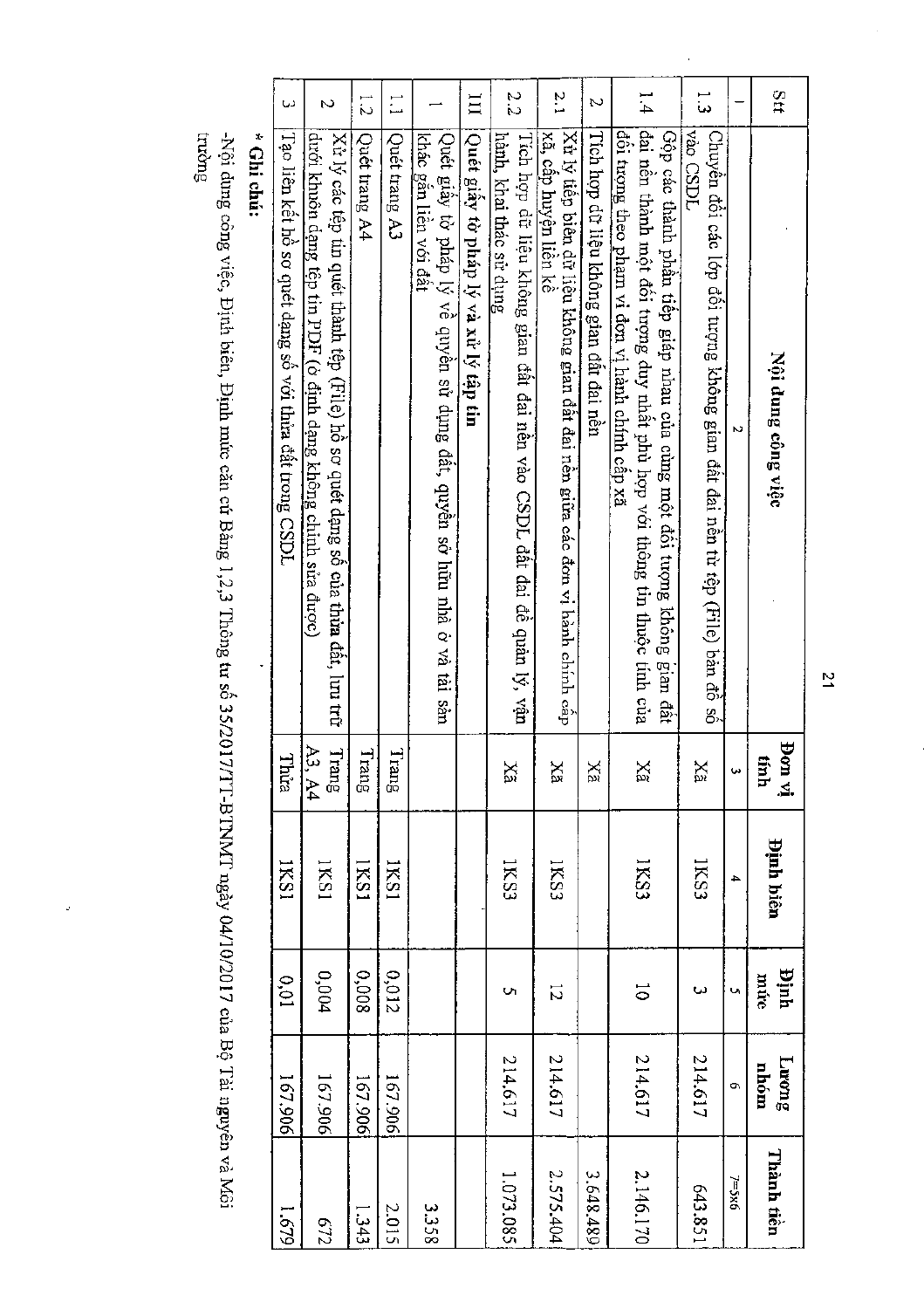| Stt | Nội dung công việc | Đơn vị tính | Định biên | Định mức | Lương nhóm | Thành tiền |
|---|---|---|---|---|---|---|
| 1 | 2 | 3 | 4 | 5 | 6 | 7=5x6 |
| 1.3 | Chuyển đổi các lớp đối tượng không gian đất đai nền từ tệp (File) bản đồ số vào CSDL | Xã | 1KS3 | 3 | 214.617 | 643.851 |
| 1.4 | Gộp các thành phần tiếp giáp nhau của cùng một đối tượng không gian đất đai nền thành một đối tượng duy nhất phù hợp với thông tin thuộc tính của đối tượng theo phạm vi đơn vị hành chính cấp xã | Xã | 1KS3 | 10 | 214.617 | 2.146.170 |
| 2 | Tích hợp dữ liệu không gian đất đai nền | Xã | | | | 3.648.489 |
| 2.1 | Xử lý tiếp biên dữ liệu không gian đất đai nền giữa các đơn vị hành chính cấp xã, cấp huyện liền kề | Xã | 1KS3 | 12 | 214.617 | 2.575.404 |
| 2.2 | Tích hợp dữ liệu không gian đất đai nền vào CSDL đất đai để quản lý, vận hành, khai thác sử dụng | Xã | 1KS3 | 5 | 214.617 | 1.073.085 |
| III | **Quét giấy tờ pháp lý và xử lý tập tin** | | | | | |
| 1 | Quét giấy tờ pháp lý về quyền sử dụng đất, quyền sở hữu nhà ở và tài sản khác gắn liền với đất | | | | | 3.358 |
| 1.1 | Quét trang A3 | Trang | 1KS1 | 0,012 | 167.906 | 2.015 |
| 1.2 | Quét trang A4 | Trang | 1KS1 | 0,008 | 167.906 | 1.343 |
| 2 | Xử lý các tệp tin quét thành tệp (File) hồ sơ quét dạng số của thửa đất, lưu trữ dưới khuôn dạng tệp tin PDF (ở định dạng không chỉnh sửa được) | Trang A3, A4 | 1KS1 | 0,004 | 167.906 | 672 |
| 3 | Tạo liên kết hồ sơ quét dạng số với thửa đất trong CSDL | Thửa | 1KS1 | 0,01 | 167.906 | 1.679 |

**\* Ghi chú:**

-Nội dung công việc, Định biên, Định mức căn cứ Bảng 1,2,3 Thông tư số 35/2017/TT-BTNMT ngày 04/10/2017 của Bộ Tài nguyên và Môi trường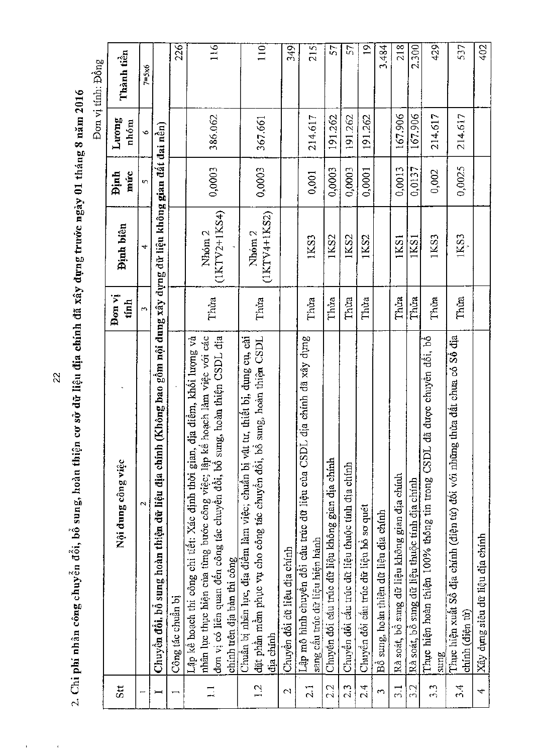## 2. Chi phí nhân công chuyển đổi, bổ sung, hoàn thiện cơ sở dữ liệu địa chính đã xây dựng trước ngày 01 tháng 8 năm 2016

Đơn vị tính: Đồng

| Stt | Nội dung công việc | Đơn vị tính | Định biên | Định mức | Lương nhóm | Thành tiền |
|---|---|---|---|---|---|---|
| 1 | 2 | 3 | 4 | 5 | 6 | 7=5x6 |
| **I** | **Chuyển đổi, bổ sung hoàn thiện dữ liệu địa chính (Không bao gồm nội dung xây dựng dữ liệu không gian đất đai nền)** | | | | | |
| 1 | Công tác chuẩn bị | | | | | 226 |
| 1.1 | Lập kế hoạch thi công chi tiết: Xác định thời gian, địa điểm, khối lượng và nhân lực thực hiện của từng bước công việc; lập kế hoạch làm việc với các đơn vị có liên quan đến công tác chuyển đổi, bổ sung, hoàn thiện CSDL địa chính trên địa bàn thi công | Thửa | Nhóm 2 (1KTV2+1KS4) | 0,0003 | 386.062 | 116 |
| 1.2 | Chuẩn bị nhân lực, địa điểm làm việc; chuẩn bị vật tư, thiết bị, dụng cụ, cài đặt phần mềm phục vụ cho công tác chuyển đổi, bổ sung, hoàn thiện CSDL địa chính | Thửa | Nhóm 2 (1KTV4+1KS2) | 0,0003 | 367.661 | 110 |
| 2 | Chuyển đổi dữ liệu địa chính | | | | | 349 |
| 2.1 | Lập mô hình chuyển đổi cấu trúc dữ liệu của CSDL địa chính đã xây dựng sang cấu trúc dữ liệu hiện hành | Thửa | 1KS3 | 0,001 | 214.617 | 215 |
| 2.2 | Chuyển đổi cấu trúc dữ liệu không gian địa chính | Thửa | 1KS2 | 0,0003 | 191.262 | 57 |
| 2.3 | Chuyển đổi cấu trúc dữ liệu thuộc tính địa chính | Thửa | 1KS2 | 0,0003 | 191.262 | 57 |
| 2.4 | Chuyển đổi cấu trúc dữ liệu hồ sơ quét | Thửa | 1KS2 | 0,0001 | 191.262 | 19 |
| 3 | Bổ sung, hoàn thiện dữ liệu địa chính | | | | | 3.484 |
| 3.1 | Rà soát, bổ sung dữ liệu không gian địa chính | Thửa | 1KS1 | 0,0013 | 167.906 | 218 |
| 3.2 | Rà soát, bổ sung dữ liệu thuộc tính địa chính | Thửa | 1KS1 | 0,0137 | 167.906 | 2.300 |
| 3.3 | Thực hiện hoàn thiện 100% thông tin trong CSDL đã được chuyển đổi, bổ sung | Thửa | 1KS3 | 0,002 | 214.617 | 429 |
| 3.4 | Thực hiện xuất Sổ địa chính (điện tử) đối với những thửa đất chưa có Sổ địa chính (điện tử) | Thửa | 1KS3 | 0,0025 | 214.617 | 537 |
| 4 | Xây dựng siêu dữ liệu địa chính | | | | | 402 |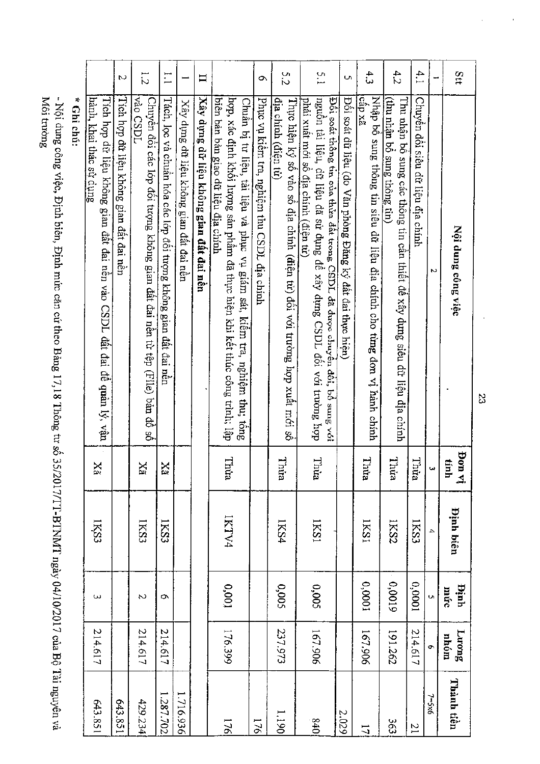| Stt | Nội dung công việc | Đơn vị tính | Định biên | Định mức | Lương nhóm | Thành tiền |
|---|---|---|---|---|---|---|
| 1 | 2 | 3 | 4 | 5 | 6 | 7=5x6 |
| 4.1 | Chuyển đổi siêu dữ liệu địa chính | Thửa | 1KS3 | 0,0001 | 214.617 | 21 |
| 4.2 | Thu nhận bổ sung các thông tin cần thiết để xây dựng siêu dữ liệu địa chính (thu nhận bổ sung thông tin) | Thửa | 1KS2 | 0,0019 | 191.262 | 363 |
| 4.3 | Nhập bổ sung thông tin siêu dữ liệu địa chính cho từng đơn vị hành chính cấp xã | Thửa | 1KS1 | 0,0001 | 167.906 | 17 |
| 5 | Đối soát dữ liệu (do Văn phòng Đăng ký đất đai thực hiện) | | | | | 2.029 |
| 5.1 | Đối soát thông tin của thửa đất trong CSDL đã được chuyển đổi, bổ sung với nguồn tài liệu, dữ liệu đã sử dụng để xây dựng CSDL đối với trường hợp phải xuất mới sổ địa chính (điện tử) | Thửa | 1KS1 | 0,005 | 167.906 | 840 |
| 5.2 | Thực hiện ký số vào sổ địa chính (điện tử) đối với trường hợp xuất mới sổ địa chính (điện tử) | Thửa | 1KS4 | 0,005 | 237.973 | 1.190 |
| 6 | Phục vụ kiểm tra, nghiệm thu CSDL địa chính | | | | | 176 |
| | Chuẩn bị tư liệu, tài liệu và phục vụ giám sát, kiểm tra, nghiệm thu; tổng hợp, xác định khối lượng sản phẩm đã thực hiện khi kết thúc công trình; lập biên bản bàn giao dữ liệu địa chính | Thửa | 1KTV4 | 0,001 | 176.399 | 176 |
| **II** | **Xây dựng dữ liệu không gian đất đai nền** | | | | | |
| 1 | Xây dựng dữ liệu không gian đất đai nền | | | | | 1.716.936 |
| 1.1 | Tách, lọc và chuẩn hóa các lớp đối tượng không gian đất đai nền | Xã | 1KS3 | 6 | 214.617 | 1.287.702 |
| 1.2 | Chuyển đổi các lớp đối tượng không gian đất đai nền từ tệp (File) bản đồ số vào CSDL | Xã | 1KS3 | 2 | 214.617 | 429.234 |
| 2 | Tích hợp dữ liệu không gian đất đai nền | | | | | 643.851 |
| | Tích hợp dữ liệu không gian đất đai nền vào CSDL đất đai để quản lý, vận hành, khai thác sử dụng | Xã | 1KS3 | 3 | 214.617 | 643.851 |

**\* Ghi chú:**

- Nội dung công việc, Định biên, Định mức căn cứ theo Bảng 17, 18 Thông tư số 35/2017/TT-BTNMT ngày 04/10/2017 của Bộ Tài nguyên và Môi trường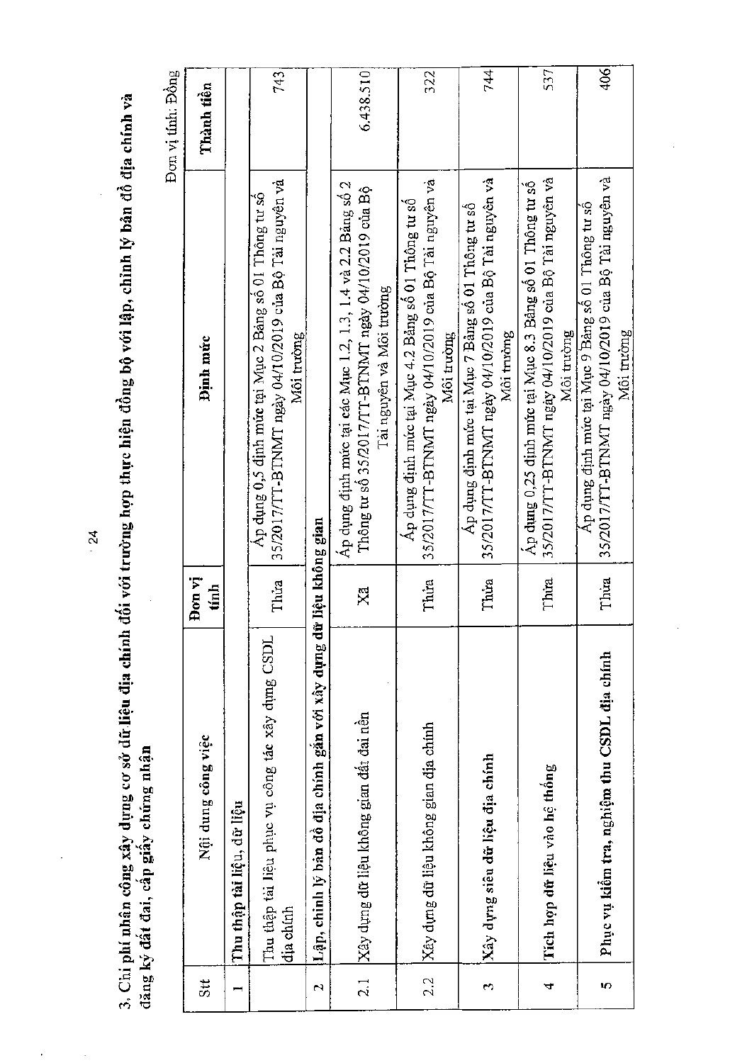3. Chi phí nhân công xây dựng cơ sở dữ liệu địa chính đối với trường hợp thực hiện đồng bộ với lập, chỉnh lý bản đồ địa chính và đăng ký đất đai, cấp giấy chứng nhận

Đơn vị tính: Đồng

| Stt | Nội dung công việc | Đơn vị tính | Định mức | Thành tiền |
|---|---|---|---|---|
| 1 | **Thu thập tài liệu, dữ liệu** | | | |
| | Thu thập tài liệu phục vụ công tác xây dựng CSDL địa chính | Thửa | Áp dụng 0,5 định mức tại Mục 2 Bảng số 01 Thông tư số 35/2017/TT-BTNMT ngày 04/10/2019 của Bộ Tài nguyên và Môi trường | 743 |
| 2 | **Lập, chỉnh lý bản đồ địa chính gắn với xây dựng dữ liệu không gian** | | | |
| 2.1 | Xây dựng dữ liệu không gian đất đai nền | Xã | Áp dụng định mức tại các Mục 1.2, 1.3, 1.4 và 2.2 Bảng số 2 Thông tư số 35/2017/TT-BTNMT ngày 04/10/2019 của Bộ Tài nguyên và Môi trường | 6.438.510 |
| 2.2 | Xây dựng dữ liệu không gian địa chính | Thửa | Áp dụng định mức tại Mục 4.2 Bảng số 01 Thông tư số 35/2017/TT-BTNMT ngày 04/10/2019 của Bộ Tài nguyên và Môi trường | 322 |
| 3 | **Xây dựng siêu dữ liệu địa chính** | Thửa | Áp dụng định mức tại Mục 7 Bảng số 01 Thông tư số 35/2017/TT-BTNMT ngày 04/10/2019 của Bộ Tài nguyên và Môi trường | 744 |
| 4 | **Tích hợp dữ liệu vào hệ thống** | Thửa | Áp dụng 0,25 định mức tại Mục 8.3 Bảng số 01 Thông tư số 35/2017/TT-BTNMT ngày 04/10/2019 của Bộ Tài nguyên và Môi trường | 537 |
| 5 | **Phục vụ kiểm tra, nghiệm thu CSDL địa chính** | Thửa | Áp dụng định mức tại Mục 9 Bảng số 01 Thông tư số 35/2017/TT-BTNMT ngày 04/10/2019 của Bộ Tài nguyên và Môi trường | 406 |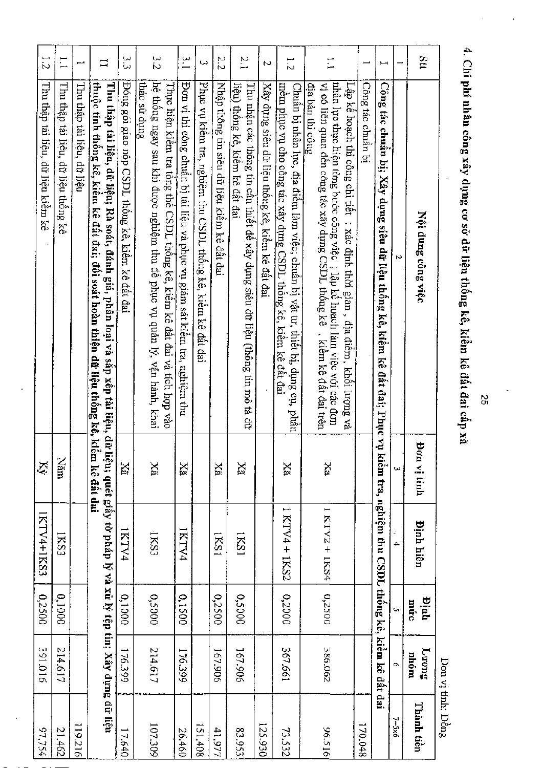## 4. Chi phí nhân công xây dựng cơ sở dữ liệu thống kê, kiểm kê đất đai cấp xã

Đơn vị tính: Đồng

| Stt | Nội dung công việc | Đơn vị tính | Định biên | Định mức | Lương nhóm | Thành tiền |
|---|---|---|---|---|---|---|
| 1 | 2 | 3 | 4 | 5 | 6 | 7=5x6 |
| **I** | **Công tác chuẩn bị; Xây dựng siêu dữ liệu thống kê, kiểm kê đất đai; Phục vụ kiểm tra, nghiệm thu CSDL thống kê, kiểm kê đất đai** | | | | | |
| 1 | Công tác chuẩn bị | | | | | 170.048 |
| 1.1 | Lập kế hoạch thi công chi tiết : xác định thời gian , địa điểm , khối lượng và nhân lực thực hiện từng bước công việc ; lập kế hoạch làm việc với các đơn vị có liên quan đến công tác xây dựng CSDL thống kê , kiểm kê đất đai trên địa bàn thi công | Xã | 1 KTV2 + 1KS4 | 0,2500 | 386.062 | 96.516 |
| 1.2 | Chuẩn bị nhân lực, địa điểm làm việc; chuẩn bị vật tư, thiết bị, dụng cụ, phần mềm phục vụ cho công tác xây dựng CSDL thống kê, kiểm kê đất đai | Xã | 1 KTV4 + 1KS2 | 0,2000 | 367.661 | 73.532 |
| 2 | Xây dựng siêu dữ liệu thống kê, kiểm kê đất đai | | | | | 125.930 |
| 2.1 | Thu nhận các thông tin cần thiết để xây dựng siêu dữ liệu (thông tin mô tả dữ liệu) thống kê, kiểm kê đất đai | Xã | 1KS1 | 0,5000 | 167.906 | 83.953 |
| 2.2 | Nhập thông tin siêu dữ liệu kiểm kê đất đai | Xã | 1KS1 | 0,2500 | 167.906 | 41.977 |
| 3 | Phục vụ kiểm tra, nghiệm thu CSDL thống kê, kiểm kê đất đai | | | | | 151.408 |
| 3.1 | Đơn vị thi công chuẩn bị tài liệu và phục vụ giám sát kiểm tra, nghiệm thu | Xã | 1KTV4 | 0,1500 | 176.399 | 26.460 |
| 3.2 | Thực hiện kiểm tra tổng thể CSDL thống kê, kiểm kê đất đai và tích hợp vào hệ thống ngay sau khi được nghiệm thu để phục vụ quản lý, vận hành, khai thác sử dụng | Xã | 1KS3 | 0,5000 | 214.617 | 107.309 |
| 3.3 | Đóng gói giao nộp CSDL thống kê, kiểm kê đất đai | Xã | 1KTV4 | 0,1000 | 176.399 | 17.640 |
| **II** | **Thu thập tài liệu, dữ liệu; Rà soát, đánh giá, phân loại và sắp xếp tài liệu, dữ liệu; quét giấy tờ pháp lý và xử lý tệp tin; Xây dựng dữ liệu thuộc tính thống kê, kiểm kê đất đai; đối soát hoàn thiện dữ liệu thống kê, kiểm kê đất đai** | | | | | |
| 1 | Thu thập tài liệu, dữ liệu | | | | | 119.216 |
| 1.1 | Thu thập tài liệu, dữ liệu thống kê | Năm | 1KS3 | 0,1000 | 214.617 | 21.462 |
| 1.2 | Thu thập tài liệu, dữ liệu kiểm kê | Kỳ | 1KTV4+1KS3 | 0,2500 | 391.016 | 97.754 |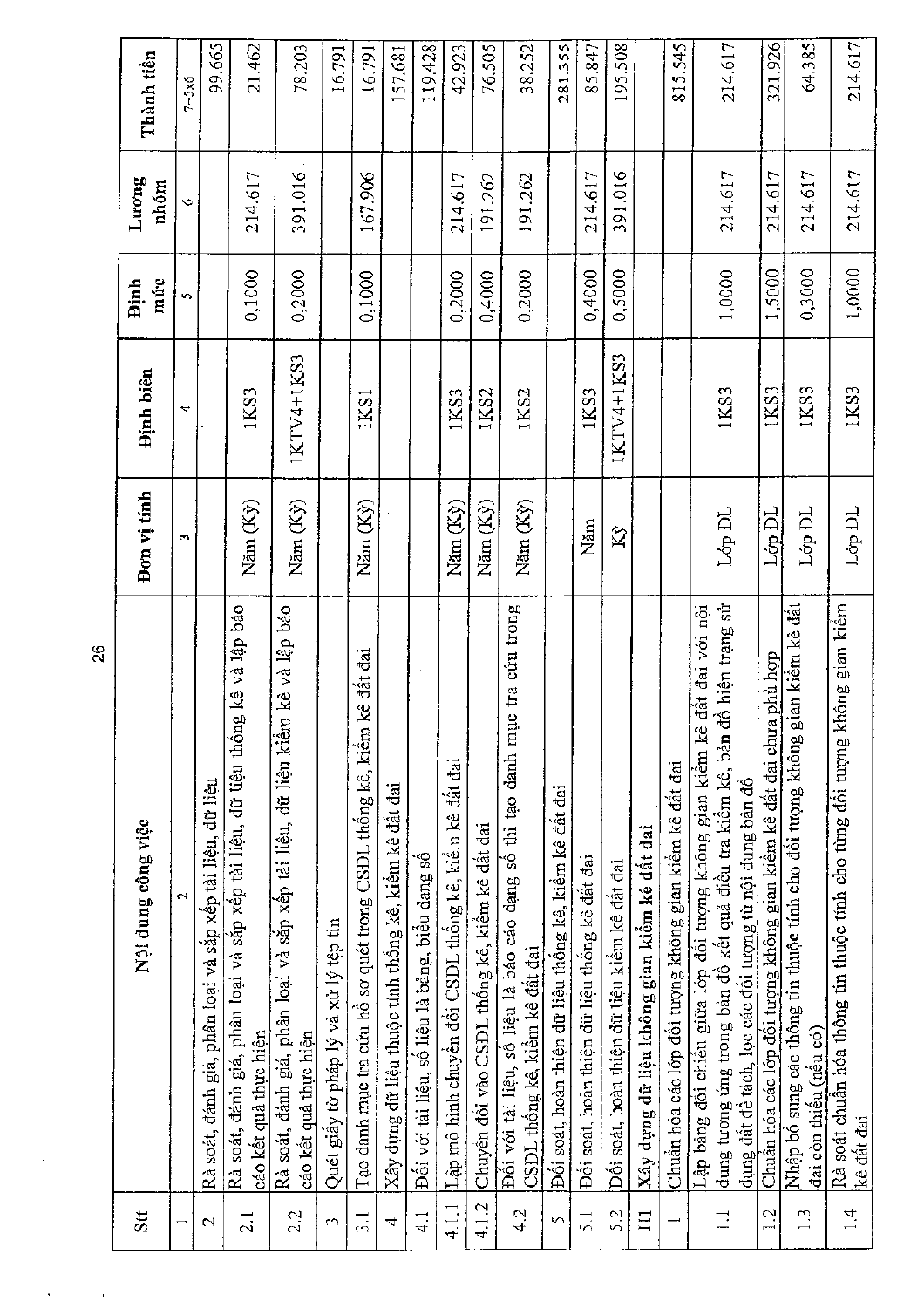| Stt | Nội dung công việc | Đơn vị tính | Định biên | Định mức | Lương nhóm | Thành tiền |
|---|---|---|---|---|---|---|
| 1 | 2 | 3 | 4 | 5 | 6 | 7=5x6 |
| 2 | Rà soát, đánh giá, phân loại và sắp xếp tài liệu, dữ liệu | | | | | 99.665 |
| 2.1 | Rà soát, đánh giá, phân loại và sắp xếp tài liệu, dữ liệu thống kê và lập báo cáo kết quả thực hiện | Năm (Kỳ) | 1KS3 | 0,1000 | 214.617 | 21.462 |
| 2.2 | Rà soát, đánh giá, phân loại và sắp xếp tài liệu, dữ liệu kiểm kê và lập báo cáo kết quả thực hiện | Năm (Kỳ) | 1KTV4+1KS3 | 0,2000 | 391.016 | 78.203 |
| 3 | Quét giấy tờ pháp lý và xử lý tệp tin | | | | | 16.791 |
| 3.1 | Tạo danh mục tra cứu hồ sơ quét trong CSDL thống kê, kiểm kê đất đai | Năm (Kỳ) | 1KS1 | 0,1000 | 167.906 | 16.791 |
| 4 | Xây dựng dữ liệu thuộc tính thống kê, kiểm kê đất đai | | | | | 157.681 |
| 4.1 | Đối với tài liệu, số liệu là bảng, biểu dạng số | | | | | 119.428 |
| 4.1.1 | Lập mô hình chuyển đổi CSDL thống kê, kiểm kê đất đai | Năm (Kỳ) | 1KS3 | 0,2000 | 214.617 | 42.923 |
| 4.1.2 | Chuyển đổi vào CSDL thống kê, kiểm kê đất đai | Năm (Kỳ) | 1KS2 | 0,4000 | 191.262 | 76.505 |
| 4.2 | Đối với tài liệu, số liệu là báo cáo dạng số thì tạo danh mục tra cứu trong CSDL thống kê, kiểm kê đất đai | Năm (Kỳ) | 1KS2 | 0,2000 | 191.262 | 38.252 |
| 5 | Đối soát, hoàn thiện dữ liệu thống kê, kiểm kê đất đai | | | | | 281.355 |
| 5.1 | Đối soát, hoàn thiện dữ liệu thống kê đất đai | Năm | 1KS3 | 0,4000 | 214.617 | 85.847 |
| 5.2 | Đối soát, hoàn thiện dữ liệu kiểm kê đất đai | Kỳ | 1KTV4+1KS3 | 0,5000 | 391.016 | 195.508 |
| III | **Xây dựng dữ liệu không gian kiểm kê đất đai** | | | | | |
| 1 | Chuẩn hóa các lớp đối tượng không gian kiểm kê đất đai | | | | | 815.545 |
| 1.1 | Lập bảng đối chiếu giữa lớp đối tượng không gian kiểm kê đất đai với nội dung tương ứng trong bản đồ kết quả điều tra kiểm kê, bản đồ hiện trạng sử dụng đất để tách, lọc các đối tượng từ nội dung bản đồ | Lớp DL | 1KS3 | 1,0000 | 214.617 | 214.617 |
| 1.2 | Chuẩn hóa các lớp đối tượng không gian kiểm kê đất đai chưa phù hợp | Lớp DL | 1KS3 | 1,5000 | 214.617 | 321.926 |
| 1.3 | Nhập bổ sung các thông tin thuộc tính cho đối tượng không gian kiểm kê đất đai còn thiếu (nếu có) | Lớp DL | 1KS3 | 0,3000 | 214.617 | 64.385 |
| 1.4 | Rà soát chuẩn hóa thông tin thuộc tính cho từng đối tượng không gian kiểm kê đất đai | Lớp DL | 1KS3 | 1,0000 | 214.617 | 214.617 |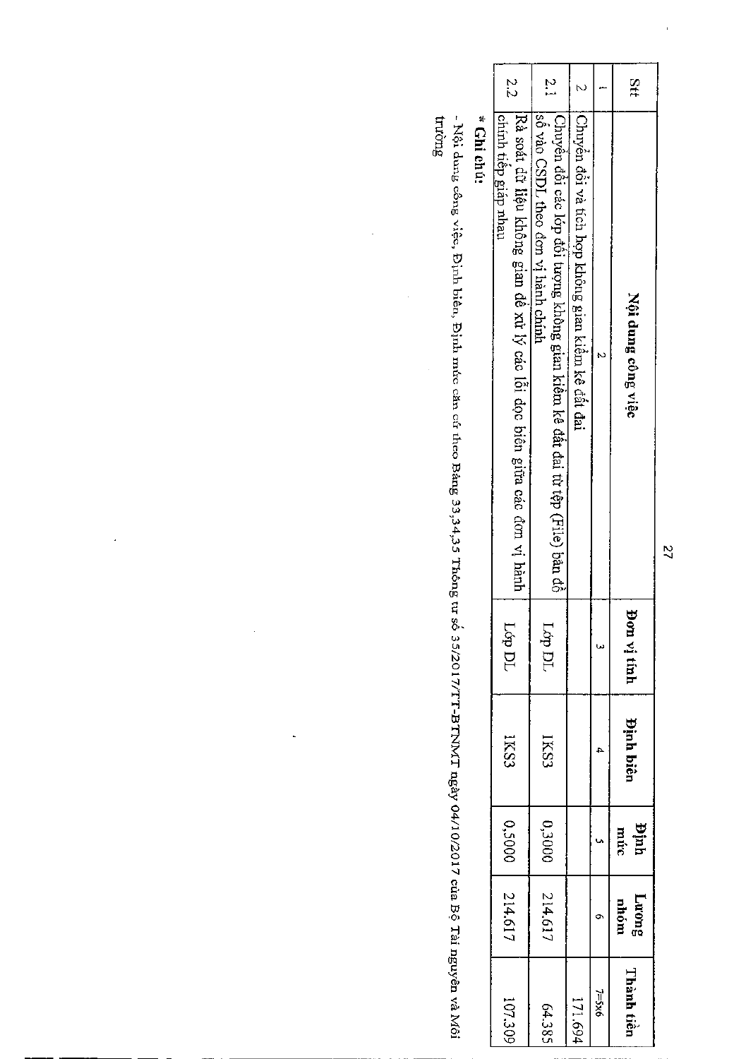| Stt | Nội dung công việc | Đơn vị tính | Định biên | Định mức | Lương nhóm | Thành tiền |
|---|---|---|---|---|---|---|
| 1 | 2 | 3 | 4 | 5 | 6 | 7=5x6 |
| 2 | Chuyển đổi và tích hợp không gian kiểm kê đất đai | | | | | 171.694 |
| 2.1 | Chuyển đổi các lớp đối tượng không gian kiểm kê đất đai từ tệp (File) bản đồ số vào CSDL theo đơn vị hành chính | Lớp DL | 1KS3 | 0,3000 | 214.617 | 64.385 |
| 2.2 | Rà soát dữ liệu không gian để xử lý các lỗi dọc biên giữa các đơn vị hành chính tiếp giáp nhau | Lớp DL | 1KS3 | 0,5000 | 214.617 | 107.309 |

**\* Ghi chú:**

- Nội dung công việc, Định biên, Định mức căn cứ theo Bảng 33,34,35 Thông tư số 35/2017/TT-BTNMT ngày 04/10/2017 của Bộ Tài nguyên và Môi trường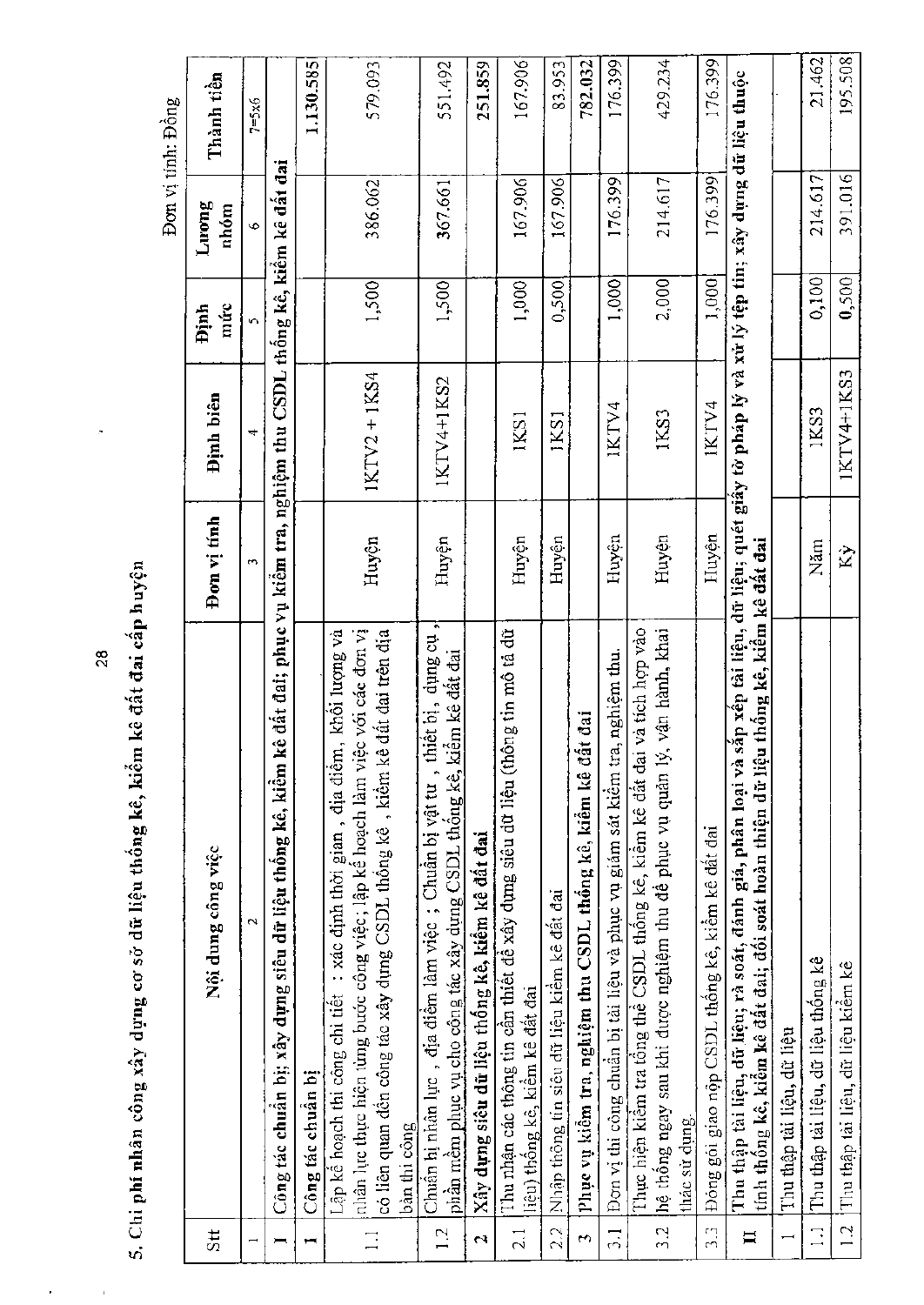5. Chi phí nhân công xây dựng cơ sở dữ liệu thống kê, kiểm kê đất đai cấp huyện

Đơn vị tính: Đồng

| Stt | Nội dung công việc | Đơn vị tính | Định biên | Định mức | Lương nhóm | Thành tiền |
|---|---|---|---|---|---|---|
| 1 | 2 | 3 | 4 | 5 | 6 | 7=5x6 |
| I | Công tác chuẩn bị; xây dựng siêu dữ liệu thống kê, kiểm kê đất đai; phục vụ kiểm tra, nghiệm thu CSDL thống kê, kiểm kê đất đai | | | | | |
| 1 | Công tác chuẩn bị | | | | | 1.130.585 |
| 1.1 | Lập kế hoạch thi công chi tiết : xác định thời gian , địa điểm, khối lượng và nhân lực thực hiện từng bước công việc; lập kế hoạch làm việc với các đơn vị có liên quan đến công tác xây dựng CSDL thống kê , kiểm kê đất đai trên địa bàn thi công | Huyện | 1KTV2 + 1KS4 | 1,500 | 386.062 | 579.093 |
| 1.2 | Chuẩn bị nhân lực , địa điểm làm việc ; Chuẩn bị vật tư , thiết bị, dụng cụ , phần mềm phục vụ cho công tác xây dựng CSDL thống kê, kiểm kê đất đai | Huyện | 1KTV4+1KS2 | 1,500 | 367.661 | 551.492 |
| 2 | Xây dựng siêu dữ liệu thống kê, kiểm kê đất đai | | | | | 251.859 |
| 2.1 | Thu nhận các thông tin cần thiết để xây dựng siêu dữ liệu (thông tin mô tả dữ liệu) thống kê, kiểm kê đất đai | Huyện | 1KS1 | 1,000 | 167.906 | 167.906 |
| 2.2 | Nhập thông tin siêu dữ liệu kiểm kê đất đai | Huyện | 1KS1 | 0,500 | 167.906 | 83.953 |
| 3 | Phục vụ kiểm tra, nghiệm thu CSDL thống kê, kiểm kê đất đai | | | | | 782.032 |
| 3.1 | Đơn vị thi công chuẩn bị tài liệu và phục vụ giám sát kiểm tra, nghiệm thu. | Huyện | 1KTV4 | 1,000 | 176.399 | 176.399 |
| 3.2 | Thực hiện kiểm tra tổng thể CSDL thống kê, kiểm kê đất đai và tích hợp vào hệ thống ngay sau khi được nghiệm thu để phục vụ quản lý, vận hành, khai thác sử dụng. | Huyện | 1KS3 | 2,000 | 214.617 | 429.234 |
| 3.3 | Đóng gói giao nộp CSDL thống kê, kiểm kê đất đai | Huyện | 1KTV4 | 1,000 | 176.399 | 176.399 |
| II | Thu thập tài liệu, dữ liệu; rà soát, đánh giá, phân loại và sắp xếp tài liệu, dữ liệu; quét giấy tờ pháp lý và xử lý tệp tin; xây dựng dữ liệu thuộc tính thống kê, kiểm kê đất đai; đối soát hoàn thiện dữ liệu thống kê, kiểm kê đất đai | | | | | |
| 1 | Thu thập tài liệu, dữ liệu | | | | | |
| 1.1 | Thu thập tài liệu, dữ liệu thống kê | Năm | 1KS3 | 0,100 | 214.617 | 21.462 |
| 1.2 | Thu thập tài liệu, dữ liệu kiểm kê | Kỳ | 1KTV4+1KS3 | 0,500 | 391.016 | 195.508 |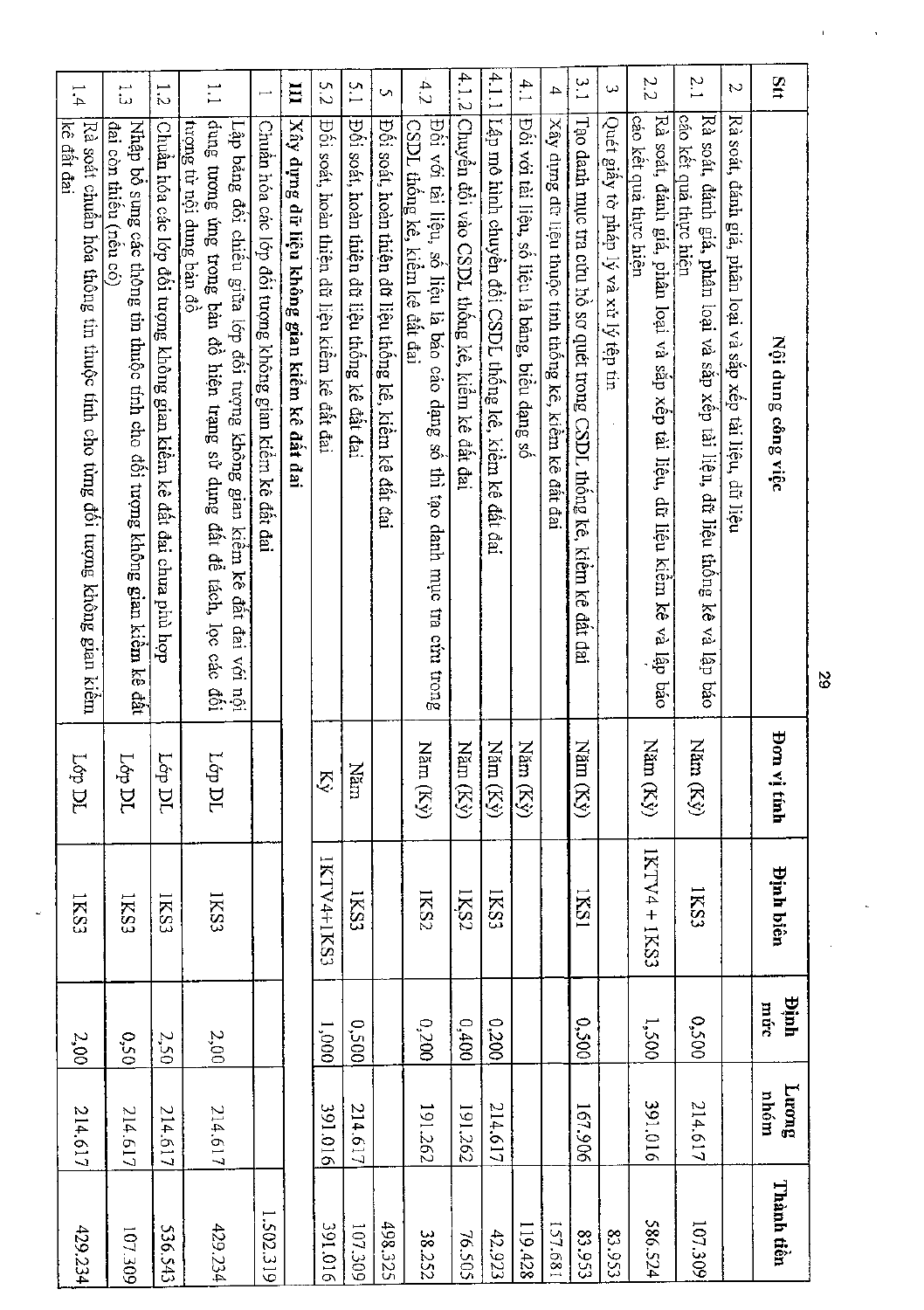| Stt | Nội dung công việc | Đơn vị tính | Định biên | Định mức | Lương nhóm | Thành tiền |
|---|---|---|---|---|---|---|
| 2 | Rà soát, đánh giá, phân loại và sắp xếp tài liệu, dữ liệu | | | | | |
| 2.1 | Rà soát, đánh giá, phân loại và sắp xếp tài liệu, dữ liệu thống kê và lập báo cáo kết quả thực hiện | Năm (Kỳ) | 1KS3 | 0,500 | 214.617 | 107.309 |
| 2.2 | Rà soát, đánh giá, phân loại và sắp xếp tài liệu, dữ liệu kiểm kê và lập báo cáo kết quả thực hiện | Năm (Kỳ) | 1KTV4 + 1KS3 | 1,500 | 391.016 | 586.524 |
| 3 | Quét giấy tờ pháp lý và xử lý tệp tin | | | | | 83.953 |
| 3.1 | Tạo danh mục tra cứu hồ sơ quét trong CSDL thống kê, kiểm kê đất đai | Năm (Kỳ) | 1KS1 | 0,500 | 167.906 | 83.953 |
| 4 | Xây dựng dữ liệu thuộc tính thống kê, kiểm kê đất đai | | | | | 157.681 |
| 4.1 | Đối với tài liệu, số liệu là bảng, biểu dạng số | Năm (Kỳ) | | | | 119.428 |
| 4.1.1 | Lập mô hình chuyển đổi CSDL thống kê, kiểm kê đất đai | Năm (Kỳ) | 1KS3 | 0,200 | 214.617 | 42.923 |
| 4.1.2 | Chuyển đổi vào CSDL thống kê, kiểm kê đất đai | Năm (Kỳ) | 1KS2 | 0,400 | 191.262 | 76.505 |
| 4.2 | Đối với tài liệu, số liệu là báo cáo dạng số thì tạo danh mục tra cứu trong CSDL thống kê, kiểm kê đất đai | Năm (Kỳ) | 1KS2 | 0,200 | 191.262 | 38.252 |
| 5 | Đối soát, hoàn thiện dữ liệu thống kê, kiểm kê đất đai | | | | | 498.325 |
| 5.1 | Đối soát, hoàn thiện dữ liệu thống kê đất đai | Năm | 1KS3 | 0,500 | 214.617 | 107.309 |
| 5.2 | Đối soát, hoàn thiện dữ liệu kiểm kê đất đai | Kỳ | 1KTV4+1KS3 | 1,000 | 391.016 | 391.016 |
| **III** | **Xây dựng dữ liệu không gian kiểm kê đất đai** | | | | | |
| 1 | Chuẩn hóa các lớp đối tượng không gian kiểm kê đất đai | | | | | 1.502.319 |
| 1.1 | Lập bảng đối chiếu giữa lớp đối tượng không gian kiểm kê đất đai với nội dung tương ứng trong bản đồ hiện trạng sử dụng đất để tách, lọc các đối tượng từ nội dung bản đồ | Lớp DL | 1KS3 | 2,00 | 214.617 | 429.234 |
| 1.2 | Chuẩn hóa các lớp đối tượng không gian kiểm kê đất đai chưa phù hợp | Lớp DL | 1KS3 | 2,50 | 214.617 | 536.543 |
| 1.3 | Nhập bổ sung các thông tin thuộc tính cho đối tượng không gian kiểm kê đất đai còn thiếu (nếu có) | Lớp DL | 1KS3 | 0,50 | 214.617 | 107.309 |
| 1.4 | Rà soát chuẩn hóa thông tin thuộc tính cho từng đối tượng không gian kiểm kê đất đai | Lớp DL | 1KS3 | 2,00 | 214.617 | 429.234 |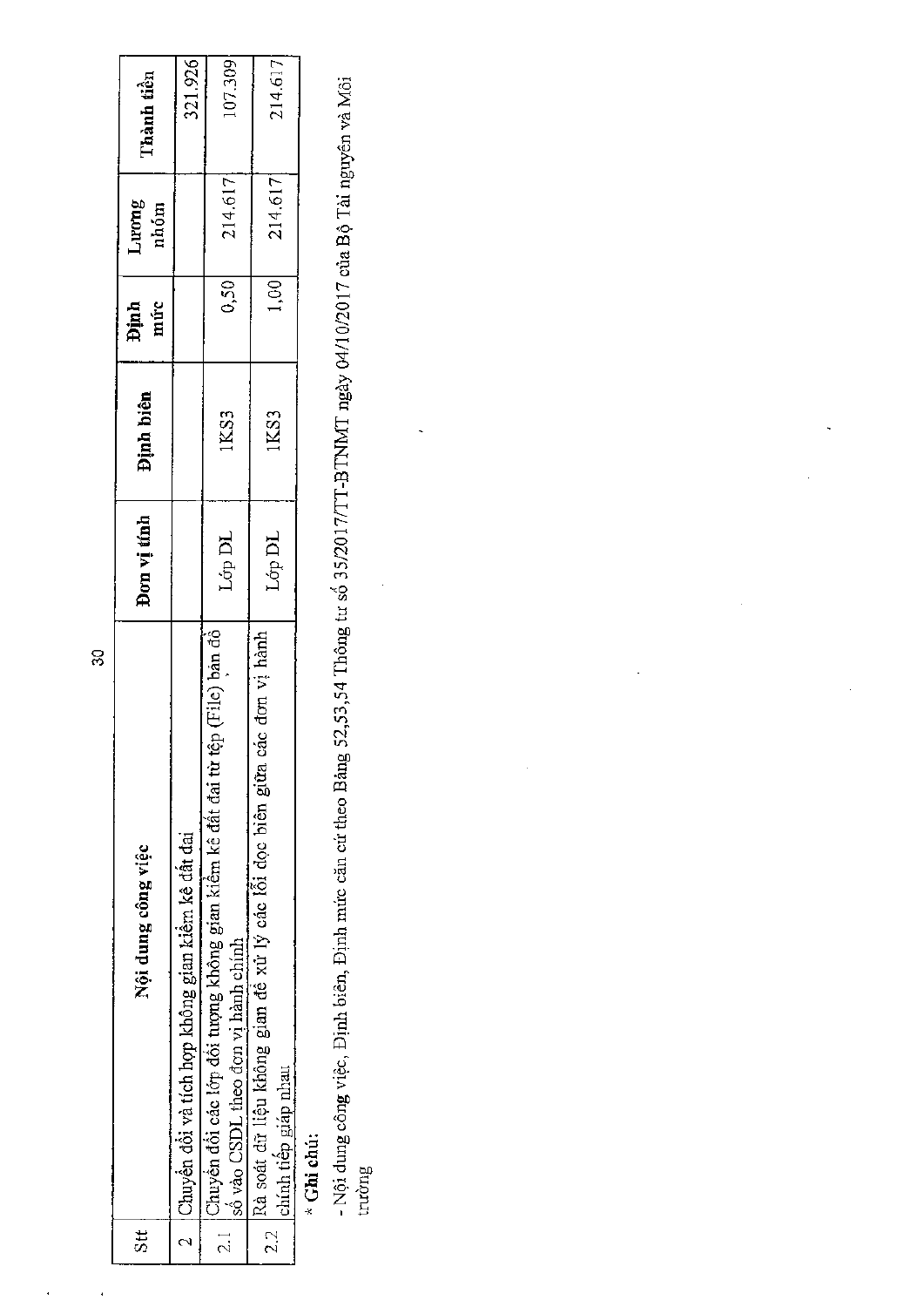| Stt | Nội dung công việc | Đơn vị tính | Định biên | Định mức | Lương nhóm | Thành tiền |
|---|---|---|---|---|---|---|
| 2 | Chuyển đổi và tích hợp không gian kiểm kê đất đai | | | | | 321.926 |
| 2.1 | Chuyển đổi các lớp đối tượng không gian kiểm kê đất đai từ tệp (File) bản đồ số vào CSDL theo đơn vị hành chính | Lớp DL | 1KS3 | 0,50 | 214.617 | 107.309 |
| 2.2 | Rà soát dữ liệu không gian để xử lý các lỗi dọc biên giữa các đơn vị hành chính tiếp giáp nhau | Lớp DL | 1KS3 | 1,00 | 214.617 | 214.617 |

**\* Ghi chú:**

- Nội dung công việc, Định biên, Định mức căn cứ theo Bảng 52,53,54 Thông tư số 35/2017/TT-BTNMT ngày 04/10/2017 của Bộ Tài nguyên và Môi trường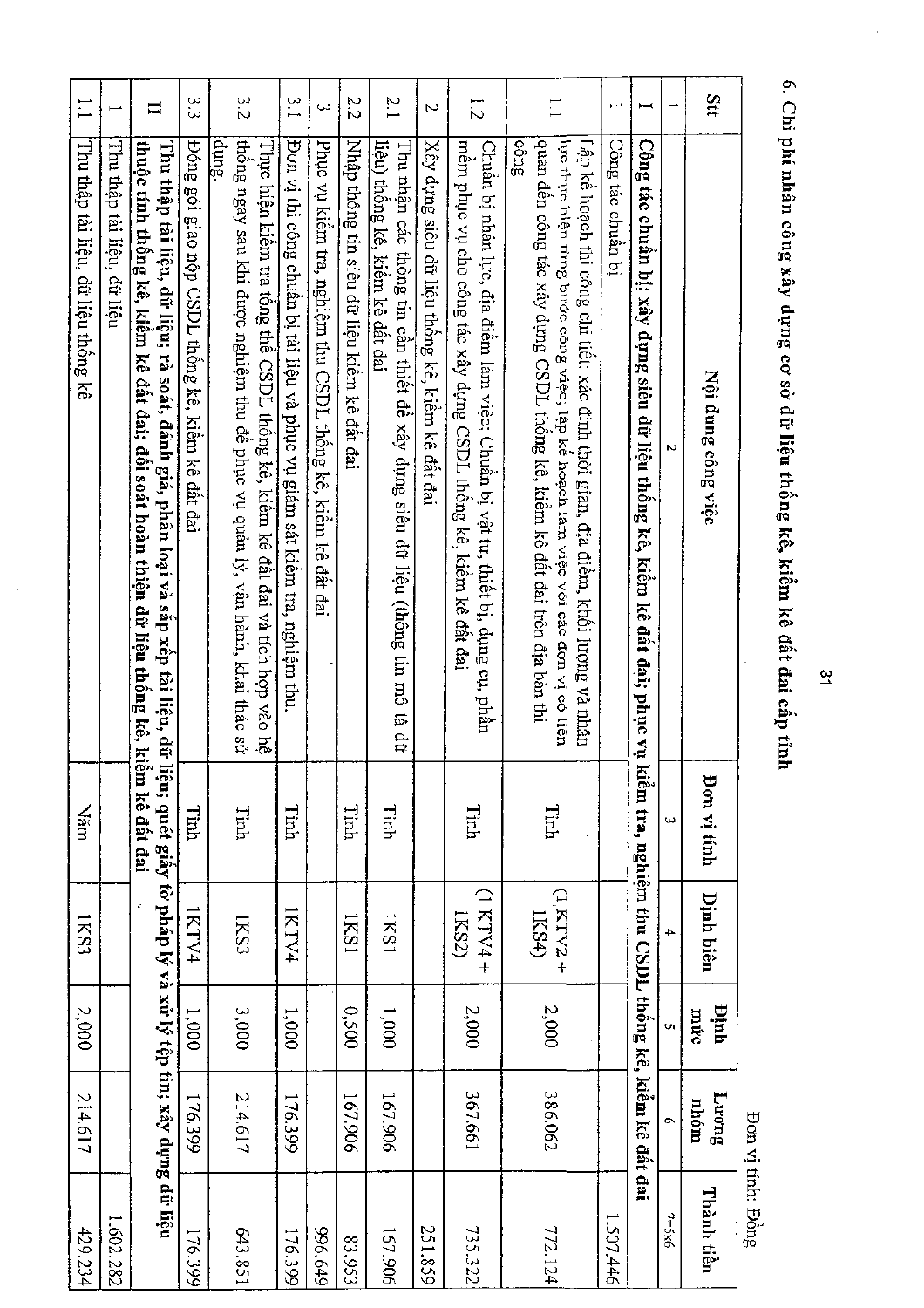6. Chi phí nhân công xây dựng cơ sở dữ liệu thống kê, kiểm kê đất đai cấp tỉnh

Đơn vị tính: Đồng

| Stt | Nội dung công việc | Đơn vị tính | Định biên | Định mức | Lương nhóm | Thành tiền |
|---|---|---|---|---|---|---|
| 1 | 2 | 3 | 4 | 5 | 6 | 7=5x6 |
| **I** | **Công tác chuẩn bị; xây dựng siêu dữ liệu thống kê, kiểm kê đất đai; phục vụ kiểm tra, nghiệm thu CSDL thống kê, kiểm kê đất đai** | | | | | |
| 1 | Công tác chuẩn bị | | | | | 1.507.446 |
| 1.1 | Lập kế hoạch thi công chi tiết: xác định thời gian, địa điểm, khối lượng và nhân lực thực hiện từng bước công việc; lập kế hoạch làm việc với các đơn vị có liên quan đến công tác xây dựng CSDL thống kê, kiểm kê đất đai trên địa bàn thi công | Tỉnh | (1 KTV2 + 1KS4) | 2,000 | 386.062 | 772.124 |
| 1.2 | Chuẩn bị nhân lực, địa điểm làm việc; Chuẩn bị vật tư, thiết bị, dụng cụ, phần mềm phục vụ cho công tác xây dựng CSDL thống kê, kiểm kê đất đai | Tỉnh | (1 KTV4 + 1KS2) | 2,000 | 367.661 | 735.322 |
| 2 | Xây dựng siêu dữ liệu thống kê, kiểm kê đất đai | | | | | 251.859 |
| 2.1 | Thu nhận các thông tin cần thiết để xây dựng siêu dữ liệu (thông tin mô tả dữ liệu) thống kê, kiểm kê đất đai | Tỉnh | 1KS1 | 1,000 | 167.906 | 167.906 |
| 2.2 | Nhập thông tin siêu dữ liệu kiểm kê đất đai | Tỉnh | 1KS1 | 0,500 | 167.906 | 83.953 |
| 3 | Phục vụ kiểm tra, nghiệm thu CSDL thống kê, kiểm kê đất đai | | | | | 996.649 |
| 3.1 | Đơn vị thi công chuẩn bị tài liệu và phục vụ giám sát kiểm tra, nghiệm thu. | Tỉnh | 1KTV4 | 1,000 | 176.399 | 176.399 |
| 3.2 | Thực hiện kiểm tra tổng thể CSDL thống kê, kiểm kê đất đai và tích hợp vào hệ thống ngay sau khi được nghiệm thu để phục vụ quản lý, vận hành, khai thác sử dụng. | Tỉnh | 1KS3 | 3,000 | 214.617 | 643.851 |
| 3.3 | Đóng gói giao nộp CSDL thống kê, kiểm kê đất đai | Tỉnh | 1KTV4 | 1,000 | 176.399 | 176.399 |
| **II** | **Thu thập tài liệu, dữ liệu; rà soát, đánh giá, phân loại và sắp xếp tài liệu, dữ liệu; quét giấy tờ pháp lý và xử lý tệp tin; xây dựng dữ liệu thuộc tính thống kê, kiểm kê đất đai; đối soát hoàn thiện dữ liệu thống kê, kiểm kê đất đai** | | | | | |
| 1 | Thu thập tài liệu, dữ liệu | | | | | 1.602.282 |
| 1.1 | Thu thập tài liệu, dữ liệu thống kê | Năm | 1KS3 | 2,000 | 214.617 | 429.234 |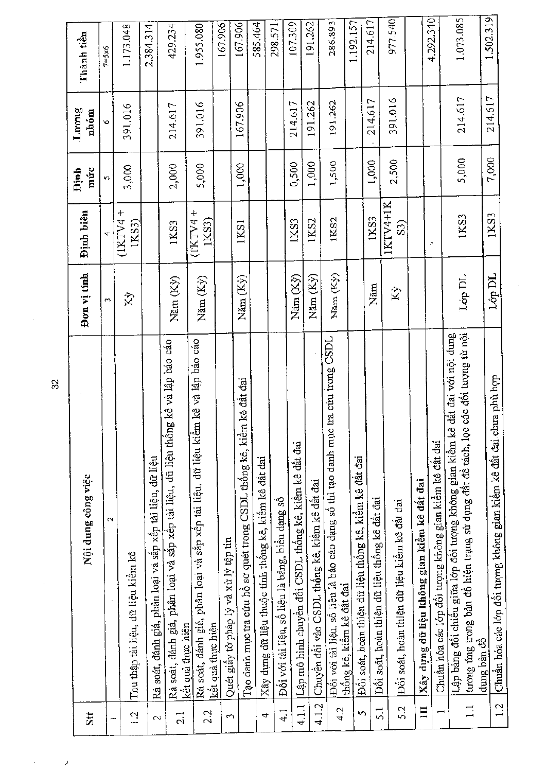| Stt | Nội dung công việc | Đơn vị tính | Định biên | Định mức | Lương nhóm | Thành tiền |
|---|---|---|---|---|---|---|
| 1 | 2 | 3 | 4 | 5 | 6 | 7=5x6 |
| 1.2 | Thu thập tài liệu, dữ liệu kiểm kê | Kỳ | (1KTV4 + 1KS3) | 3,000 | 391.016 | 1.173.048 |
| 2 | Rà soát, đánh giá, phân loại và sắp xếp tài liệu, dữ liệu | | | | | 2.384.314 |
| 2.1 | Rà soát, đánh giá, phân loại và sắp xếp tài liệu, dữ liệu thống kê và lập báo cáo kết quả thực hiện | Năm (Kỳ) | 1KS3 | 2,000 | 214.617 | 429.234 |
| 2.2 | Rà soát, đánh giá, phân loại và sắp xếp tài liệu, dữ liệu kiểm kê và lập báo cáo kết quả thực hiện | Năm (Kỳ) | (1KTV4 + 1KS3) | 5,000 | 391.016 | 1.955.080 |
| 3 | Quét giấy tờ pháp lý và xử lý tệp tin | | | | | 167.906 |
| | Tạo danh mục tra cứu hồ sơ quét trong CSDL thống kê, kiểm kê đất đai | Năm (Kỳ) | 1KS1 | 1,000 | 167.906 | 167.906 |
| 4 | Xây dựng dữ liệu thuộc tính thống kê, kiểm kê đất đai | | | | | 585.464 |
| 4.1 | Đối với tài liệu, số liệu là bảng, biểu dạng số | | | | | 298.571 |
| 4.1.1 | Lập mô hình chuyển đổi CSDL thống kê, kiểm kê đất đai | Năm (Kỳ) | 1KS3 | 0,500 | 214.617 | 107.309 |
| 4.1.2 | Chuyển đổi vào CSDL thống kê, kiểm kê đất đai | Năm (Kỳ) | 1KS2 | 1,000 | 191.262 | 191.262 |
| 4.2 | Đối với tài liệu, số liệu là báo cáo dạng số thì tạo danh mục tra cứu trong CSDL thống kê, kiểm kê đất đai | Năm (Kỳ) | 1KS2 | 1,500 | 191.262 | 286.893 |
| 5 | Đối soát, hoàn thiện dữ liệu thống kê, kiểm kê đất đai | | | | | 1.192.157 |
| 5.1 | Đối soát, hoàn thiện dữ liệu thống kê đất đai | Năm | 1KS3 | 1,000 | 214.617 | 214.617 |
| 5.2 | Đối soát, hoàn thiện dữ liệu kiểm kê đất đai | Kỳ | 1KTV4+1KS3) | 2,500 | 391.016 | 977.540 |
| III | **Xây dựng dữ liệu không gian kiểm kê đất đai** | | | | | |
| 1 | Chuẩn hóa các lớp đối tượng không gian kiểm kê đất đai | | | | | 4.292.340 |
| 1.1 | Lập bảng đối chiếu giữa lớp đối tượng không gian kiểm kê đất đai với nội dung tương ứng trong bản đồ hiện trạng sử dụng đất để tách, lọc các đối tượng từ nội dung bản đồ | Lớp DL | 1KS3 | 5,000 | 214.617 | 1.073.085 |
| 1.2 | Chuẩn hóa các lớp đối tượng không gian kiểm kê đất đai chưa phù hợp | Lớp DL | 1KS3 | 7,000 | 214.617 | 1.502.319 |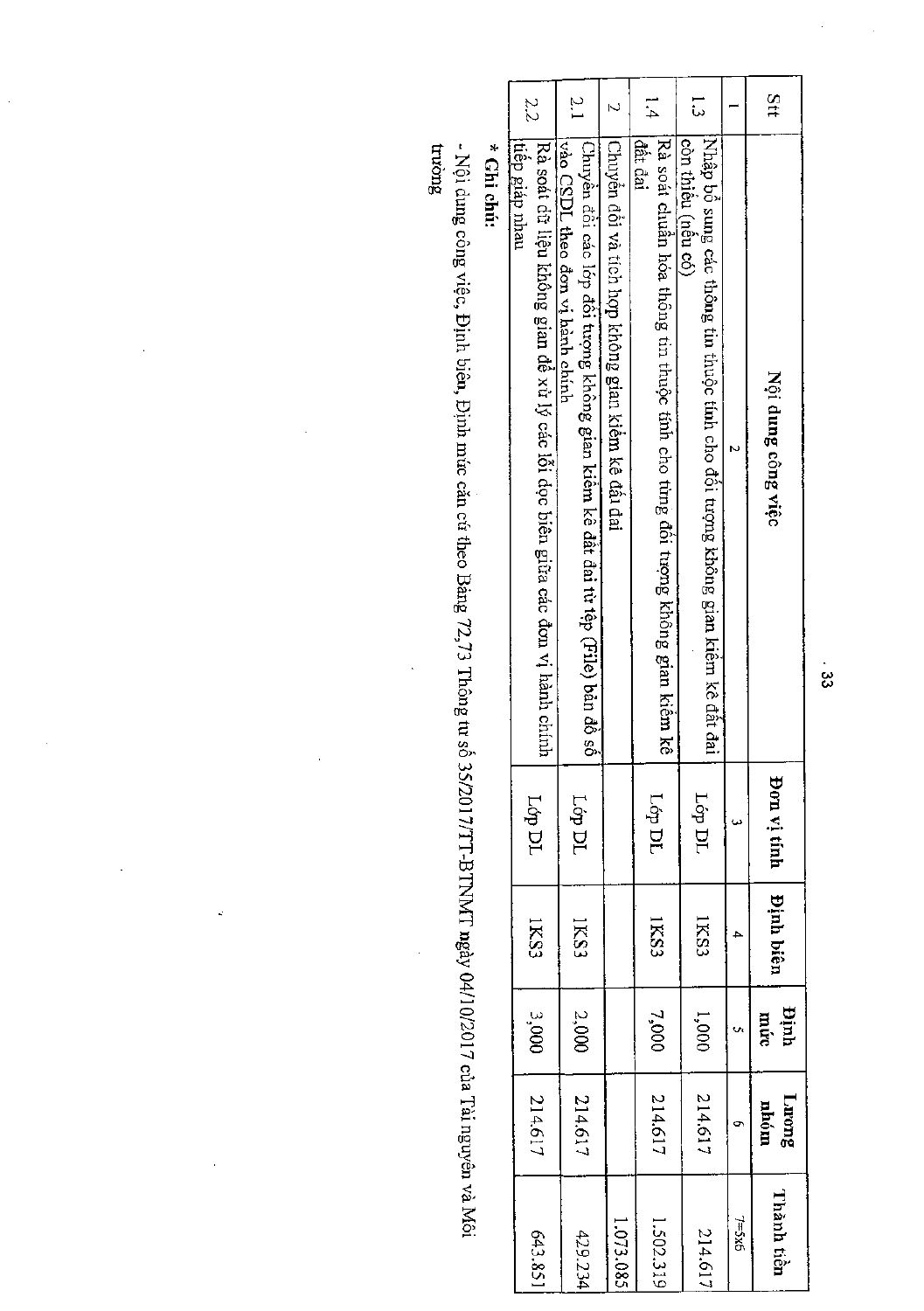| Stt | Nội dung công việc | Đơn vị tính | Định biên | Định mức | Lương nhóm | Thành tiền |
|---|---|---|---|---|---|---|
| 1 | 2 | 3 | 4 | 5 | 6 | 7=5x6 |
| 1.3 | Nhập bổ sung các thông tin thuộc tính cho đối tượng không gian kiểm kê đất đai còn thiếu (nếu có) | Lớp DL | 1KS3 | 1,000 | 214.617 | 214.617 |
| 1.4 | Rà soát chuẩn hóa thông tin thuộc tính cho từng đối tượng không gian kiểm kê đất đai | Lớp DL | 1KS3 | 7,000 | 214.617 | 1.502.319 |
| 2 | Chuyển đổi và tích hợp không gian kiểm kê đất đai | | | | | 1.073.085 |
| 2.1 | Chuyển đổi các lớp đối tượng không gian kiểm kê đất đai từ tệp (File) bản đồ số vào CSDL theo đơn vị hành chính | Lớp DL | 1KS3 | 2,000 | 214.617 | 429.234 |
| 2.2 | Rà soát dữ liệu không gian để xử lý các lỗi dọc biên giữa các đơn vị hành chính tiếp giáp nhau | Lớp DL | 1KS3 | 3,000 | 214.617 | 643.851 |

*** Ghi chú:**

- Nội dung công việc, Định biên, Định mức căn cứ theo Bảng 72,73 Thông tư số 35/2017/TT-BTNMT ngày 04/10/2017 của Tài nguyên và Môi trường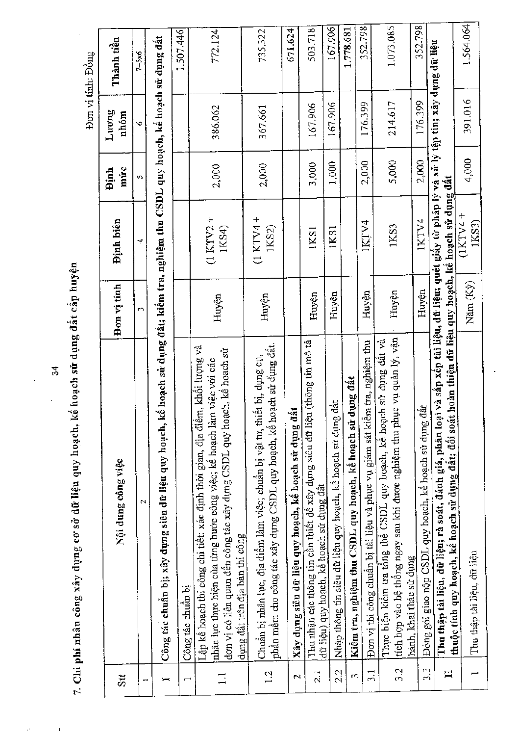7. Chi phí nhân công xây dựng cơ sở dữ liệu quy hoạch, kế hoạch sử dụng đất cấp huyện

Đơn vị tính: Đồng

| Stt | Nội dung công việc | Đơn vị tính | Định biên | Định mức | Lương nhóm | Thành tiền |
|---|---|---|---|---|---|---|
| 1 | 2 | 3 | 4 | 5 | 6 | 7=5x6 |
| **I** | **Công tác chuẩn bị; xây dựng siêu dữ liệu quy hoạch, kế hoạch sử dụng đất; kiểm tra, nghiệm thu CSDL quy hoạch, kế hoạch sử dụng đất** | | | | | |
| 1 | Công tác chuẩn bị | | | | | 1.507.446 |
| 1.1 | Lập kế hoạch thi công chi tiết: xác định thời gian, địa điểm, khối lượng và nhân lực thực hiện của từng bước công việc; kế hoạch làm việc với các đơn vị có liên quan đến công tác xây dựng CSDL quy hoạch, kế hoạch sử dụng đất trên địa bàn thi công | Huyện | (1 KTV2 + 1KS4) | 2,000 | 386.062 | 772.124 |
| 1.2 | Chuẩn bị nhân lực, địa điểm làm việc; chuẩn bị vật tư, thiết bị, dụng cụ, phần mềm cho công tác xây dựng CSDL quy hoạch, kế hoạch sử dụng đất. | Huyện | (1 KTV4 + 1KS2) | 2,000 | 367.661 | 735.322 |
| 2 | **Xây dựng siêu dữ liệu quy hoạch, kế hoạch sử dụng đất** | | | | | 671.624 |
| 2.1 | Thu nhận các thông tin cần thiết để xây dựng siêu dữ liệu (thông tin mô tả dữ liệu) quy hoạch, kế hoạch sử dụng đất | Huyện | 1KS1 | 3,000 | 167.906 | 503.718 |
| 2.2 | Nhập thông tin siêu dữ liệu quy hoạch, kế hoạch sử dụng đất | Huyện | 1KS1 | 1,000 | 167.906 | 167.906 |
| 3 | **Kiểm tra, nghiệm thu CSDL quy hoạch, kế hoạch sử dụng đất** | | | | | 1.778.681 |
| 3.1 | Đơn vị thi công chuẩn bị tài liệu và phục vụ giám sát kiểm tra, nghiệm thu | Huyện | 1KTV4 | 2,000 | 176.399 | 352.798 |
| 3.2 | Thực hiện kiểm tra tổng thể CSDL quy hoạch, kế hoạch sử dụng đất và tích hợp vào hệ thống ngay sau khi được nghiệm thu phục vụ quản lý, vận hành, khai thác sử dụng | Huyện | 1KS3 | 5,000 | 214.617 | 1.073.085 |
| 3.3 | Đóng gói giao nộp CSDL quy hoạch, kế hoạch sử dụng đất | Huyện | 1KTV4 | 2,000 | 176.399 | 352.798 |
| **II** | **Thu thập tài liệu, dữ liệu; rà soát, đánh giá, phân loại và sắp xếp tài liệu, dữ liệu; quét giấy tờ pháp lý và xử lý tệp tin; xây dựng dữ liệu thuộc tính quy hoạch, kế hoạch sử dụng đất; đối soát hoàn thiện dữ liệu quy hoạch, kế hoạch sử dụng đất** | | | | | |
| 1 | Thu thập tài liệu, dữ liệu | Năm (Kỳ) | (1KTV4 + 1KS3) | 4,000 | 391.016 | 1.564.064 |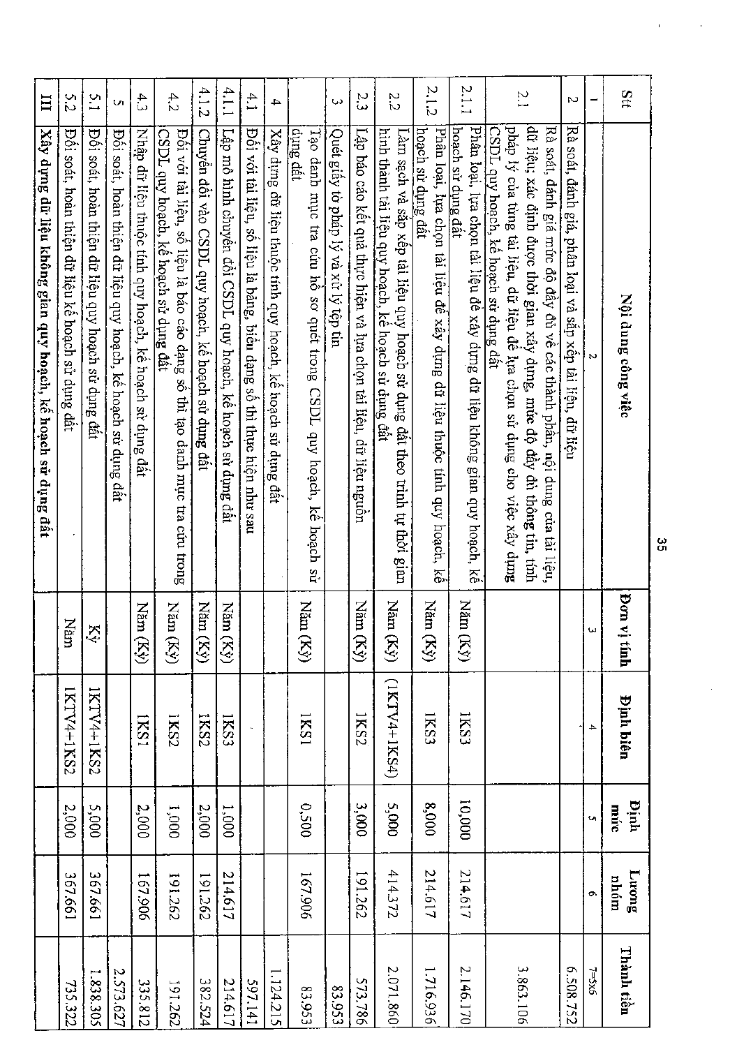| Stt | Nội dung công việc | Đơn vị tính | Định biên | Định mức | Lương nhóm | Thành tiền |
|---|---|---|---|---|---|---|
| 1 | 2 | 3 | 4 | 5 | 6 | 7=5x6 |
| 2 | Rà soát, đánh giá, phân loại và sắp xếp tài liệu, dữ liệu | | | | | 6.508.752 |
| 2.1 | Rà soát, đánh giá mức độ đầy đủ về các thành phần, nội dung của tài liệu, dữ liệu; xác định được thời gian xây dựng, mức độ đầy đủ thông tin, tính pháp lý của từng tài liệu, dữ liệu để lựa chọn sử dụng cho việc xây dựng CSDL quy hoạch, kế hoạch sử dụng đất | | | | | 3.863.106 |
| 2.1.1 | Phân loại, lựa chọn tài liệu để xây dựng dữ liệu không gian quy hoạch, kế hoạch sử dụng đất | Năm (Kỳ) | 1KS3 | 10,000 | 214.617 | 2.146.170 |
| 2.1.2 | Phân loại, lựa chọn tài liệu để xây dựng dữ liệu thuộc tính quy hoạch, kế hoạch sử dụng đất | Năm (Kỳ) | 1KS3 | 8,000 | 214.617 | 1.716.936 |
| 2.2 | Làm sạch và sắp xếp tài liệu quy hoạch sử dụng đất theo trình tự thời gian hình thành tài liệu quy hoạch, kế hoạch sử dụng đất | Năm (Kỳ) | (1KTV4+1KS4) | 5,000 | 414.372 | 2.071.860 |
| 2.3 | Lập báo cáo kết quả thực hiện và lựa chọn tài liệu, dữ liệu nguồn | Năm (Kỳ) | 1KS2 | 3,000 | 191.262 | 573.786 |
| 3 | Quét giấy tờ pháp lý và xử lý tệp tin | | | | | 83.953 |
| | Tạo danh mục tra cứu hồ sơ quét trong CSDL quy hoạch, kế hoạch sử dụng đất | Năm (Kỳ) | 1KS1 | 0,500 | 167.906 | 83.953 |
| 4 | Xây dựng dữ liệu thuộc tính quy hoạch, kế hoạch sử dụng đất | | | | | 1.124.215 |
| 4.1 | Đối với tài liệu, số liệu là bảng, biểu dạng số thì thực hiện như sau | | | | | 597.141 |
| 4.1.1 | Lập mô hình chuyển đổi CSDL quy hoạch, kế hoạch sử dụng đất | Năm (Kỳ) | 1KS3 | 1,000 | 214.617 | 214.617 |
| 4.1.2 | Chuyển đổi vào CSDL quy hoạch, kế hoạch sử dụng đất | Năm (Kỳ) | 1KS2 | 2,000 | 191.262 | 382.524 |
| 4.2 | Đối với tài liệu, số liệu là báo cáo dạng số thì tạo danh mục tra cứu trong CSDL quy hoạch, kế hoạch sử dụng đất | Năm (Kỳ) | 1KS2 | 1,000 | 191.262 | 191.262 |
| 4.3 | Nhập dữ liệu thuộc tính quy hoạch, kế hoạch sử dụng đất | Năm (Kỳ) | 1KS1 | 2,000 | 167.906 | 335.812 |
| 5 | Đối soát, hoàn thiện dữ liệu quy hoạch, kế hoạch sử dụng đất | | | | | 2.573.627 |
| 5.1 | Đối soát, hoàn thiện dữ liệu quy hoạch sử dụng đất | Kỳ | 1KTV4+1KS2 | 5,000 | 367.661 | 1.838.305 |
| 5.2 | Đối soát, hoàn thiện dữ liệu kế hoạch sử dụng đất | Năm | 1KTV4+1KS2 | 2,000 | 367.661 | 735.322 |
| **III** | **Xây dựng dữ liệu không gian quy hoạch, kế hoạch sử dụng đất** | | | | | |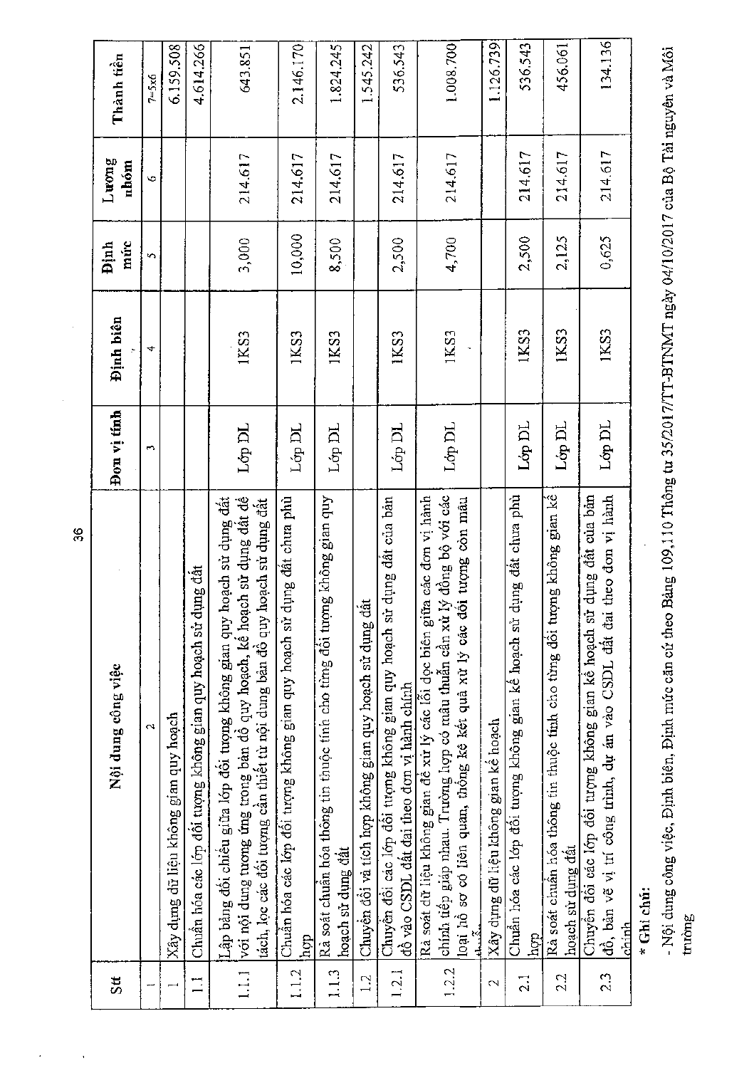| Stt | Nội dung công việc | Đơn vị tính | Định biên | Định mức | Lương nhóm | Thành tiền |
|---|---|---|---|---|---|---|
| 1 | 2 | 3 | 4 | 5 | 6 | 7=5x6 |
| 1 | Xây dựng dữ liệu không gian quy hoạch | | | | | 6.159.508 |
| 1.1 | Chuẩn hóa các lớp đối tượng không gian quy hoạch sử dụng đất | | | | | 4.614.266 |
| 1.1.1 | Lập bảng đối chiếu giữa lớp đối tượng không gian quy hoạch sử dụng đất với nội dung tương ứng trong bản đồ quy hoạch, kế hoạch sử dụng đất để tách, lọc các đối tượng cần thiết từ nội dung bản đồ quy hoạch sử dụng đất | Lớp DL | 1KS3 | 3,000 | 214.617 | 643.851 |
| 1.1.2 | Chuẩn hóa các lớp đối tượng không gian quy hoạch sử dụng đất chưa phù hợp | Lớp DL | 1KS3 | 10,000 | 214.617 | 2.146.170 |
| 1.1.3 | Rà soát chuẩn hóa thông tin thuộc tính cho từng đối tượng không gian quy hoạch sử dụng đất | Lớp DL | 1KS3 | 8,500 | 214.617 | 1.824.245 |
| 1.2 | Chuyển đổi và tích hợp không gian quy hoạch sử dụng đất | | | | | 1.545.242 |
| 1.2.1 | Chuyển đổi các lớp đối tượng không gian quy hoạch sử dụng đất của bản đồ vào CSDL đất đai theo đơn vị hành chính | Lớp DL | 1KS3 | 2,500 | 214.617 | 536.543 |
| 1.2.2 | Rà soát dữ liệu không gian để xử lý các lỗi dọc biên giữa các đơn vị hành chính tiếp giáp nhau. Trường hợp có mâu thuẫn cần xử lý đồng bộ với các loại hồ sơ có liên quan, thống kê kết quả xử lý các đối tượng còn mâu thuẫn | Lớp DL | 1KS3 | 4,700 | 214.617 | 1.008.700 |
| 2 | Xây dựng dữ liệu không gian kế hoạch | | | | | 1.126.739 |
| 2.1 | Chuẩn hóa các lớp đối tượng không gian kế hoạch sử dụng đất chưa phù hợp | Lớp DL | 1KS3 | 2,500 | 214.617 | 536.543 |
| 2.2 | Rà soát chuẩn hóa thông tin thuộc tính cho từng đối tượng không gian kế hoạch sử dụng đất | Lớp DL | 1KS3 | 2,125 | 214.617 | 456.061 |
| 2.3 | Chuyển đổi các lớp đối tượng không gian kế hoạch sử dụng đất của bản đồ, bản vẽ vị trí công trình, dự án vào CSDL đất đai theo đơn vị hành chính | Lớp DL | 1KS3 | 0,625 | 214.617 | 134.136 |

**\* Ghi chú:**

- Nội dung công việc, Định biên, Định mức căn cứ theo Bảng 109,110 Thông tư 35/2017/TT-BTNMT ngày 04/10/2017 của Bộ Tài nguyên và Môi trường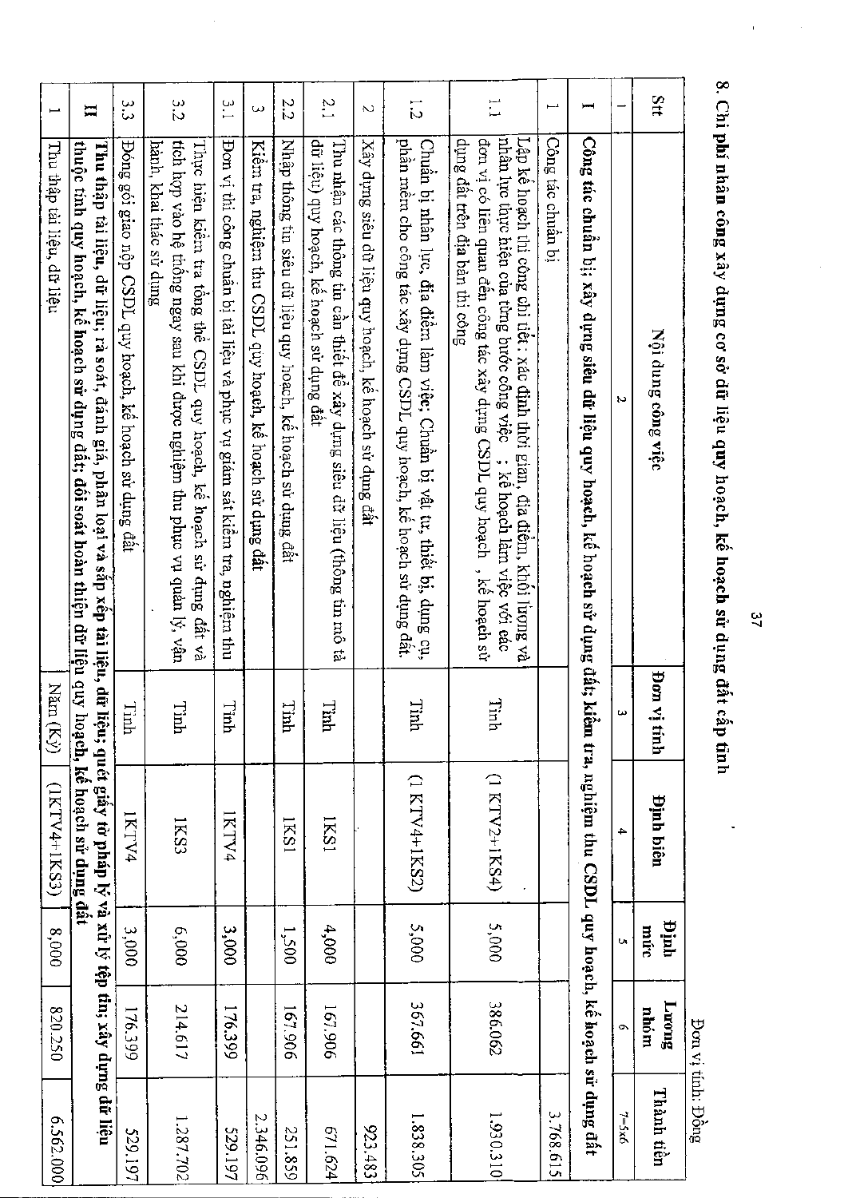## 8. Chi phí nhân công xây dựng cơ sở dữ liệu quy hoạch, kế hoạch sử dụng đất cấp tỉnh

Đơn vị tính: Đồng

| Stt | Nội dung công việc | Đơn vị tính | Định biên | Định mức | Lương nhóm | Thành tiền |
|---|---|---|---|---|---|---|
| 1 | 2 | 3 | 4 | 5 | 6 | 7=5x6 |
| **I** | **Công tác chuẩn bị; xây dựng siêu dữ liệu quy hoạch, kế hoạch sử dụng đất; kiểm tra, nghiệm thu CSDL quy hoạch, kế hoạch sử dụng đất** | | | | | |
| 1 | Công tác chuẩn bị | | | | | 3.768.615 |
| 1.1 | Lập kế hoạch thi công chi tiết: xác định thời gian, địa điểm, khối lượng và nhân lực thực hiện của từng bước công việc ; kế hoạch làm việc với các đơn vị có liên quan đến công tác xây dựng CSDL quy hoạch , kế hoạch sử dụng đất trên địa bàn thi công | Tỉnh | (1 KTV2+1KS4) | 5,000 | 386.062 | 1.930.310 |
| 1.2 | Chuẩn bị nhân lực, địa điểm làm việc; Chuẩn bị vật tư, thiết bị, dụng cụ, phần mềm cho công tác xây dựng CSDL quy hoạch, kế hoạch sử dụng đất. | Tỉnh | (1 KTV4+1KS2) | 5,000 | 367.661 | 1.838.305 |
| 2 | Xây dựng siêu dữ liệu quy hoạch, kế hoạch sử dụng đất | | | | | 923.483 |
| 2.1 | Thu nhận các thông tin cần thiết để xây dựng siêu dữ liệu (thông tin mô tả dữ liệu) quy hoạch, kế hoạch sử dụng đất | Tỉnh | 1KS1 | 4,000 | 167.906 | 671.624 |
| 2.2 | Nhập thông tin siêu dữ liệu quy hoạch, kế hoạch sử dụng đất | Tỉnh | 1KS1 | 1,500 | 167.906 | 251.859 |
| 3 | Kiểm tra, nghiệm thu CSDL quy hoạch, kế hoạch sử dụng đất | | | | | 2.346.096 |
| 3.1 | Đơn vị thi công chuẩn bị tài liệu và phục vụ giám sát kiểm tra, nghiệm thu | Tỉnh | 1KTV4 | 3,000 | 176.399 | 529.197 |
| 3.2 | Thực hiện kiểm tra tổng thể CSDL quy hoạch, kế hoạch sử dụng đất và tích hợp vào hệ thống ngay sau khi được nghiệm thu phục vụ quản lý, vận hành, khai thác sử dụng | Tỉnh | 1KS3 | 6,000 | 214.617 | 1.287.702 |
| 3.3 | Đóng gói giao nộp CSDL quy hoạch, kế hoạch sử dụng đất | Tỉnh | 1KTV4 | 3,000 | 176.399 | 529.197 |
| **II** | **Thu thập tài liệu, dữ liệu; rà soát, đánh giá, phân loại và sắp xếp tài liệu, dữ liệu; quét giấy tờ pháp lý và xử lý tệp tin; xây dựng dữ liệu thuộc tính quy hoạch, kế hoạch sử dụng đất; đối soát hoàn thiện dữ liệu quy hoạch, kế hoạch sử dụng đất** | | | | | |
| 1 | Thu thập tài liệu, dữ liệu | Năm (Kỳ) | (1KTV4+1KS3) | 8,000 | 820.250 | 6.562.000 |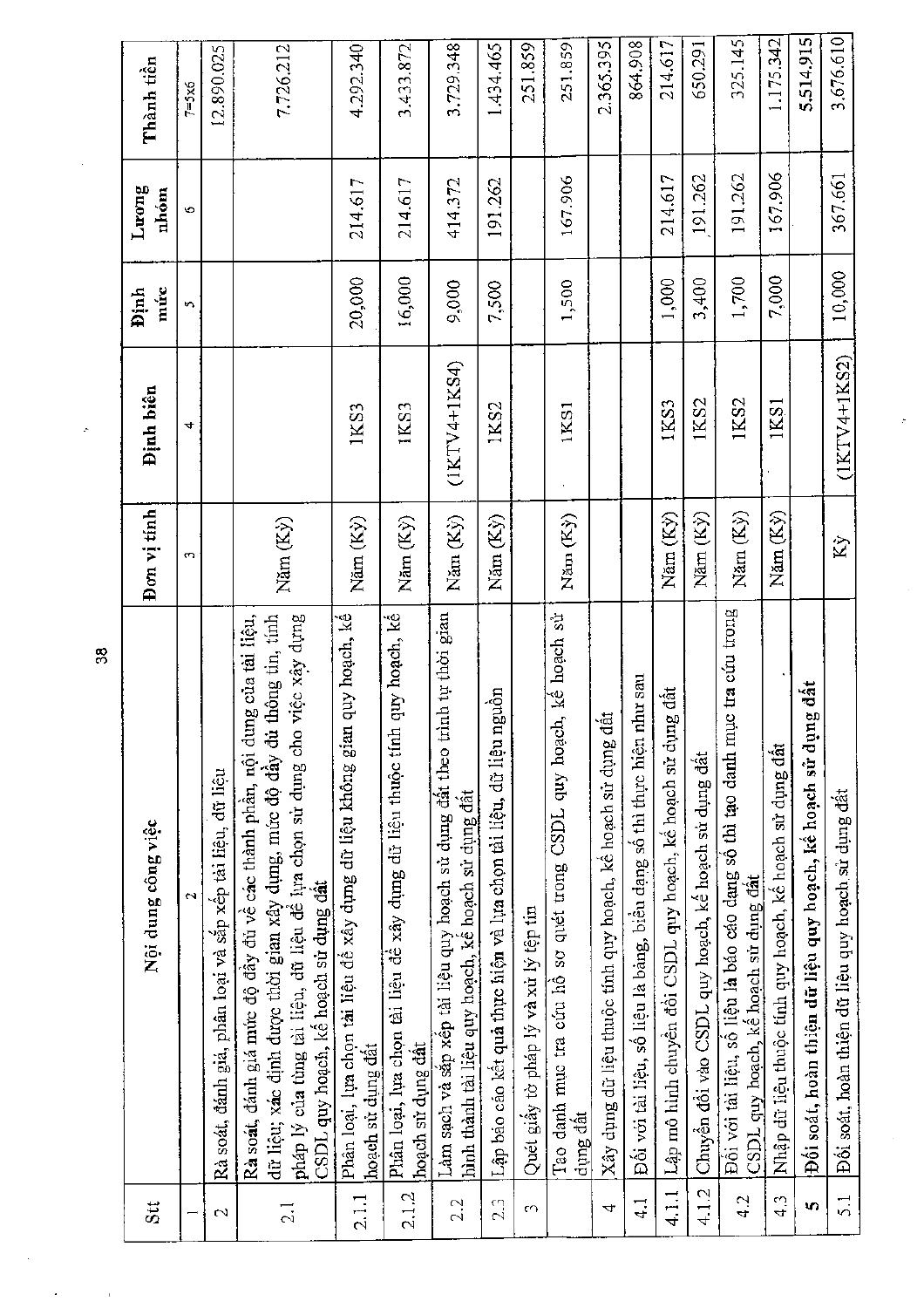| Stt | Nội dung công việc | Đơn vị tính | Định biên | Định mức | Lương nhóm | Thành tiền |
|---|---|---|---|---|---|---|
| 1 | 2 | 3 | 4 | 5 | 6 | 7=5x6 |
| 2 | Rà soát, đánh giá, phân loại và sắp xếp tài liệu, dữ liệu | | | | | 12.890.025 |
| 2.1 | Rà soát, đánh giá mức độ đầy đủ về các thành phần, nội dung của tài liệu, dữ liệu; xác định được thời gian xây dựng, mức độ đầy đủ thông tin, tính pháp lý của từng tài liệu, dữ liệu để lựa chọn sử dụng cho việc xây dựng CSDL quy hoạch, kế hoạch sử dụng đất | Năm (Kỳ) | | | | 7.726.212 |
| 2.1.1 | Phân loại, lựa chọn tài liệu để xây dựng dữ liệu không gian quy hoạch, kế hoạch sử dụng đất | Năm (Kỳ) | 1KS3 | 20,000 | 214.617 | 4.292.340 |
| 2.1.2 | Phân loại, lựa chọn tài liệu để xây dựng dữ liệu thuộc tính quy hoạch, kế hoạch sử dụng đất | Năm (Kỳ) | 1KS3 | 16,000 | 214.617 | 3.433.872 |
| 2.2 | Làm sạch và sắp xếp tài liệu quy hoạch sử dụng đất theo trình tự thời gian hình thành tài liệu quy hoạch, kế hoạch sử dụng đất | Năm (Kỳ) | (1KTV4+1KS4) | 9,000 | 414.372 | 3.729.348 |
| 2.3 | Lập báo cáo kết quả thực hiện và lựa chọn tài liệu, dữ liệu nguồn | Năm (Kỳ) | 1KS2 | 7,500 | 191.262 | 1.434.465 |
| 3 | Quét giấy tờ pháp lý và xử lý tệp tin | | | | | 251.859 |
| | Tạo danh mục tra cứu hồ sơ quét trong CSDL quy hoạch, kế hoạch sử dụng đất | Năm (Kỳ) | 1KS1 | 1,500 | 167.906 | 251.859 |
| 4 | Xây dựng dữ liệu thuộc tính quy hoạch, kế hoạch sử dụng đất | | | | | 2.365.395 |
| 4.1 | Đối với tài liệu, số liệu là bảng, biểu dạng số thì thực hiện như sau | | | | | 864.908 |
| 4.1.1 | Lập mô hình chuyển đổi CSDL quy hoạch, kế hoạch sử dụng đất | Năm (Kỳ) | 1KS3 | 1,000 | 214.617 | 214.617 |
| 4.1.2 | Chuyển đổi vào CSDL quy hoạch, kế hoạch sử dụng đất | Năm (Kỳ) | 1KS2 | 3,400 | 191.262 | 650.291 |
| 4.2 | Đối với tài liệu, số liệu là báo cáo dạng số thì tạo danh mục tra cứu trong CSDL quy hoạch, kế hoạch sử dụng đất | Năm (Kỳ) | 1KS2 | 1,700 | 191.262 | 325.145 |
| 4.3 | Nhập dữ liệu thuộc tính quy hoạch, kế hoạch sử dụng đất | Năm (Kỳ) | 1KS1 | 7,000 | 167.906 | 1.175.342 |
| 5 | **Đối soát, hoàn thiện dữ liệu quy hoạch, kế hoạch sử dụng đất** | | | | | 5.514.915 |
| 5.1 | Đối soát, hoàn thiện dữ liệu quy hoạch sử dụng đất | Kỳ | (1KTV4+1KS2) | 10,000 | 367.661 | 3.676.610 |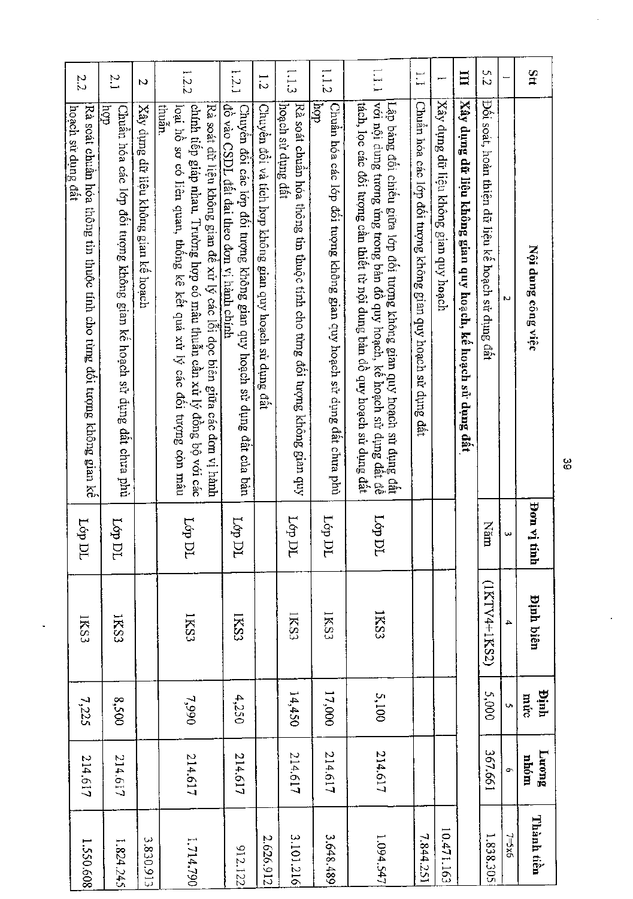| Stt | Nội dung công việc | Đơn vị tính | Định biên | Định mức | Lương nhóm | Thành tiền |
|---|---|---|---|---|---|---|
| 1 | 2 | 3 | 4 | 5 | 6 | 7=5x6 |
| 5.2 | Đối soát, hoàn thiện dữ liệu kế hoạch sử dụng đất | Năm | (1KTV4+1KS2) | 5,000 | 367.661 | 1.838.305 |
| **III** | **Xây dựng dữ liệu không gian quy hoạch, kế hoạch sử dụng đất** | | | | | |
| 1 | Xây dựng dữ liệu không gian quy hoạch | | | | | 10.471.163 |
| 1.1 | Chuẩn hóa các lớp đối tượng không gian quy hoạch sử dụng đất | | | | | 7.844.251 |
| 1.1.1 | Lập bảng đối chiếu giữa lớp đối tượng không gian quy hoạch sử dụng đất với nội dung tương ứng trong bản đồ quy hoạch, kế hoạch sử dụng đất để tách, lọc các đối tượng cần thiết từ nội dung bản đồ quy hoạch sử dụng đất | Lớp DL | 1KS3 | 5,100 | 214.617 | 1.094.547 |
| 1.1.2 | Chuẩn hóa các lớp đối tượng không gian quy hoạch sử dụng đất chưa phù hợp | Lớp DL | 1KS3 | 17,000 | 214.617 | 3.648.489 |
| 1.1.3 | Rà soát chuẩn hóa thông tin thuộc tính cho từng đối tượng không gian quy hoạch sử dụng đất | Lớp DL | 1KS3 | 14,450 | 214.617 | 3.101.216 |
| 1.2 | Chuyển đổi và tích hợp không gian quy hoạch sử dụng đất | | | | | 2.626.912 |
| 1.2.1 | Chuyển đổi các lớp đối tượng không gian quy hoạch sử dụng đất của bản đồ vào CSDL đất đai theo đơn vị hành chính | Lớp DL | 1KS3 | 4,250 | 214.617 | 912.122 |
| 1.2.2 | Rà soát dữ liệu không gian để xử lý các lỗi dọc biên giữa các đơn vị hành chính tiếp giáp nhau. Trường hợp có mâu thuẫn cần xử lý đồng bộ với các loại hồ sơ có liên quan, thống kê kết quả xử lý các đối tượng còn mâu thuẫn. | Lớp DL | 1KS3 | 7,990 | 214.617 | 1.714.790 |
| 2 | Xây dựng dữ liệu không gian kế hoạch | | | | | 3.830.913 |
| 2.1 | Chuẩn hóa các lớp đối tượng không gian kế hoạch sử dụng đất chưa phù hợp | Lớp DL | 1KS3 | 8,500 | 214.617 | 1.824.245 |
| 2.2 | Rà soát chuẩn hóa thông tin thuộc tính cho từng đối tượng không gian kế hoạch sử dụng đất | Lớp DL | 1KS3 | 7,225 | 214.617 | 1.550.608 |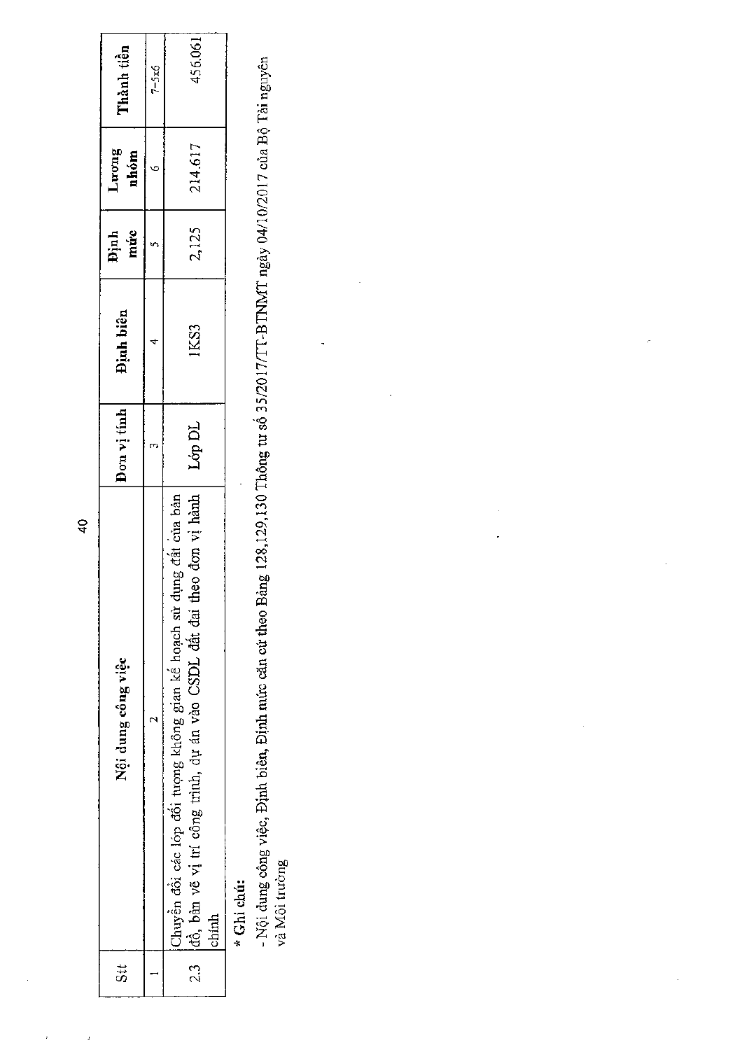| Stt | Nội dung công việc | Đơn vị tính | Định biên | Định mức | Lương nhóm | Thành tiền |
|---|---|---|---|---|---|---|
| 1 | 2 | 3 | 4 | 5 | 6 | 7=5x6 |
| 2.3 | Chuyển đổi các lớp đối tượng không gian kế hoạch sử dụng đất của bản đồ, bản vẽ vị trí công trình, dự án vào CSDL đất đai theo đơn vị hành chính | Lớp DL | 1KS3 | 2,125 | 214.617 | 456.061 |

**\* Ghi chú:**

- Nội dung công việc, Định biên, Định mức căn cứ theo Bảng 128,129,130 Thông tư số 35/2017/TT-BTNMT ngày 04/10/2017 của Bộ Tài nguyên và Môi trường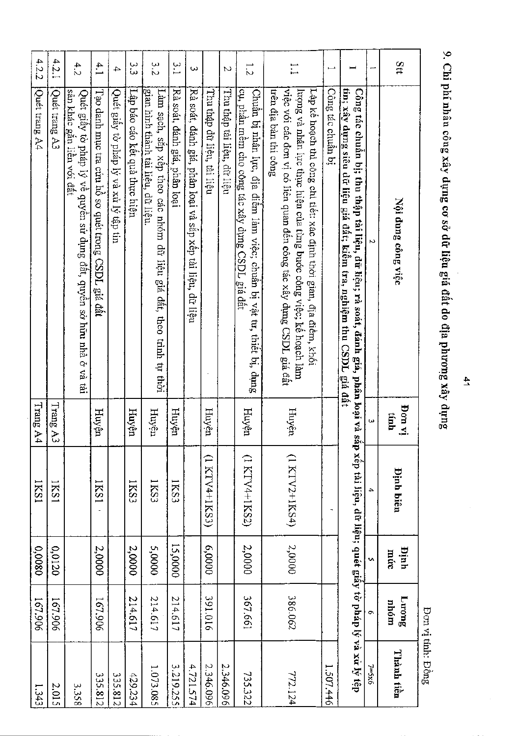## 9. Chi phí nhân công xây dựng cơ sở dữ liệu giá đất do địa phương xây dựng

Đơn vị tính: Đồng

| Stt | Nội dung công việc | Đơn vị tính | Định biên | Định mức | Lương nhóm | Thành tiền |
|---|---|---|---|---|---|---|
| 1 | 2 | 3 | 4 | 5 | 6 | 7=5x6 |
| **I** | **Công tác chuẩn bị; thu thập tài liệu, dữ liệu; rà soát, đánh giá, phân loại và sắp xếp tài liệu, dữ liệu; quét giấy tờ pháp lý và xử lý tệp tin; xây dựng siêu dữ liệu giá đất; kiểm tra, nghiệm thu CSDL giá đất** | | | | | |
| 1 | Công tác chuẩn bị | | | | | 1.507.446 |
| 1.1 | Lập kế hoạch thi công chi tiết: xác định thời gian, địa điểm, khối lượng và nhân lực thực hiện của từng bước công việc; kế hoạch làm việc với các đơn vị có liên quan đến công tác xây dựng CSDL giá đất trên địa bàn thi công | Huyện | (1 KTV2+1KS4) | 2,0000 | 386.062 | 772.124 |
| 1.2 | Chuẩn bị nhân lực, địa điểm làm việc; chuẩn bị vật tư, thiết bị, dụng cụ, phần mềm cho công tác xây dựng CSDL giá đất | Huyện | (1 KTV4+1KS2) | 2,0000 | 367.661 | 735.322 |
| 2 | Thu thập tài liệu, dữ liệu | | | | | 2.346.096 |
| | Thu thập dữ liệu, tài liệu | Huyện | (1 KTV4+1KS3) | 6,0000 | 391.016 | 2.346.096 |
| 3 | Rà soát, đánh giá, phân loại và sắp xếp tài liệu, dữ liệu | | | | | 4.721.574 |
| 3.1 | Rà soát, đánh giá, phân loại | Huyện | 1KS3 | 15,0000 | 214.617 | 3.219.255 |
| 3.2 | Làm sạch, sắp xếp theo các nhóm dữ liệu giá đất, theo trình tự thời gian hình thành tài liệu, dữ liệu. | Huyện | 1KS3 | 5,0000 | 214.617 | 1.073.085 |
| 3.3 | Lập báo cáo kết quả thực hiện | Huyện | 1KS3 | 2,0000 | 214.617 | 429.234 |
| 4 | Quét giấy tờ pháp lý và xử lý tập tin | | | | | 335.812 |
| 4.1 | Tạo danh mục tra cứu hồ sơ quét trong CSDL giá đất | Huyện | 1KS1 | 2,0000 | 167.906 | 335.812 |
| 4.2 | Quét giấy tờ pháp lý về quyền sử dụng đất, quyền sở hữu nhà ở và tài sản khác gắn liền với đất | | | | | 3.358 |
| 4.2.1 | Quét trang A3 | Trang A3 | 1KS1 | 0,0120 | 167.906 | 2.015 |
| 4.2.2 | Quét trang A4 | Trang A4 | 1KS1 | 0,0080 | 167.906 | 1.343 |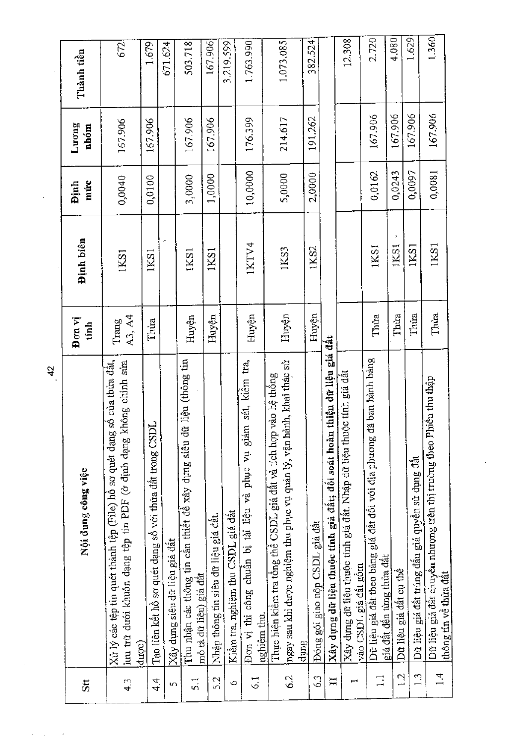| Stt | Nội dung công việc | Đơn vị tính | Định biên | Định mức | Lương nhóm | Thành tiền |
|---|---|---|---|---|---|---|
| 4.3 | Xử lý các tệp tin quét thành tệp (File) hồ sơ quét dạng số của thửa đất, lưu trữ dưới khuôn dạng tệp tin PDF (ở định dạng không chỉnh sửa được) | Trang A3, A4 | 1KS1 | 0,0040 | 167.906 | 672 |
| 4.4 | Tạo liên kết hồ sơ quét dạng số với thửa đất trong CSDL | Thửa | 1KS1 | 0,0100 | 167.906 | 1.679 |
| 5 | Xây dựng siêu dữ liệu giá đất | | | | | 671.624 |
| 5.1 | Thu nhận các thông tin cần thiết để xây dựng siêu dữ liệu (thông tin mô tả dữ liệu) giá đất | Huyện | 1KS1 | 3,0000 | 167.906 | 503.718 |
| 5.2 | Nhập thông tin siêu dữ liệu giá đất. | Huyện | 1KS1 | 1,0000 | 167.906 | 167.906 |
| 6 | Kiểm tra, nghiệm thu CSDL giá đất | | | | | 3.219.599 |
| 6.1 | Đơn vị thi công chuẩn bị tài liệu và phục vụ giám sát, kiểm tra, nghiệm thu. | Huyện | 1KTV4 | 10,0000 | 176.399 | 1.763.990 |
| 6.2 | Thực hiện kiểm tra tổng thể CSDL giá đất và tích hợp vào hệ thống ngay sau khi được nghiệm thu phục vụ quản lý, vận hành, khai thác sử dụng | Huyện | 1KS3 | 5,0000 | 214.617 | 1.073.085 |
| 6.3 | Đóng gói giao nộp CSDL giá đất | Huyện | 1KS2 | 2,0000 | 191.262 | 382.524 |
| **II** | **Xây dựng dữ liệu thuộc tính giá đất; đối soát hoàn thiện dữ liệu giá đất** | | | | | |
| 1 | Xây dựng dữ liệu thuộc tính giá đất. Nhập dữ liệu thuộc tính giá đất vào CSDL giá đất gồm | | | | | 12.308 |
| 1.1 | Dữ liệu giá đất theo bảng giá đất đối với địa phương đã ban hành bảng giá đất đến từng thửa đất | Thửa | 1KS1 | 0,0162 | 167.906 | 2.720 |
| 1.2 | Dữ liệu giá đất cụ thể | Thửa | 1KS1 | 0,0243 | 167.906 | 4.080 |
| 1.3 | Dữ liệu giá đất trúng đấu giá quyền sử dụng đất | Thửa | 1KS1 | 0,0097 | 167.906 | 1.629 |
| 1.4 | Dữ liệu giá đất chuyển nhượng trên thị trường theo Phiếu thu thập thông tin về thửa đất | Thửa | 1KS1 | 0,0081 | 167.906 | 1.360 |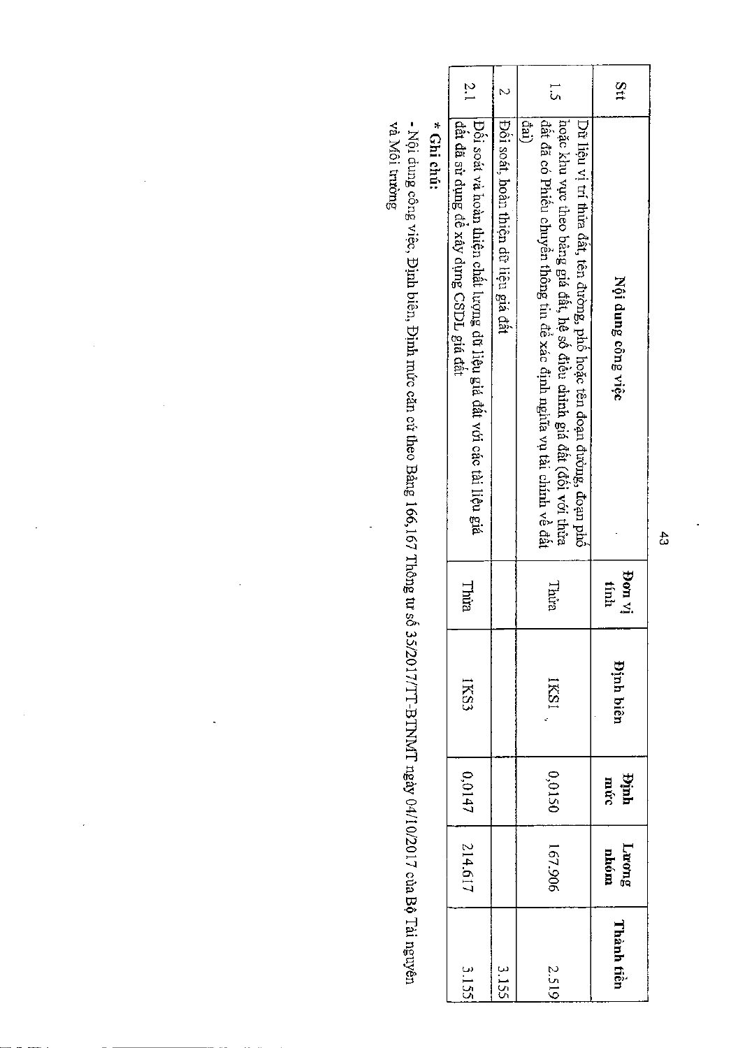| Stt | Nội dung công việc | Đơn vị tính | Định biên | Định mức | Lương nhóm | Thành tiền |
|---|---|---|---|---|---|---|
| 1.5 | Dữ liệu vị trí thửa đất, tên đường, phố hoặc tên đoạn đường, đoạn phố hoặc khu vực theo bảng giá đất, hệ số điều chỉnh giá đất (đối với thửa đất đã có Phiếu chuyển thông tin để xác định nghĩa vụ tài chính về đất đai) | Thửa | 1KS1 | 0,0150 | 167.906 | 2.519 |
| 2 | Đối soát, hoàn thiện dữ liệu giá đất | | | | | 3.155 |
| 2.1 | Đối soát và hoàn thiện chất lượng dữ liệu giá đất với các tài liệu giá đất đã sử dụng để xây dựng CSDL giá đất | Thửa | 1KS3 | 0,0147 | 214.617 | 3.155 |

**\* Ghi chú:**

- Nội dung công việc, Định biên, Định mức căn cứ theo Bảng 166,167 Thông tư số 35/2017/TT-BTNMT ngày 04/10/2017 của Bộ Tài nguyên và Môi trường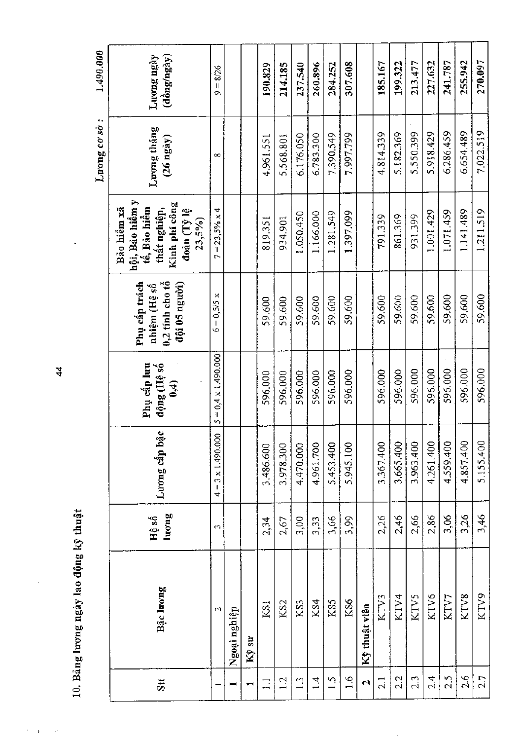10. Bảng lương ngày lao động kỹ thuật

Lương cơ sở : 1.490.000

| Stt | Bậc lương | Hệ số lương | Lương cấp bậc | Phụ cấp lưu động (Hệ số 0,4) | Phụ cấp trách nhiệm (Hệ số 0,2 tính cho tổ đội 05 người) | Bảo hiểm xã hội, Bảo hiểm y tế, Bảo hiểm thất nghiệp, Kinh phí công đoàn (Tỷ lệ 23,5%) | Lương tháng (26 ngày) | Lương ngày (đồng/ngày) |
|---|---|---|---|---|---|---|---|---|
| 1 | 2 | 3 | 4 = 3 x 1.490.000 | 5 = 0,4 x 1.490.000 | 6 = 0,5/5 x | 7 = 23,5% x 4 | 8 | 9 = 8/26 |
| **I** | Ngoại nghiệp | | | | | | | |
| **1** | Kỹ sư | | | | | | | |
| 1.1 | KS1 | 2,34 | 3.486.600 | 596.000 | 59.600 | 819.351 | 4.961.551 | **190.829** |
| 1.2 | KS2 | 2,67 | 3.978.300 | 596.000 | 59.600 | 934.901 | 5.568.801 | **214.185** |
| 1.3 | KS3 | 3,00 | 4.470.000 | 596.000 | 59.600 | 1.050.450 | 6.176.050 | **237.540** |
| 1.4 | KS4 | 3,33 | 4.961.700 | 596.000 | 59.600 | 1.166.000 | 6.783.300 | **260.896** |
| 1.5 | KS5 | 3,66 | 5.453.400 | 596.000 | 59.600 | 1.281.549 | 7.390.549 | **284.252** |
| 1.6 | KS6 | 3,99 | 5.945.100 | 596.000 | 59.600 | 1.397.099 | 7.997.799 | **307.608** |
| **2** | **Kỹ thuật viên** | | | | | | | |
| 2.1 | KTV3 | 2,26 | 3.367.400 | 596.000 | 59.600 | 791.339 | 4.814.339 | **185.167** |
| 2.2 | KTV4 | 2,46 | 3.665.400 | 596.000 | 59.600 | 861.369 | 5.182.369 | **199.322** |
| 2.3 | KTV5 | 2,66 | 3.963.400 | 596.000 | 59.600 | 931.399 | 5.550.399 | **213.477** |
| 2.4 | KTV6 | 2,86 | 4.261.400 | 596.000 | 59.600 | 1.001.429 | 5.918.429 | **227.632** |
| 2.5 | KTV7 | 3,06 | 4.559.400 | 596.000 | 59.600 | 1.071.459 | 6.286.459 | **241.787** |
| 2.6 | KTV8 | 3,26 | 4.857.400 | 596.000 | 59.600 | 1.141.489 | 6.654.489 | **255.942** |
| 2.7 | KTV9 | 3,46 | 5.155.400 | 596.000 | 59.600 | 1.211.519 | 7.022.519 | **270.097** |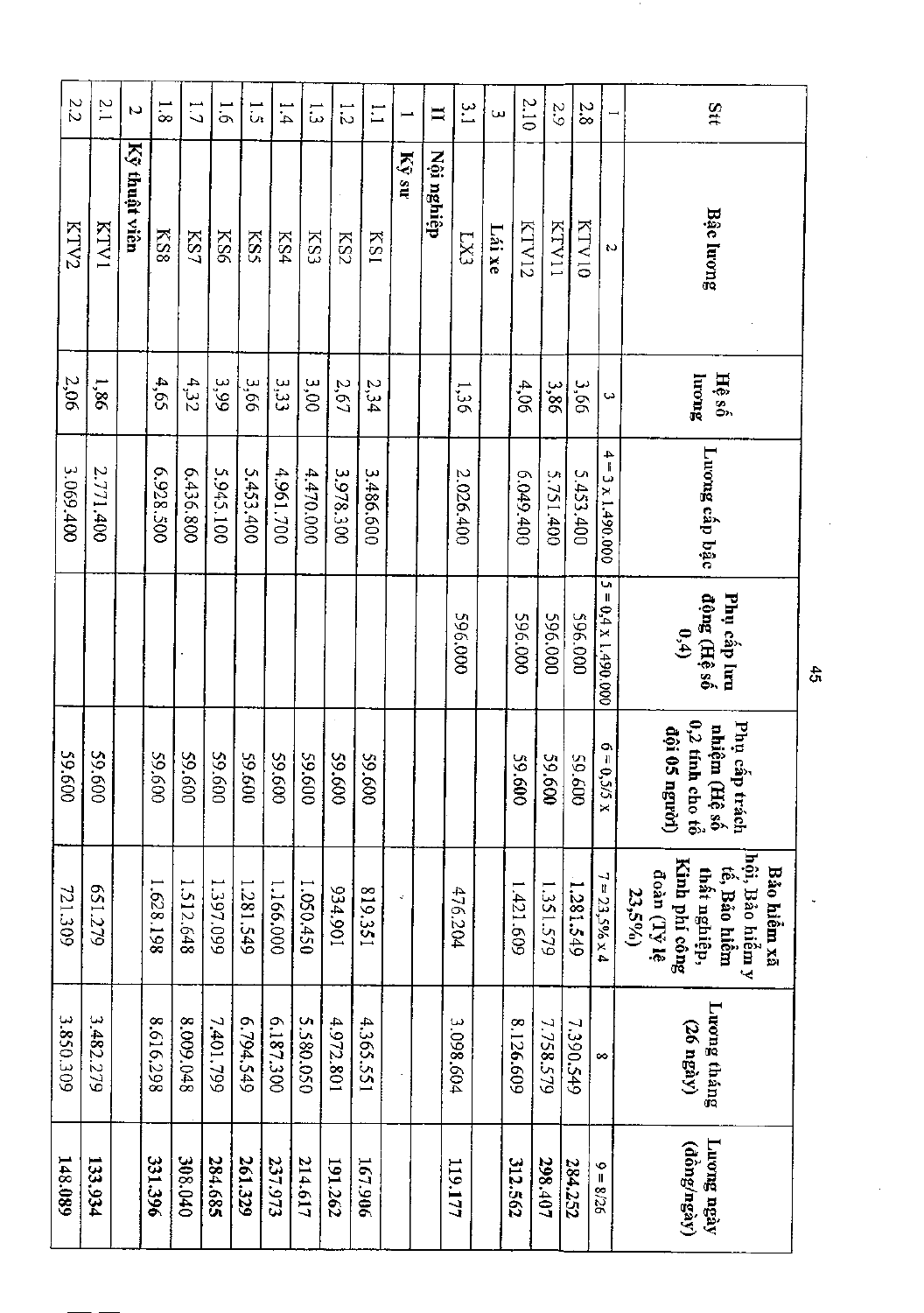| Stt | Bậc lương | Hệ số lương | Lương cấp bậc | Phụ cấp lưu động (Hệ số 0,4) | Phụ cấp trách nhiệm (Hệ số 0,2 tính cho tổ đội 05 người) | Bảo hiểm xã hội, Bảo hiểm y tế, Bảo hiểm thất nghiệp, Kinh phí công đoàn (Tỷ lệ 23,5%) | Lương tháng (26 ngày) | Lương ngày (đồng/ngày) |
|---|---|---|---|---|---|---|---|---|
| 1 | 2 | 3 | 4 = 3 x 1.490.000 | 5 = 0,4 x 1.490.000 | 6 = 0,5/5 x | 7 = 23,5% x 4 | 8 | 9 = 8/26 |
| 2.8 | KTV10 | 3,66 | 5.453.400 | 596.000 | 59.600 | 1.281.549 | 7.390.549 | **284.252** |
| 2.9 | KTV11 | 3,86 | 5.751.400 | 596.000 | 59.600 | 1.351.579 | 7.758.579 | **298.407** |
| 2.10 | KTV12 | 4,06 | 6.049.400 | 596.000 | 59.600 | 1.421.609 | 8.126.609 | **312.562** |
| 3 | Lái xe | | | | | | | |
| 3.1 | LX3 | 1,36 | 2.026.400 | 596.000 | | 476.204 | 3.098.604 | **119.177** |
| **II** | **Nội nghiệp** | | | | | | | |
| **1** | **Kỹ sư** | | | | | | | |
| 1.1 | KS1 | 2,34 | 3.486.600 | | 59.600 | 819.351 | 4.365.551 | **167.906** |
| 1.2 | KS2 | 2,67 | 3.978.300 | | 59.600 | 934.901 | 4.972.801 | **191.262** |
| 1.3 | KS3 | 3,00 | 4.470.000 | | 59.600 | 1.050.450 | 5.580.050 | **214.617** |
| 1.4 | KS4 | 3,33 | 4.961.700 | | 59.600 | 1.166.000 | 6.187.300 | **237.973** |
| 1.5 | KS5 | 3,66 | 5.453.400 | | 59.600 | 1.281.549 | 6.794.549 | **261.329** |
| 1.6 | KS6 | 3,99 | 5.945.100 | | 59.600 | 1.397.099 | 7.401.799 | **284.685** |
| 1.7 | KS7 | 4,32 | 6.436.800 | | 59.600 | 1.512.648 | 8.009.048 | **308.040** |
| 1.8 | KS8 | 4,65 | 6.928.500 | | 59.600 | 1.628.198 | 8.616.298 | **331.396** |
| **2** | **Kỹ thuật viên** | | | | | | | |
| 2.1 | KTV1 | 1,86 | 2.771.400 | | 59.600 | 651.279 | 3.482.279 | **133.934** |
| 2.2 | KTV2 | 2,06 | 3.069.400 | | 59.600 | 721.309 | 3.850.309 | **148.089** |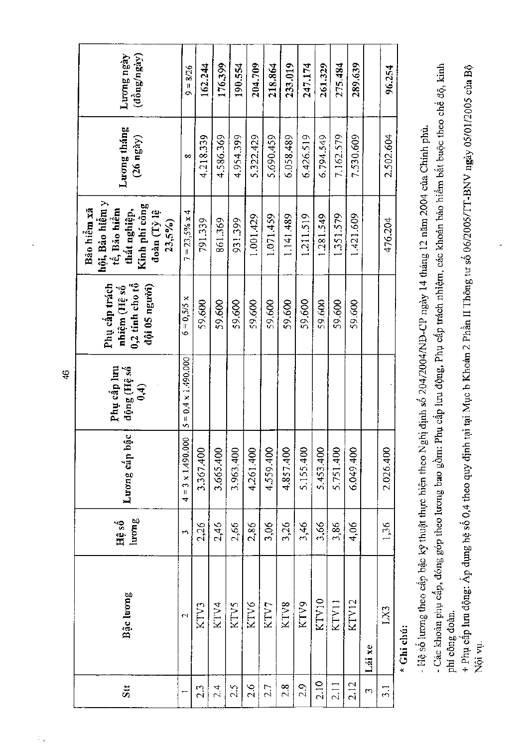| Stt | Bậc lương | Hệ số lương | Lương cấp bậc | Phụ cấp lưu động (Hệ số 0,4) | Phụ cấp trách nhiệm (Hệ số 0,2 tính cho tổ đội 05 người) | Bảo hiểm xã hội, Bảo hiểm y tế, Bảo hiểm thất nghiệp, Kinh phí công đoàn (Tỷ lệ 23,5%) | Lương tháng (26 ngày) | Lương ngày (đồng/ngày) |
|---|---|---|---|---|---|---|---|---|
| 1 | 2 | 3 | 4 = 3 x 1.490.000 | 5 = 0,4 x 1.490.000 | 6 = 0,5/5 x | 7 = 23,5% x 4 | 8 | 9 = 8/26 |
| 2.3 | KTV3 | 2,26 | 3.367.400 | | 59.600 | 791.339 | 4.218.339 | 162.244 |
| 2.4 | KTV4 | 2,46 | 3.665.400 | | 59.600 | 861.369 | 4.586.369 | 176.399 |
| 2.5 | KTV5 | 2,66 | 3.963.400 | | 59.600 | 931.399 | 4.954.399 | 190.554 |
| 2.6 | KTV6 | 2,86 | 4.261.400 | | 59.600 | 1.001.429 | 5.322.429 | 204.709 |
| 2.7 | KTV7 | 3,06 | 4.559.400 | | 59.600 | 1.071.459 | 5.690.459 | 218.864 |
| 2.8 | KTV8 | 3,26 | 4.857.400 | | 59.600 | 1.141.489 | 6.058.489 | 233.019 |
| 2.9 | KTV9 | 3,46 | 5.155.400 | | 59.600 | 1.211.519 | 6.426.519 | 247.174 |
| 2.10 | KTV10 | 3,66 | 5.453.400 | | 59.600 | 1.281.549 | 6.794.549 | 261.329 |
| 2.11 | KTV11 | 3,86 | 5.751.400 | | 59.600 | 1.351.579 | 7.162.579 | 275.484 |
| 2.12 | KTV12 | 4,06 | 6.049.400 | | 59.600 | 1.421.609 | 7.530.609 | 289.639 |
| 3 | Lái xe | | | | | | | |
| 3.1 | LX3 | 1,36 | 2.026.400 | | | 476.204 | 2.502.604 | 96.254 |

**\* Ghi chú:**

- Hệ số lương theo cấp bậc kỹ thuật thực hiện theo Nghị định số 204/2004/NĐ-CP ngày 14 tháng 12 năm 2004 của Chính phủ.
- Các khoản phụ cấp, đóng góp theo lương bao gồm: Phụ cấp lưu động, Phụ cấp trách nhiệm, các khoản bảo hiểm bắt buộc theo chế độ, kinh phí công đoàn.

+ Phụ cấp lưu động: Áp dụng hệ số 0,4 theo quy định tại Mục b Khoản 2 Phần II Thông tư số 06/2005/TT-BNV ngày 05/01/2005 của Bộ Nội vụ.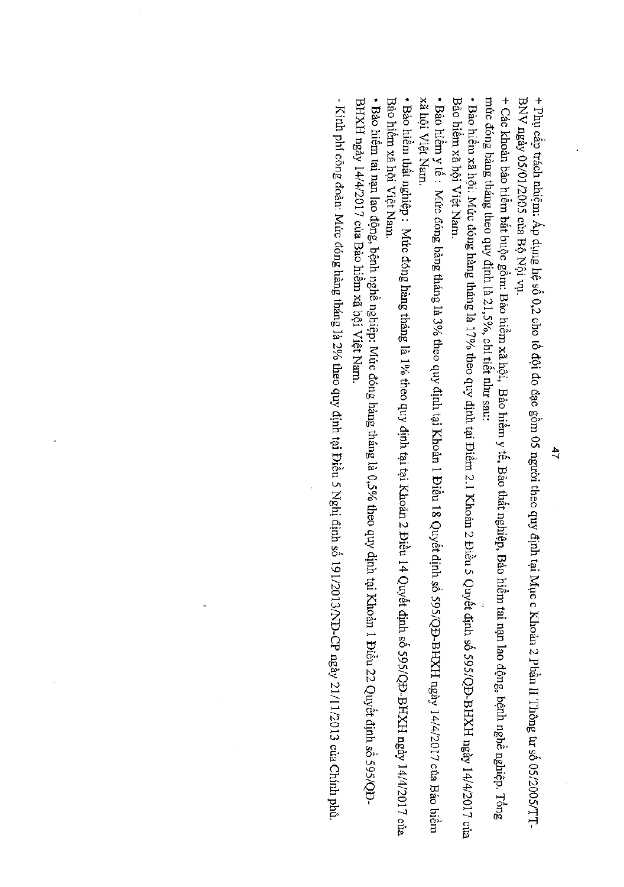+ Phụ cấp trách nhiệm: Áp dụng hệ số 0,2 cho tổ đội đo đạc gồm 05 người theo quy định tại Mục c Khoản 2 Phần II Thông tư số 05/2005/TT-BNV ngày 05/01/2005 của Bộ Nội vụ.

+ Các khoản bảo hiểm bắt buộc gồm: Bảo hiểm xã hội, Bảo hiểm y tế, Bảo thất nghiệp, Bảo hiểm tai nạn lao động, bệnh nghề nghiệp. Tổng mức đóng hàng tháng theo quy định là 21,5%, chi tiết như sau:

- Bảo hiểm xã hội: Mức đóng hàng tháng là 17% theo quy định tại Điểm 2.1 Khoản 2 Điều 5 Quyết định số 595/QĐ-BHXH ngày 14/4/2017 của Bảo hiểm xã hội Việt Nam.
- Bảo hiểm y tế : Mức đóng hàng tháng là 3% theo quy định tại Khoản 1 Điều 18 Quyết định số 595/QĐ-BHXH ngày 14/4/2017 của Bảo hiểm xã hội Việt Nam.
- Bảo hiểm thất nghiệp : Mức đóng hàng tháng là 1% theo quy định tại Khoản 2 Điều 14 Quyết định số 595/QĐ-BHXH ngày 14/4/2017 của Bảo hiểm xã hội Việt Nam.
- Bảo hiểm tai nạn lao động, bệnh nghề nghiệp: Mức đóng hàng tháng là 0,5% theo quy định tại Khoản 1 Điều 22 Quyết định số 595/QĐ-BHXH ngày 14/4/2017 của Bảo hiểm xã hội Việt Nam.

- Kinh phí công đoàn: Mức đóng hàng tháng là 2% theo quy định tại Điều 5 Nghị định số 191/2013/NĐ-CP ngày 21/11/2013 của Chính phủ.